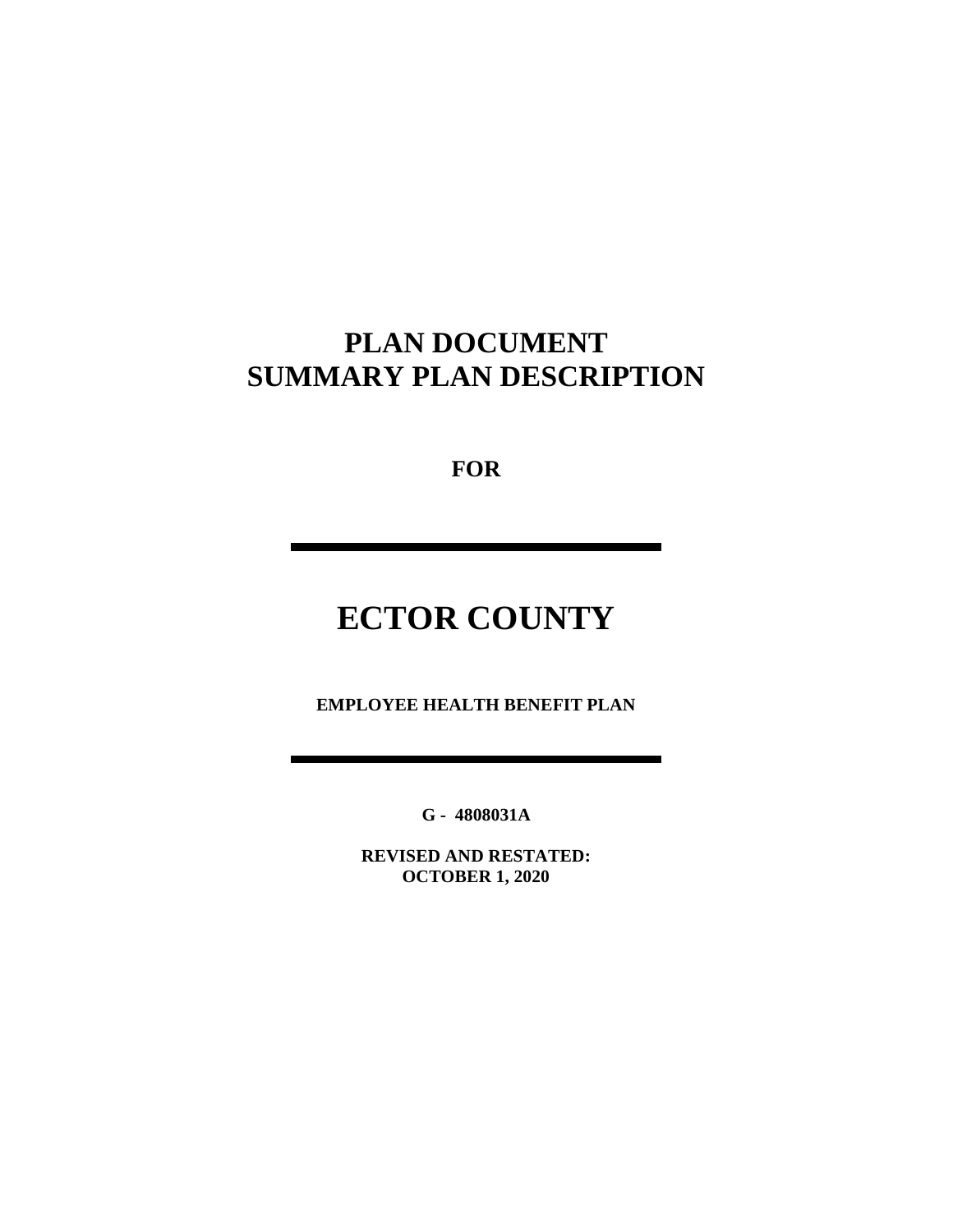# PLAN DOCUMENT
# SUMMARY PLAN DESCRIPTION

**FOR**

---

# ECTOR COUNTY

**EMPLOYEE HEALTH BENEFIT PLAN**

---

**G - 4808031A**

**REVISED AND RESTATED:**
**OCTOBER 1, 2020**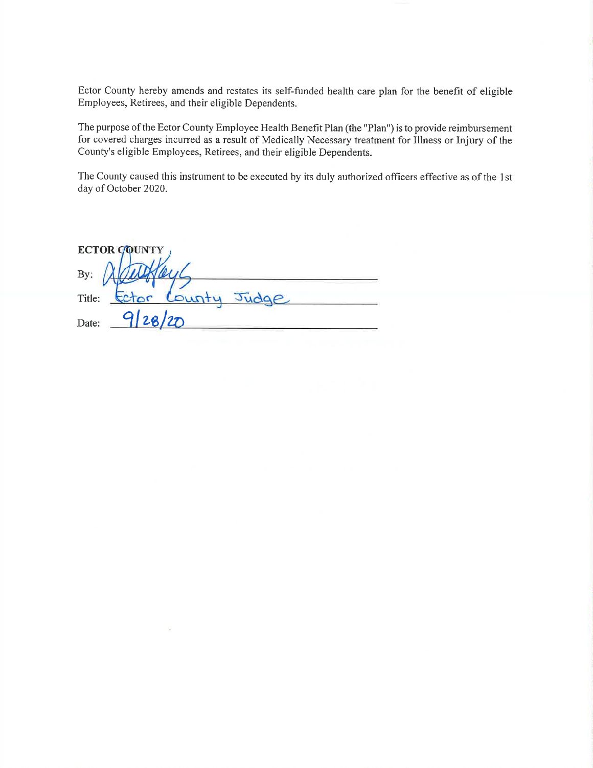Ector County hereby amends and restates its self-funded health care plan for the benefit of eligible Employees, Retirees, and their eligible Dependents.

The purpose of the Ector County Employee Health Benefit Plan (the "Plan") is to provide reimbursement for covered charges incurred as a result of Medically Necessary treatment for Illness or Injury of the County's eligible Employees, Retirees, and their eligible Dependents.

The County caused this instrument to be executed by its duly authorized officers effective as of the 1st day of October 2020.

**ECTOR COUNTY**

By: [signature]

Title: Ector County Judge

Date: 9/28/20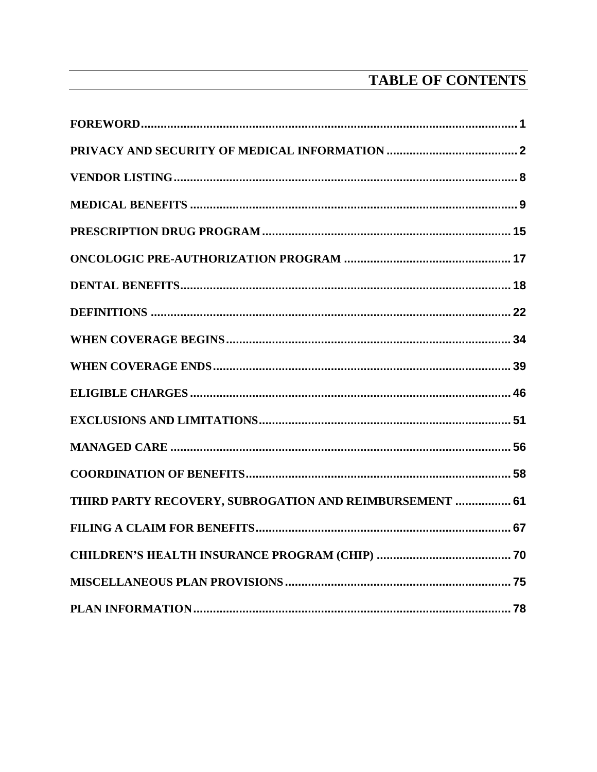# TABLE OF CONTENTS

**FOREWORD** .......... 1

**PRIVACY AND SECURITY OF MEDICAL INFORMATION** .......... 2

**VENDOR LISTING** .......... 8

**MEDICAL BENEFITS** .......... 9

**PRESCRIPTION DRUG PROGRAM** .......... 15

**ONCOLOGIC PRE-AUTHORIZATION PROGRAM** .......... 17

**DENTAL BENEFITS** .......... 18

**DEFINITIONS** .......... 22

**WHEN COVERAGE BEGINS** .......... 34

**WHEN COVERAGE ENDS** .......... 39

**ELIGIBLE CHARGES** .......... 46

**EXCLUSIONS AND LIMITATIONS** .......... 51

**MANAGED CARE** .......... 56

**COORDINATION OF BENEFITS** .......... 58

**THIRD PARTY RECOVERY, SUBROGATION AND REIMBURSEMENT** .......... 61

**FILING A CLAIM FOR BENEFITS** .......... 67

**CHILDREN'S HEALTH INSURANCE PROGRAM (CHIP)** .......... 70

**MISCELLANEOUS PLAN PROVISIONS** .......... 75

**PLAN INFORMATION** .......... 78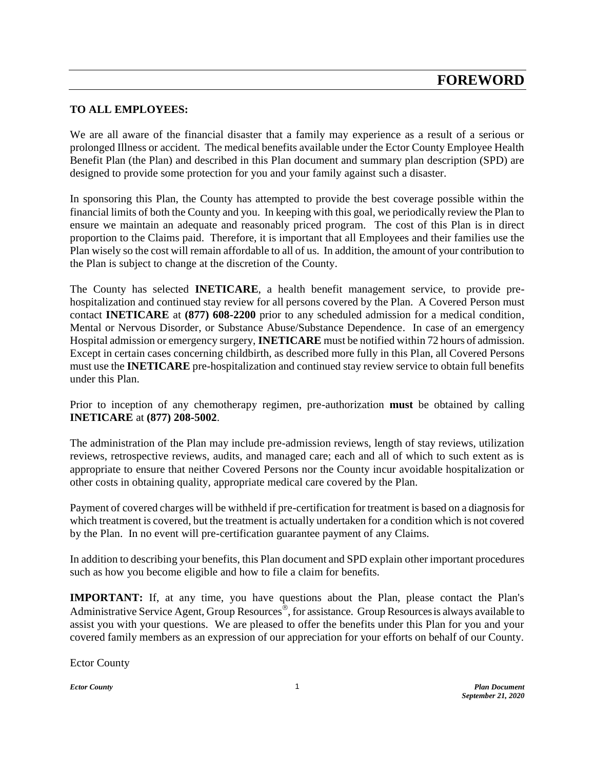# FOREWORD

**TO ALL EMPLOYEES:**

We are all aware of the financial disaster that a family may experience as a result of a serious or prolonged Illness or accident. The medical benefits available under the Ector County Employee Health Benefit Plan (the Plan) and described in this Plan document and summary plan description (SPD) are designed to provide some protection for you and your family against such a disaster.

In sponsoring this Plan, the County has attempted to provide the best coverage possible within the financial limits of both the County and you. In keeping with this goal, we periodically review the Plan to ensure we maintain an adequate and reasonably priced program. The cost of this Plan is in direct proportion to the Claims paid. Therefore, it is important that all Employees and their families use the Plan wisely so the cost will remain affordable to all of us. In addition, the amount of your contribution to the Plan is subject to change at the discretion of the County.

The County has selected **INETICARE**, a health benefit management service, to provide pre-hospitalization and continued stay review for all persons covered by the Plan. A Covered Person must contact **INETICARE** at **(877) 608-2200** prior to any scheduled admission for a medical condition, Mental or Nervous Disorder, or Substance Abuse/Substance Dependence. In case of an emergency Hospital admission or emergency surgery, **INETICARE** must be notified within 72 hours of admission. Except in certain cases concerning childbirth, as described more fully in this Plan, all Covered Persons must use the **INETICARE** pre-hospitalization and continued stay review service to obtain full benefits under this Plan.

Prior to inception of any chemotherapy regimen, pre-authorization **must** be obtained by calling **INETICARE** at **(877) 208-5002**.

The administration of the Plan may include pre-admission reviews, length of stay reviews, utilization reviews, retrospective reviews, audits, and managed care; each and all of which to such extent as is appropriate to ensure that neither Covered Persons nor the County incur avoidable hospitalization or other costs in obtaining quality, appropriate medical care covered by the Plan.

Payment of covered charges will be withheld if pre-certification for treatment is based on a diagnosis for which treatment is covered, but the treatment is actually undertaken for a condition which is not covered by the Plan. In no event will pre-certification guarantee payment of any Claims.

In addition to describing your benefits, this Plan document and SPD explain other important procedures such as how you become eligible and how to file a claim for benefits.

**IMPORTANT:** If, at any time, you have questions about the Plan, please contact the Plan's Administrative Service Agent, Group Resources®, for assistance. Group Resources is always available to assist you with your questions. We are pleased to offer the benefits under this Plan for you and your covered family members as an expression of our appreciation for your efforts on behalf of our County.

Ector County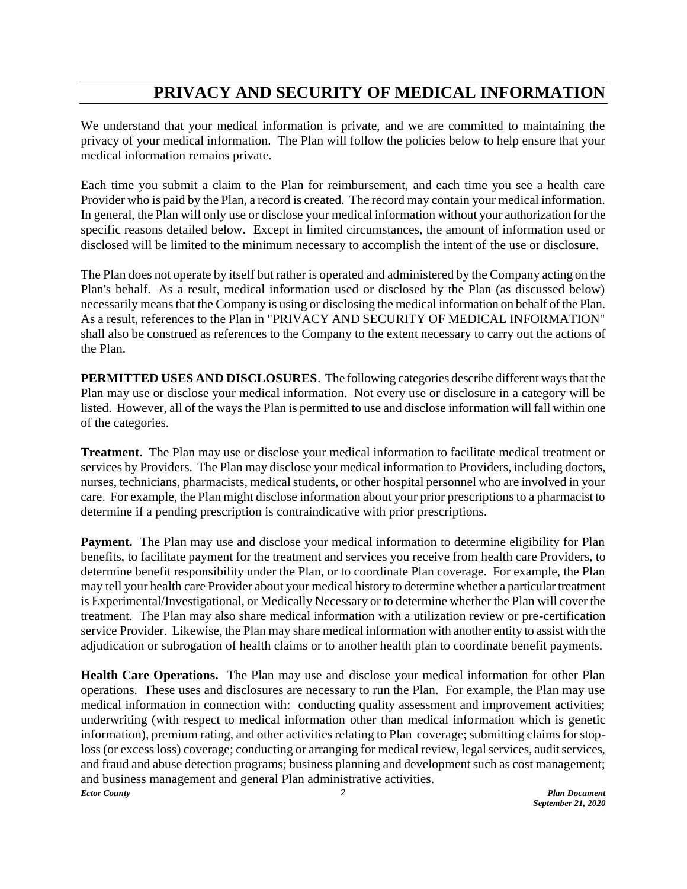# PRIVACY AND SECURITY OF MEDICAL INFORMATION

We understand that your medical information is private, and we are committed to maintaining the privacy of your medical information. The Plan will follow the policies below to help ensure that your medical information remains private.

Each time you submit a claim to the Plan for reimbursement, and each time you see a health care Provider who is paid by the Plan, a record is created. The record may contain your medical information. In general, the Plan will only use or disclose your medical information without your authorization for the specific reasons detailed below. Except in limited circumstances, the amount of information used or disclosed will be limited to the minimum necessary to accomplish the intent of the use or disclosure.

The Plan does not operate by itself but rather is operated and administered by the Company acting on the Plan's behalf. As a result, medical information used or disclosed by the Plan (as discussed below) necessarily means that the Company is using or disclosing the medical information on behalf of the Plan. As a result, references to the Plan in "PRIVACY AND SECURITY OF MEDICAL INFORMATION" shall also be construed as references to the Company to the extent necessary to carry out the actions of the Plan.

**PERMITTED USES AND DISCLOSURES**. The following categories describe different ways that the Plan may use or disclose your medical information. Not every use or disclosure in a category will be listed. However, all of the ways the Plan is permitted to use and disclose information will fall within one of the categories.

**Treatment.** The Plan may use or disclose your medical information to facilitate medical treatment or services by Providers. The Plan may disclose your medical information to Providers, including doctors, nurses, technicians, pharmacists, medical students, or other hospital personnel who are involved in your care. For example, the Plan might disclose information about your prior prescriptions to a pharmacist to determine if a pending prescription is contraindicative with prior prescriptions.

**Payment.** The Plan may use and disclose your medical information to determine eligibility for Plan benefits, to facilitate payment for the treatment and services you receive from health care Providers, to determine benefit responsibility under the Plan, or to coordinate Plan coverage. For example, the Plan may tell your health care Provider about your medical history to determine whether a particular treatment is Experimental/Investigational, or Medically Necessary or to determine whether the Plan will cover the treatment. The Plan may also share medical information with a utilization review or pre-certification service Provider. Likewise, the Plan may share medical information with another entity to assist with the adjudication or subrogation of health claims or to another health plan to coordinate benefit payments.

**Health Care Operations.** The Plan may use and disclose your medical information for other Plan operations. These uses and disclosures are necessary to run the Plan. For example, the Plan may use medical information in connection with: conducting quality assessment and improvement activities; underwriting (with respect to medical information other than medical information which is genetic information), premium rating, and other activities relating to Plan coverage; submitting claims for stop-loss (or excess loss) coverage; conducting or arranging for medical review, legal services, audit services, and fraud and abuse detection programs; business planning and development such as cost management; and business management and general Plan administrative activities.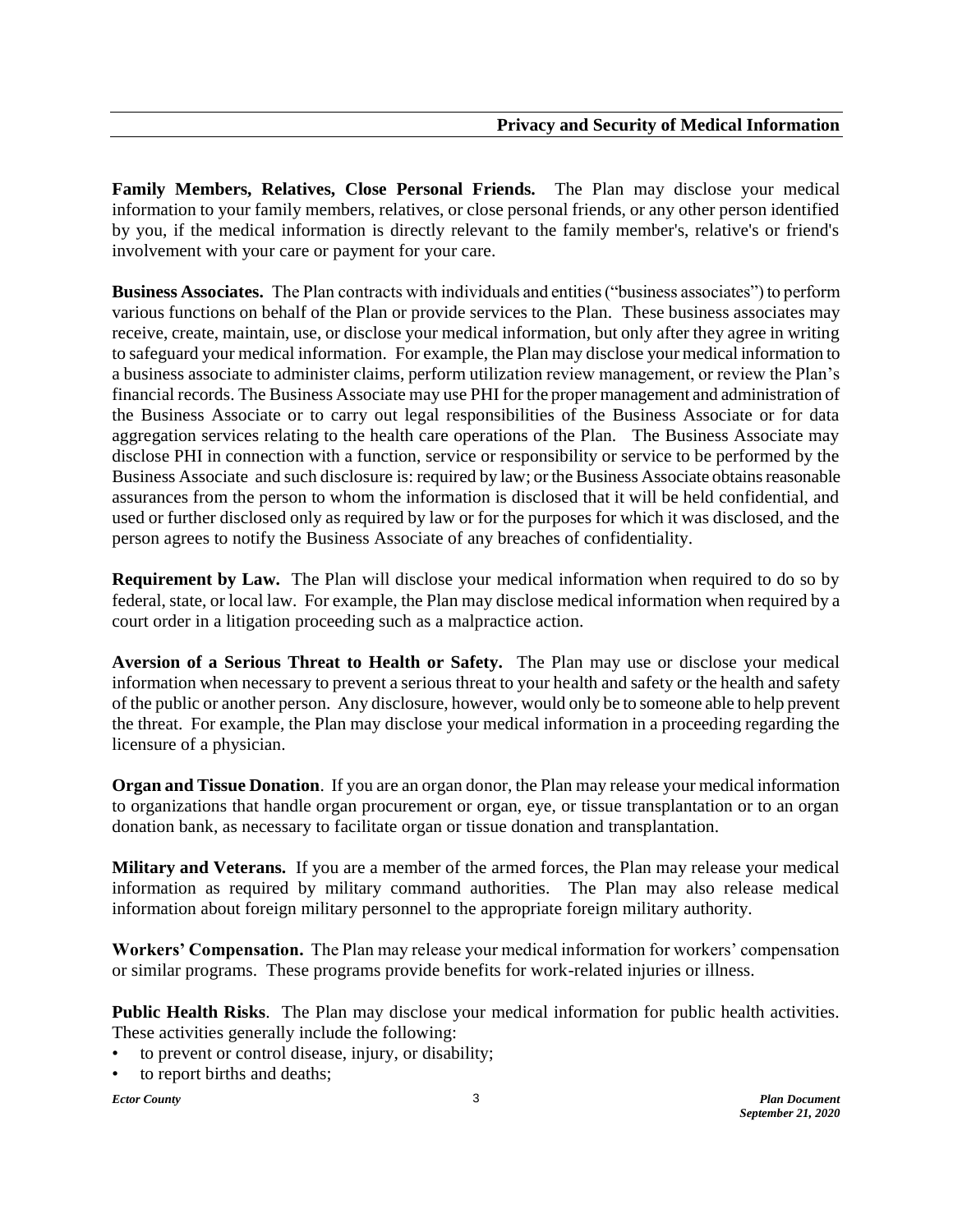**Family Members, Relatives, Close Personal Friends.** The Plan may disclose your medical information to your family members, relatives, or close personal friends, or any other person identified by you, if the medical information is directly relevant to the family member's, relative's or friend's involvement with your care or payment for your care.

**Business Associates.** The Plan contracts with individuals and entities ("business associates") to perform various functions on behalf of the Plan or provide services to the Plan. These business associates may receive, create, maintain, use, or disclose your medical information, but only after they agree in writing to safeguard your medical information. For example, the Plan may disclose your medical information to a business associate to administer claims, perform utilization review management, or review the Plan's financial records. The Business Associate may use PHI for the proper management and administration of the Business Associate or to carry out legal responsibilities of the Business Associate or for data aggregation services relating to the health care operations of the Plan. The Business Associate may disclose PHI in connection with a function, service or responsibility or service to be performed by the Business Associate and such disclosure is: required by law; or the Business Associate obtains reasonable assurances from the person to whom the information is disclosed that it will be held confidential, and used or further disclosed only as required by law or for the purposes for which it was disclosed, and the person agrees to notify the Business Associate of any breaches of confidentiality.

**Requirement by Law.** The Plan will disclose your medical information when required to do so by federal, state, or local law. For example, the Plan may disclose medical information when required by a court order in a litigation proceeding such as a malpractice action.

**Aversion of a Serious Threat to Health or Safety.** The Plan may use or disclose your medical information when necessary to prevent a serious threat to your health and safety or the health and safety of the public or another person. Any disclosure, however, would only be to someone able to help prevent the threat. For example, the Plan may disclose your medical information in a proceeding regarding the licensure of a physician.

**Organ and Tissue Donation**. If you are an organ donor, the Plan may release your medical information to organizations that handle organ procurement or organ, eye, or tissue transplantation or to an organ donation bank, as necessary to facilitate organ or tissue donation and transplantation.

**Military and Veterans.** If you are a member of the armed forces, the Plan may release your medical information as required by military command authorities. The Plan may also release medical information about foreign military personnel to the appropriate foreign military authority.

**Workers' Compensation.** The Plan may release your medical information for workers' compensation or similar programs. These programs provide benefits for work-related injuries or illness.

**Public Health Risks**. The Plan may disclose your medical information for public health activities. These activities generally include the following:

- to prevent or control disease, injury, or disability;
- to report births and deaths;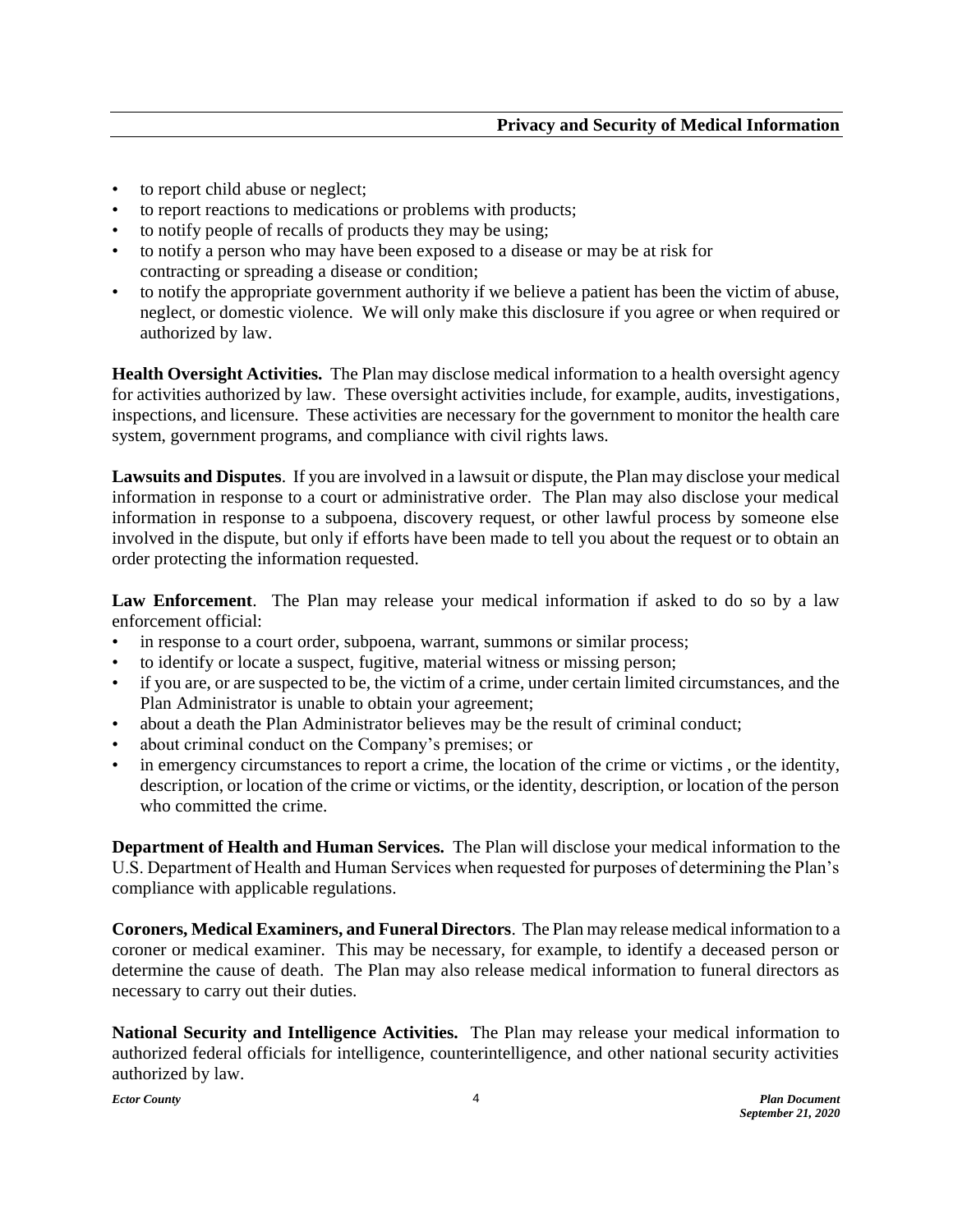- to report child abuse or neglect;
- to report reactions to medications or problems with products;
- to notify people of recalls of products they may be using;
- to notify a person who may have been exposed to a disease or may be at risk for contracting or spreading a disease or condition;
- to notify the appropriate government authority if we believe a patient has been the victim of abuse, neglect, or domestic violence. We will only make this disclosure if you agree or when required or authorized by law.

**Health Oversight Activities.** The Plan may disclose medical information to a health oversight agency for activities authorized by law. These oversight activities include, for example, audits, investigations, inspections, and licensure. These activities are necessary for the government to monitor the health care system, government programs, and compliance with civil rights laws.

**Lawsuits and Disputes**. If you are involved in a lawsuit or dispute, the Plan may disclose your medical information in response to a court or administrative order. The Plan may also disclose your medical information in response to a subpoena, discovery request, or other lawful process by someone else involved in the dispute, but only if efforts have been made to tell you about the request or to obtain an order protecting the information requested.

**Law Enforcement**. The Plan may release your medical information if asked to do so by a law enforcement official:

- in response to a court order, subpoena, warrant, summons or similar process;
- to identify or locate a suspect, fugitive, material witness or missing person;
- if you are, or are suspected to be, the victim of a crime, under certain limited circumstances, and the Plan Administrator is unable to obtain your agreement;
- about a death the Plan Administrator believes may be the result of criminal conduct;
- about criminal conduct on the Company's premises; or
- in emergency circumstances to report a crime, the location of the crime or victims , or the identity, description, or location of the crime or victims, or the identity, description, or location of the person who committed the crime.

**Department of Health and Human Services.** The Plan will disclose your medical information to the U.S. Department of Health and Human Services when requested for purposes of determining the Plan's compliance with applicable regulations.

**Coroners, Medical Examiners, and Funeral Directors**. The Plan may release medical information to a coroner or medical examiner. This may be necessary, for example, to identify a deceased person or determine the cause of death. The Plan may also release medical information to funeral directors as necessary to carry out their duties.

**National Security and Intelligence Activities.** The Plan may release your medical information to authorized federal officials for intelligence, counterintelligence, and other national security activities authorized by law.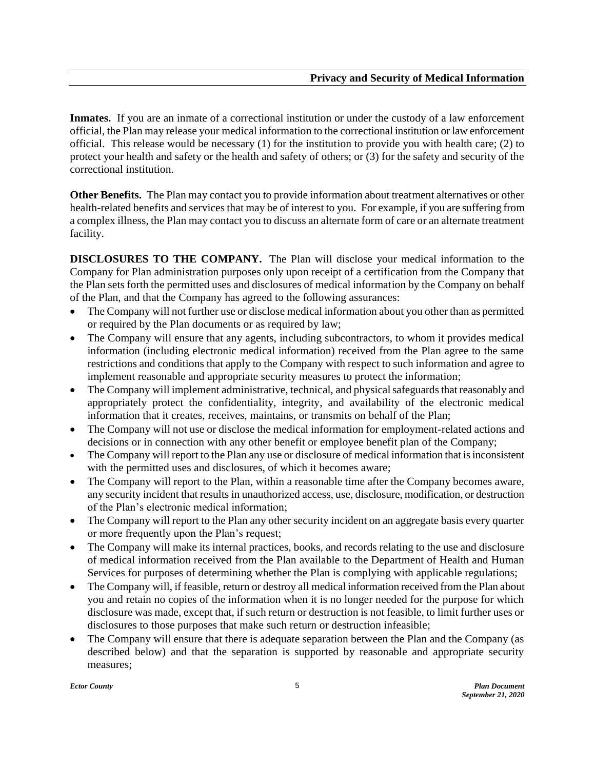**Inmates.** If you are an inmate of a correctional institution or under the custody of a law enforcement official, the Plan may release your medical information to the correctional institution or law enforcement official. This release would be necessary (1) for the institution to provide you with health care; (2) to protect your health and safety or the health and safety of others; or (3) for the safety and security of the correctional institution.

**Other Benefits.** The Plan may contact you to provide information about treatment alternatives or other health-related benefits and services that may be of interest to you. For example, if you are suffering from a complex illness, the Plan may contact you to discuss an alternate form of care or an alternate treatment facility.

**DISCLOSURES TO THE COMPANY.** The Plan will disclose your medical information to the Company for Plan administration purposes only upon receipt of a certification from the Company that the Plan sets forth the permitted uses and disclosures of medical information by the Company on behalf of the Plan, and that the Company has agreed to the following assurances:

- The Company will not further use or disclose medical information about you other than as permitted or required by the Plan documents or as required by law;
- The Company will ensure that any agents, including subcontractors, to whom it provides medical information (including electronic medical information) received from the Plan agree to the same restrictions and conditions that apply to the Company with respect to such information and agree to implement reasonable and appropriate security measures to protect the information;
- The Company will implement administrative, technical, and physical safeguards that reasonably and appropriately protect the confidentiality, integrity, and availability of the electronic medical information that it creates, receives, maintains, or transmits on behalf of the Plan;
- The Company will not use or disclose the medical information for employment-related actions and decisions or in connection with any other benefit or employee benefit plan of the Company;
- The Company will report to the Plan any use or disclosure of medical information that is inconsistent with the permitted uses and disclosures, of which it becomes aware;
- The Company will report to the Plan, within a reasonable time after the Company becomes aware, any security incident that results in unauthorized access, use, disclosure, modification, or destruction of the Plan's electronic medical information;
- The Company will report to the Plan any other security incident on an aggregate basis every quarter or more frequently upon the Plan's request;
- The Company will make its internal practices, books, and records relating to the use and disclosure of medical information received from the Plan available to the Department of Health and Human Services for purposes of determining whether the Plan is complying with applicable regulations;
- The Company will, if feasible, return or destroy all medical information received from the Plan about you and retain no copies of the information when it is no longer needed for the purpose for which disclosure was made, except that, if such return or destruction is not feasible, to limit further uses or disclosures to those purposes that make such return or destruction infeasible;
- The Company will ensure that there is adequate separation between the Plan and the Company (as described below) and that the separation is supported by reasonable and appropriate security measures;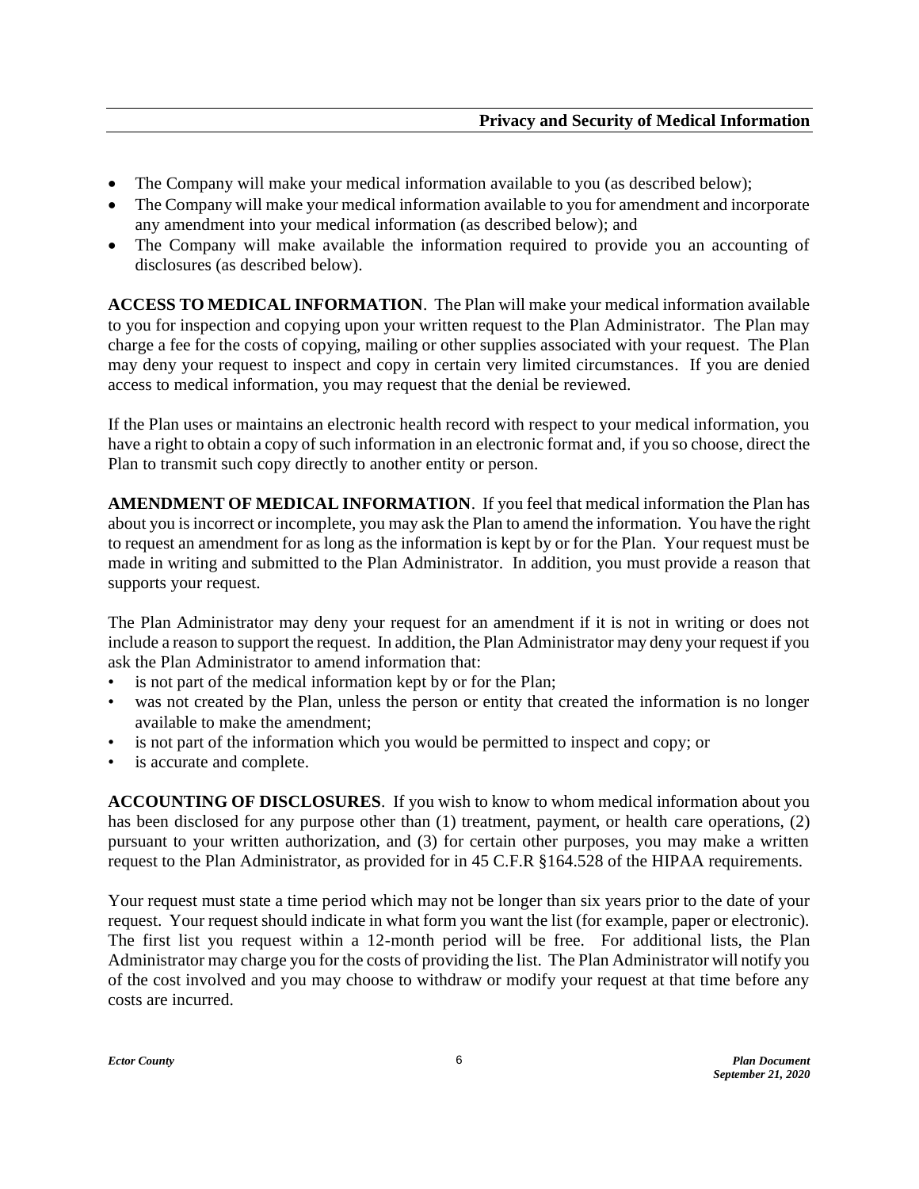- The Company will make your medical information available to you (as described below);
- The Company will make your medical information available to you for amendment and incorporate any amendment into your medical information (as described below); and
- The Company will make available the information required to provide you an accounting of disclosures (as described below).

**ACCESS TO MEDICAL INFORMATION**. The Plan will make your medical information available to you for inspection and copying upon your written request to the Plan Administrator. The Plan may charge a fee for the costs of copying, mailing or other supplies associated with your request. The Plan may deny your request to inspect and copy in certain very limited circumstances. If you are denied access to medical information, you may request that the denial be reviewed.

If the Plan uses or maintains an electronic health record with respect to your medical information, you have a right to obtain a copy of such information in an electronic format and, if you so choose, direct the Plan to transmit such copy directly to another entity or person.

**AMENDMENT OF MEDICAL INFORMATION**. If you feel that medical information the Plan has about you is incorrect or incomplete, you may ask the Plan to amend the information. You have the right to request an amendment for as long as the information is kept by or for the Plan. Your request must be made in writing and submitted to the Plan Administrator. In addition, you must provide a reason that supports your request.

The Plan Administrator may deny your request for an amendment if it is not in writing or does not include a reason to support the request. In addition, the Plan Administrator may deny your request if you ask the Plan Administrator to amend information that:

- is not part of the medical information kept by or for the Plan;
- was not created by the Plan, unless the person or entity that created the information is no longer available to make the amendment;
- is not part of the information which you would be permitted to inspect and copy; or
- is accurate and complete.

**ACCOUNTING OF DISCLOSURES**. If you wish to know to whom medical information about you has been disclosed for any purpose other than (1) treatment, payment, or health care operations, (2) pursuant to your written authorization, and (3) for certain other purposes, you may make a written request to the Plan Administrator, as provided for in 45 C.F.R §164.528 of the HIPAA requirements.

Your request must state a time period which may not be longer than six years prior to the date of your request. Your request should indicate in what form you want the list (for example, paper or electronic). The first list you request within a 12-month period will be free. For additional lists, the Plan Administrator may charge you for the costs of providing the list. The Plan Administrator will notify you of the cost involved and you may choose to withdraw or modify your request at that time before any costs are incurred.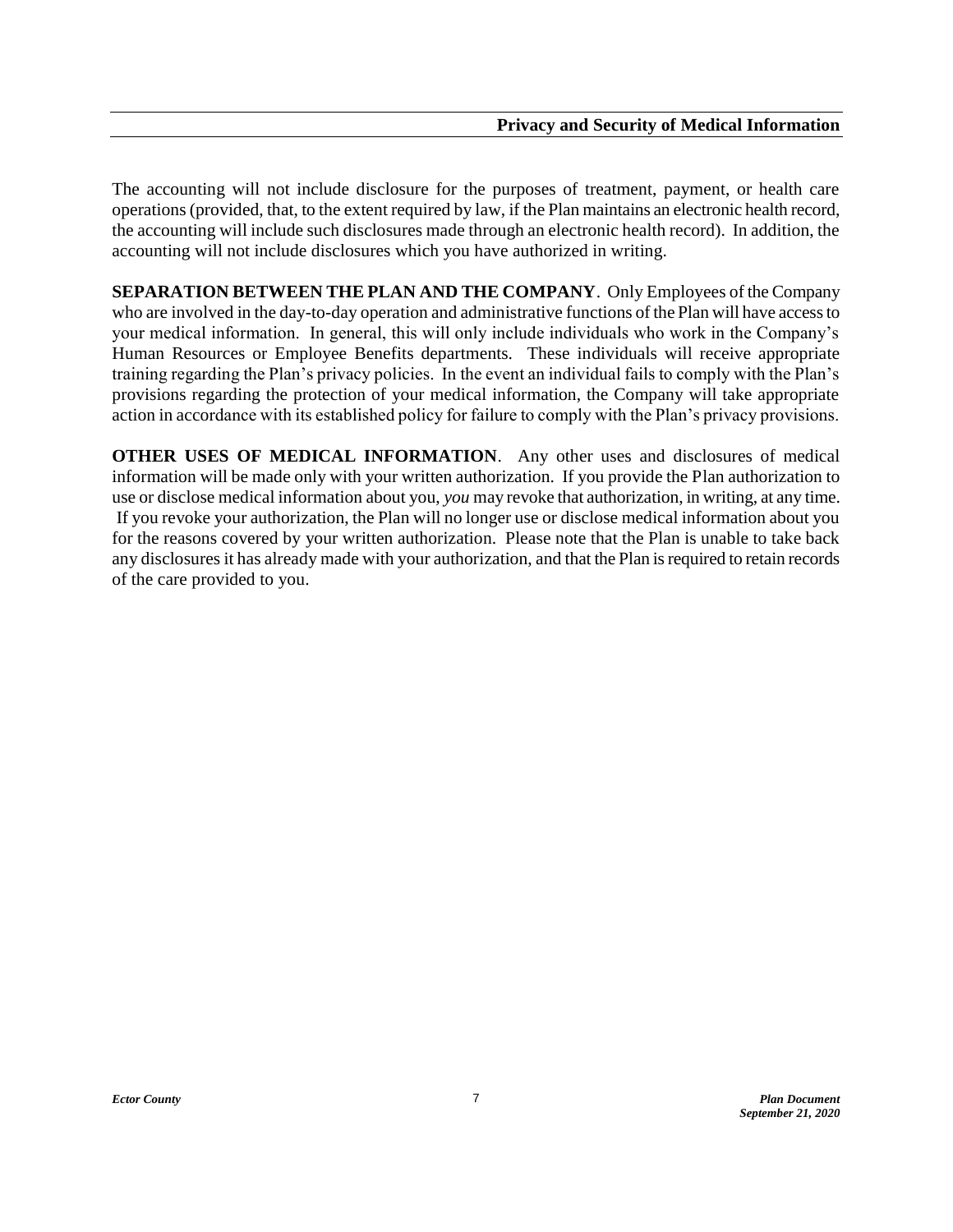The accounting will not include disclosure for the purposes of treatment, payment, or health care operations (provided, that, to the extent required by law, if the Plan maintains an electronic health record, the accounting will include such disclosures made through an electronic health record). In addition, the accounting will not include disclosures which you have authorized in writing.

**SEPARATION BETWEEN THE PLAN AND THE COMPANY**. Only Employees of the Company who are involved in the day-to-day operation and administrative functions of the Plan will have access to your medical information. In general, this will only include individuals who work in the Company's Human Resources or Employee Benefits departments. These individuals will receive appropriate training regarding the Plan's privacy policies. In the event an individual fails to comply with the Plan's provisions regarding the protection of your medical information, the Company will take appropriate action in accordance with its established policy for failure to comply with the Plan's privacy provisions.

**OTHER USES OF MEDICAL INFORMATION**. Any other uses and disclosures of medical information will be made only with your written authorization. If you provide the Plan authorization to use or disclose medical information about you, *you* may revoke that authorization, in writing, at any time. If you revoke your authorization, the Plan will no longer use or disclose medical information about you for the reasons covered by your written authorization. Please note that the Plan is unable to take back any disclosures it has already made with your authorization, and that the Plan is required to retain records of the care provided to you.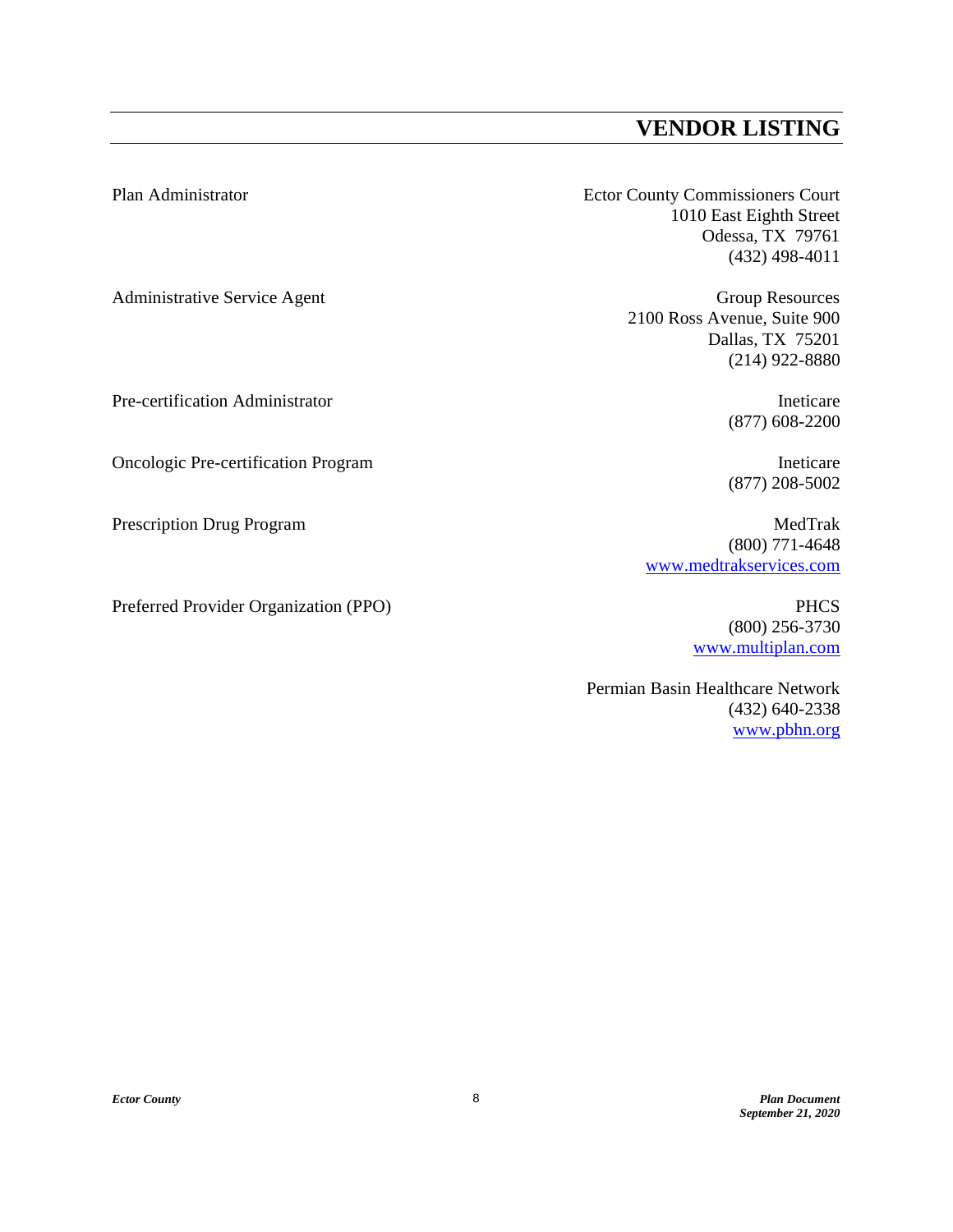# VENDOR LISTING

| | |
|---|---|
| Plan Administrator | Ector County Commissioners Court<br>1010 East Eighth Street<br>Odessa, TX 79761<br>(432) 498-4011 |
| Administrative Service Agent | Group Resources<br>2100 Ross Avenue, Suite 900<br>Dallas, TX 75201<br>(214) 922-8880 |
| Pre-certification Administrator | Ineticare<br>(877) 608-2200 |
| Oncologic Pre-certification Program | Ineticare<br>(877) 208-5002 |
| Prescription Drug Program | MedTrak<br>(800) 771-4648<br>www.medtrakservices.com |
| Preferred Provider Organization (PPO) | PHCS<br>(800) 256-3730<br>www.multiplan.com |
| | Permian Basin Healthcare Network<br>(432) 640-2338<br>www.pbhn.org |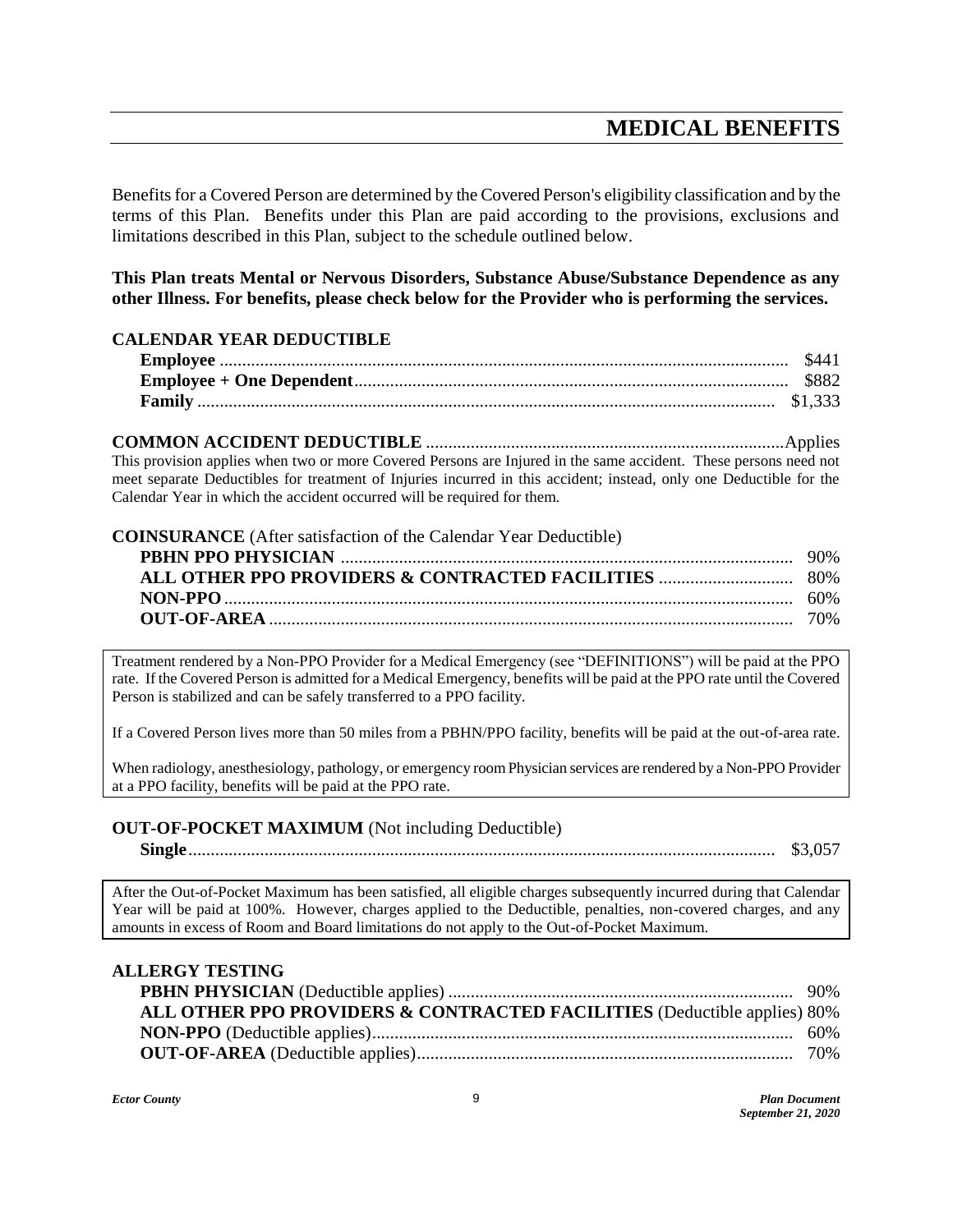# MEDICAL BENEFITS

Benefits for a Covered Person are determined by the Covered Person's eligibility classification and by the terms of this Plan. Benefits under this Plan are paid according to the provisions, exclusions and limitations described in this Plan, subject to the schedule outlined below.

**This Plan treats Mental or Nervous Disorders, Substance Abuse/Substance Dependence as any other Illness. For benefits, please check below for the Provider who is performing the services.**

**CALENDAR YEAR DEDUCTIBLE**

| | |
|---|---|
| **Employee** | $441 |
| **Employee + One Dependent** | $882 |
| **Family** | $1,333 |

**COMMON ACCIDENT DEDUCTIBLE** ............ Applies

This provision applies when two or more Covered Persons are Injured in the same accident. These persons need not meet separate Deductibles for treatment of Injuries incurred in this accident; instead, only one Deductible for the Calendar Year in which the accident occurred will be required for them.

**COINSURANCE** (After satisfaction of the Calendar Year Deductible)

| | |
|---|---|
| **PBHN PPO PHYSICIAN** | 90% |
| **ALL OTHER PPO PROVIDERS & CONTRACTED FACILITIES** | 80% |
| **NON-PPO** | 60% |
| **OUT-OF-AREA** | 70% |

Treatment rendered by a Non-PPO Provider for a Medical Emergency (see "DEFINITIONS") will be paid at the PPO rate. If the Covered Person is admitted for a Medical Emergency, benefits will be paid at the PPO rate until the Covered Person is stabilized and can be safely transferred to a PPO facility.

If a Covered Person lives more than 50 miles from a PBHN/PPO facility, benefits will be paid at the out-of-area rate.

When radiology, anesthesiology, pathology, or emergency room Physician services are rendered by a Non-PPO Provider at a PPO facility, benefits will be paid at the PPO rate.

**OUT-OF-POCKET MAXIMUM** (Not including Deductible)

| | |
|---|---|
| **Single** | $3,057 |

After the Out-of-Pocket Maximum has been satisfied, all eligible charges subsequently incurred during that Calendar Year will be paid at 100%. However, charges applied to the Deductible, penalties, non-covered charges, and any amounts in excess of Room and Board limitations do not apply to the Out-of-Pocket Maximum.

**ALLERGY TESTING**

| | |
|---|---|
| **PBHN PHYSICIAN** (Deductible applies) | 90% |
| **ALL OTHER PPO PROVIDERS & CONTRACTED FACILITIES** (Deductible applies) | 80% |
| **NON-PPO** (Deductible applies) | 60% |
| **OUT-OF-AREA** (Deductible applies) | 70% |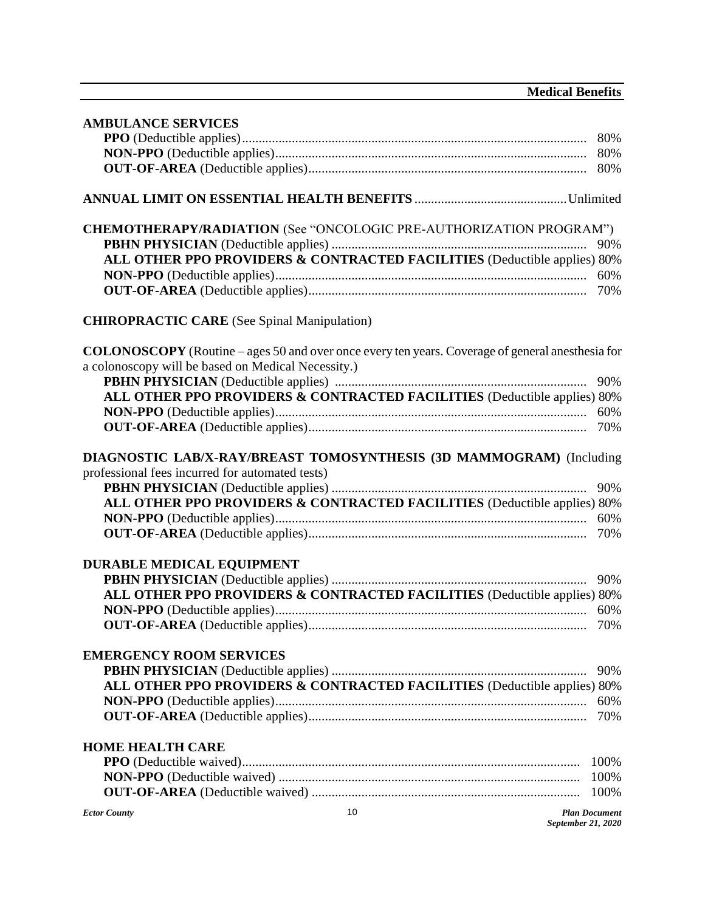**AMBULANCE SERVICES**

| | |
|---|---|
| **PPO** (Deductible applies) | 80% |
| **NON-PPO** (Deductible applies) | 80% |
| **OUT-OF-AREA** (Deductible applies) | 80% |

**ANNUAL LIMIT ON ESSENTIAL HEALTH BENEFITS** .......... Unlimited

**CHEMOTHERAPY/RADIATION** (See "ONCOLOGIC PRE-AUTHORIZATION PROGRAM")

| | |
|---|---|
| **PBHN PHYSICIAN** (Deductible applies) | 90% |
| **ALL OTHER PPO PROVIDERS & CONTRACTED FACILITIES** (Deductible applies) | 80% |
| **NON-PPO** (Deductible applies) | 60% |
| **OUT-OF-AREA** (Deductible applies) | 70% |

**CHIROPRACTIC CARE** (See Spinal Manipulation)

**COLONOSCOPY** (Routine – ages 50 and over once every ten years. Coverage of general anesthesia for a colonoscopy will be based on Medical Necessity.)

| | |
|---|---|
| **PBHN PHYSICIAN** (Deductible applies) | 90% |
| **ALL OTHER PPO PROVIDERS & CONTRACTED FACILITIES** (Deductible applies) | 80% |
| **NON-PPO** (Deductible applies) | 60% |
| **OUT-OF-AREA** (Deductible applies) | 70% |

**DIAGNOSTIC LAB/X-RAY/BREAST TOMOSYNTHESIS (3D MAMMOGRAM)** (Including professional fees incurred for automated tests)

| | |
|---|---|
| **PBHN PHYSICIAN** (Deductible applies) | 90% |
| **ALL OTHER PPO PROVIDERS & CONTRACTED FACILITIES** (Deductible applies) | 80% |
| **NON-PPO** (Deductible applies) | 60% |
| **OUT-OF-AREA** (Deductible applies) | 70% |

**DURABLE MEDICAL EQUIPMENT**

| | |
|---|---|
| **PBHN PHYSICIAN** (Deductible applies) | 90% |
| **ALL OTHER PPO PROVIDERS & CONTRACTED FACILITIES** (Deductible applies) | 80% |
| **NON-PPO** (Deductible applies) | 60% |
| **OUT-OF-AREA** (Deductible applies) | 70% |

**EMERGENCY ROOM SERVICES**

| | |
|---|---|
| **PBHN PHYSICIAN** (Deductible applies) | 90% |
| **ALL OTHER PPO PROVIDERS & CONTRACTED FACILITIES** (Deductible applies) | 80% |
| **NON-PPO** (Deductible applies) | 60% |
| **OUT-OF-AREA** (Deductible applies) | 70% |

**HOME HEALTH CARE**

| | |
|---|---|
| **PPO** (Deductible waived) | 100% |
| **NON-PPO** (Deductible waived) | 100% |
| **OUT-OF-AREA** (Deductible waived) | 100% |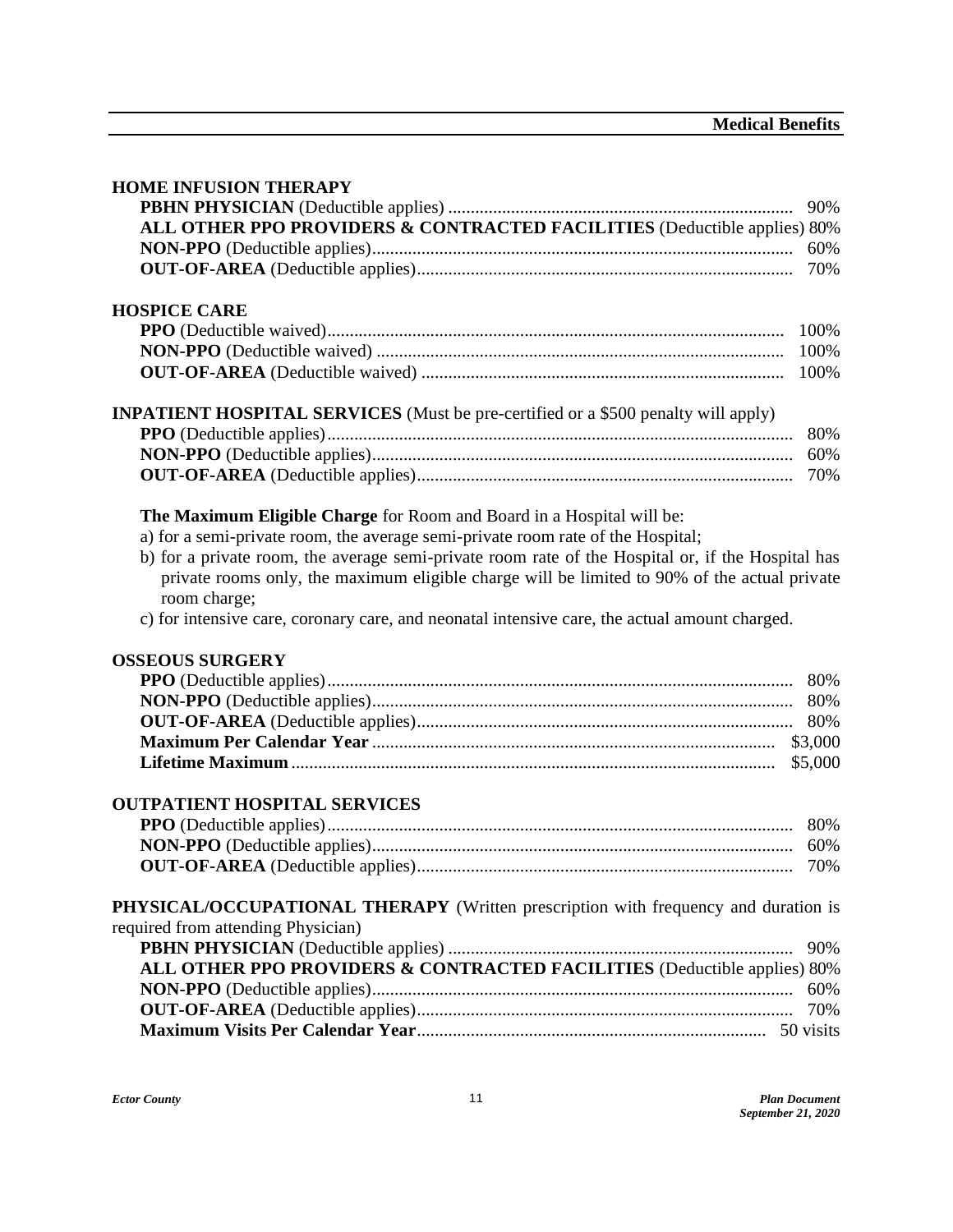## HOME INFUSION THERAPY

| | |
|---|---|
| **PBHN PHYSICIAN** (Deductible applies) | 90% |
| **ALL OTHER PPO PROVIDERS & CONTRACTED FACILITIES** (Deductible applies) | 80% |
| **NON-PPO** (Deductible applies) | 60% |
| **OUT-OF-AREA** (Deductible applies) | 70% |

## HOSPICE CARE

| | |
|---|---|
| **PPO** (Deductible waived) | 100% |
| **NON-PPO** (Deductible waived) | 100% |
| **OUT-OF-AREA** (Deductible waived) | 100% |

## INPATIENT HOSPITAL SERVICES (Must be pre-certified or a $500 penalty will apply)

| | |
|---|---|
| **PPO** (Deductible applies) | 80% |
| **NON-PPO** (Deductible applies) | 60% |
| **OUT-OF-AREA** (Deductible applies) | 70% |

**The Maximum Eligible Charge** for Room and Board in a Hospital will be:

a) for a semi-private room, the average semi-private room rate of the Hospital;

b) for a private room, the average semi-private room rate of the Hospital or, if the Hospital has private rooms only, the maximum eligible charge will be limited to 90% of the actual private room charge;

c) for intensive care, coronary care, and neonatal intensive care, the actual amount charged.

## OSSEOUS SURGERY

| | |
|---|---|
| **PPO** (Deductible applies) | 80% |
| **NON-PPO** (Deductible applies) | 80% |
| **OUT-OF-AREA** (Deductible applies) | 80% |
| **Maximum Per Calendar Year** | $3,000 |
| **Lifetime Maximum** | $5,000 |

## OUTPATIENT HOSPITAL SERVICES

| | |
|---|---|
| **PPO** (Deductible applies) | 80% |
| **NON-PPO** (Deductible applies) | 60% |
| **OUT-OF-AREA** (Deductible applies) | 70% |

## PHYSICAL/OCCUPATIONAL THERAPY (Written prescription with frequency and duration is required from attending Physician)

| | |
|---|---|
| **PBHN PHYSICIAN** (Deductible applies) | 90% |
| **ALL OTHER PPO PROVIDERS & CONTRACTED FACILITIES** (Deductible applies) | 80% |
| **NON-PPO** (Deductible applies) | 60% |
| **OUT-OF-AREA** (Deductible applies) | 70% |
| **Maximum Visits Per Calendar Year** | 50 visits |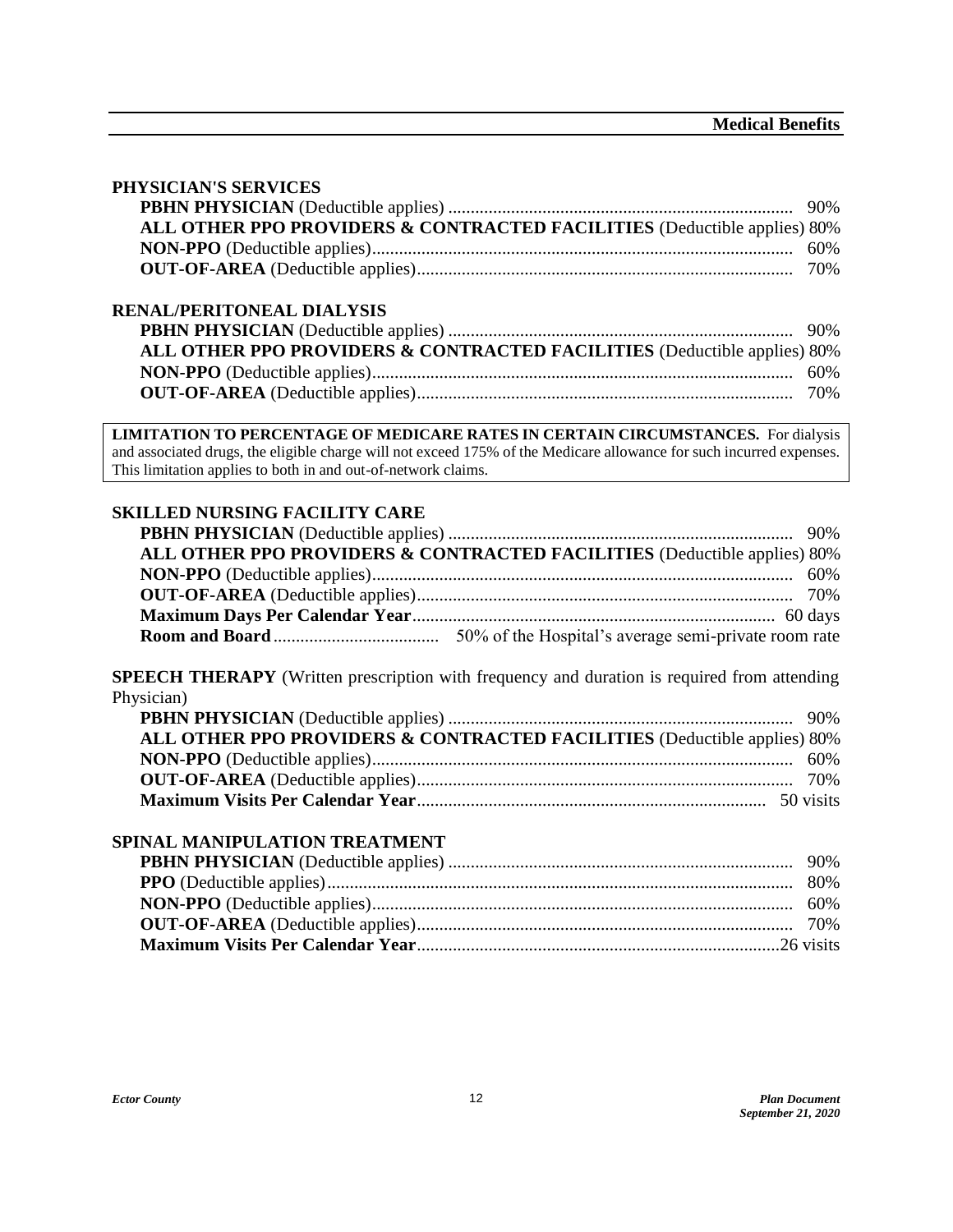### PHYSICIAN'S SERVICES

**PBHN PHYSICIAN** (Deductible applies) .......... 90%
**ALL OTHER PPO PROVIDERS & CONTRACTED FACILITIES** (Deductible applies) 80%
**NON-PPO** (Deductible applies).......... 60%
**OUT-OF-AREA** (Deductible applies).......... 70%

### RENAL/PERITONEAL DIALYSIS

**PBHN PHYSICIAN** (Deductible applies) .......... 90%
**ALL OTHER PPO PROVIDERS & CONTRACTED FACILITIES** (Deductible applies) 80%
**NON-PPO** (Deductible applies).......... 60%
**OUT-OF-AREA** (Deductible applies).......... 70%

> **LIMITATION TO PERCENTAGE OF MEDICARE RATES IN CERTAIN CIRCUMSTANCES.** For dialysis and associated drugs, the eligible charge will not exceed 175% of the Medicare allowance for such incurred expenses. This limitation applies to both in and out-of-network claims.

### SKILLED NURSING FACILITY CARE

**PBHN PHYSICIAN** (Deductible applies) .......... 90%
**ALL OTHER PPO PROVIDERS & CONTRACTED FACILITIES** (Deductible applies) 80%
**NON-PPO** (Deductible applies).......... 60%
**OUT-OF-AREA** (Deductible applies).......... 70%
**Maximum Days Per Calendar Year**.......... 60 days
**Room and Board** .......... 50% of the Hospital's average semi-private room rate

**SPEECH THERAPY** (Written prescription with frequency and duration is required from attending Physician)

**PBHN PHYSICIAN** (Deductible applies) .......... 90%
**ALL OTHER PPO PROVIDERS & CONTRACTED FACILITIES** (Deductible applies) 80%
**NON-PPO** (Deductible applies).......... 60%
**OUT-OF-AREA** (Deductible applies).......... 70%
**Maximum Visits Per Calendar Year**.......... 50 visits

### SPINAL MANIPULATION TREATMENT

**PBHN PHYSICIAN** (Deductible applies) .......... 90%
**PPO** (Deductible applies).......... 80%
**NON-PPO** (Deductible applies).......... 60%
**OUT-OF-AREA** (Deductible applies).......... 70%
**Maximum Visits Per Calendar Year**..........26 visits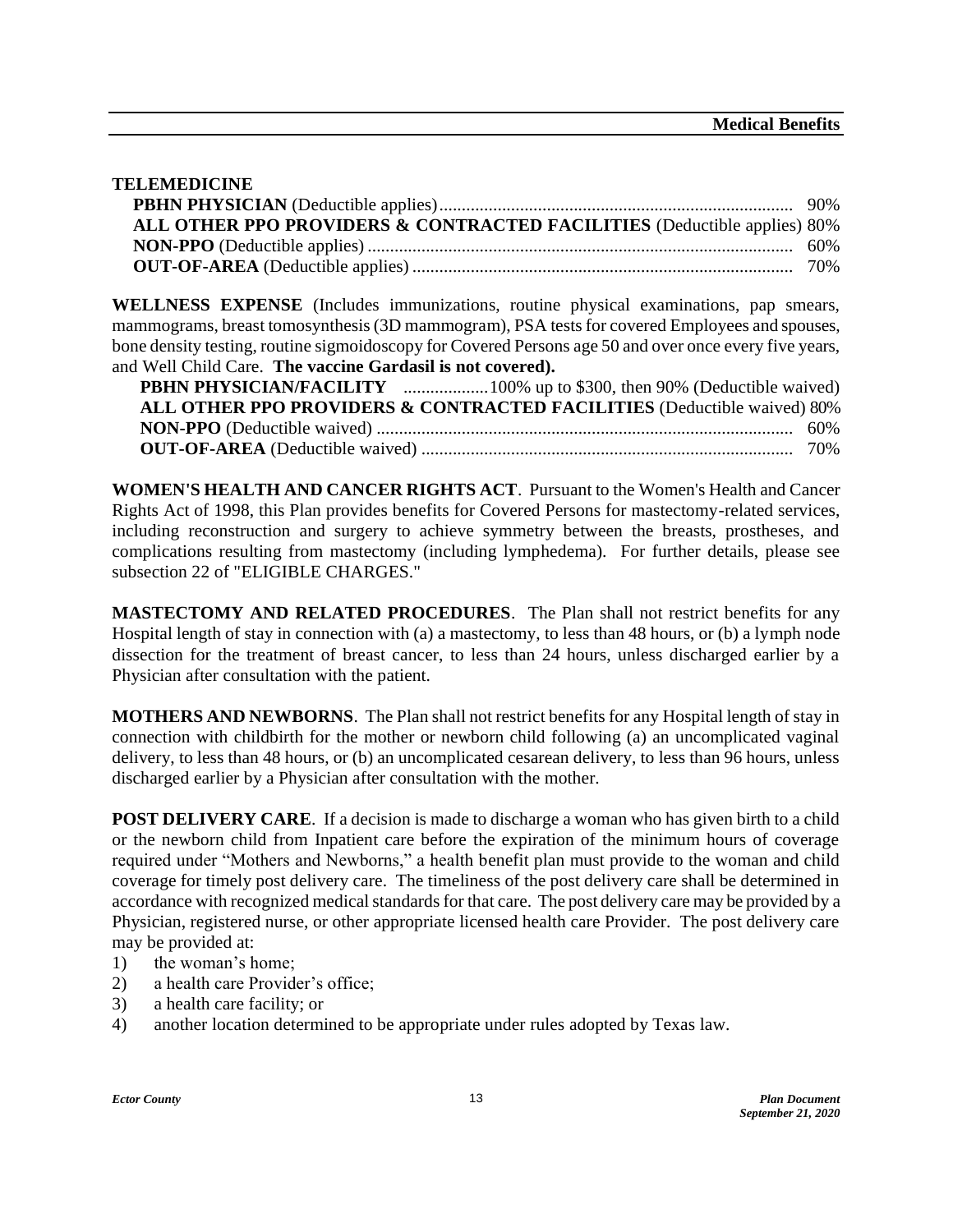**TELEMEDICINE**

**PBHN PHYSICIAN** (Deductible applies) ............................................................................ 90%
**ALL OTHER PPO PROVIDERS & CONTRACTED FACILITIES** (Deductible applies) 80%
**NON-PPO** (Deductible applies) ........................................................................................ 60%
**OUT-OF-AREA** (Deductible applies) ................................................................................. 70%

**WELLNESS EXPENSE** (Includes immunizations, routine physical examinations, pap smears, mammograms, breast tomosynthesis (3D mammogram), PSA tests for covered Employees and spouses, bone density testing, routine sigmoidoscopy for Covered Persons age 50 and over once every five years, and Well Child Care. **The vaccine Gardasil is not covered).**

**PBHN PHYSICIAN/FACILITY** ..................100% up to $300, then 90% (Deductible waived)
**ALL OTHER PPO PROVIDERS & CONTRACTED FACILITIES** (Deductible waived) 80%
**NON-PPO** (Deductible waived) ........................................................................................ 60%
**OUT-OF-AREA** (Deductible waived) ................................................................................. 70%

**WOMEN'S HEALTH AND CANCER RIGHTS ACT**. Pursuant to the Women's Health and Cancer Rights Act of 1998, this Plan provides benefits for Covered Persons for mastectomy-related services, including reconstruction and surgery to achieve symmetry between the breasts, prostheses, and complications resulting from mastectomy (including lymphedema). For further details, please see subsection 22 of "ELIGIBLE CHARGES."

**MASTECTOMY AND RELATED PROCEDURES**. The Plan shall not restrict benefits for any Hospital length of stay in connection with (a) a mastectomy, to less than 48 hours, or (b) a lymph node dissection for the treatment of breast cancer, to less than 24 hours, unless discharged earlier by a Physician after consultation with the patient.

**MOTHERS AND NEWBORNS**. The Plan shall not restrict benefits for any Hospital length of stay in connection with childbirth for the mother or newborn child following (a) an uncomplicated vaginal delivery, to less than 48 hours, or (b) an uncomplicated cesarean delivery, to less than 96 hours, unless discharged earlier by a Physician after consultation with the mother.

**POST DELIVERY CARE**. If a decision is made to discharge a woman who has given birth to a child or the newborn child from Inpatient care before the expiration of the minimum hours of coverage required under "Mothers and Newborns," a health benefit plan must provide to the woman and child coverage for timely post delivery care. The timeliness of the post delivery care shall be determined in accordance with recognized medical standards for that care. The post delivery care may be provided by a Physician, registered nurse, or other appropriate licensed health care Provider. The post delivery care may be provided at:

1) the woman's home;
2) a health care Provider's office;
3) a health care facility; or
4) another location determined to be appropriate under rules adopted by Texas law.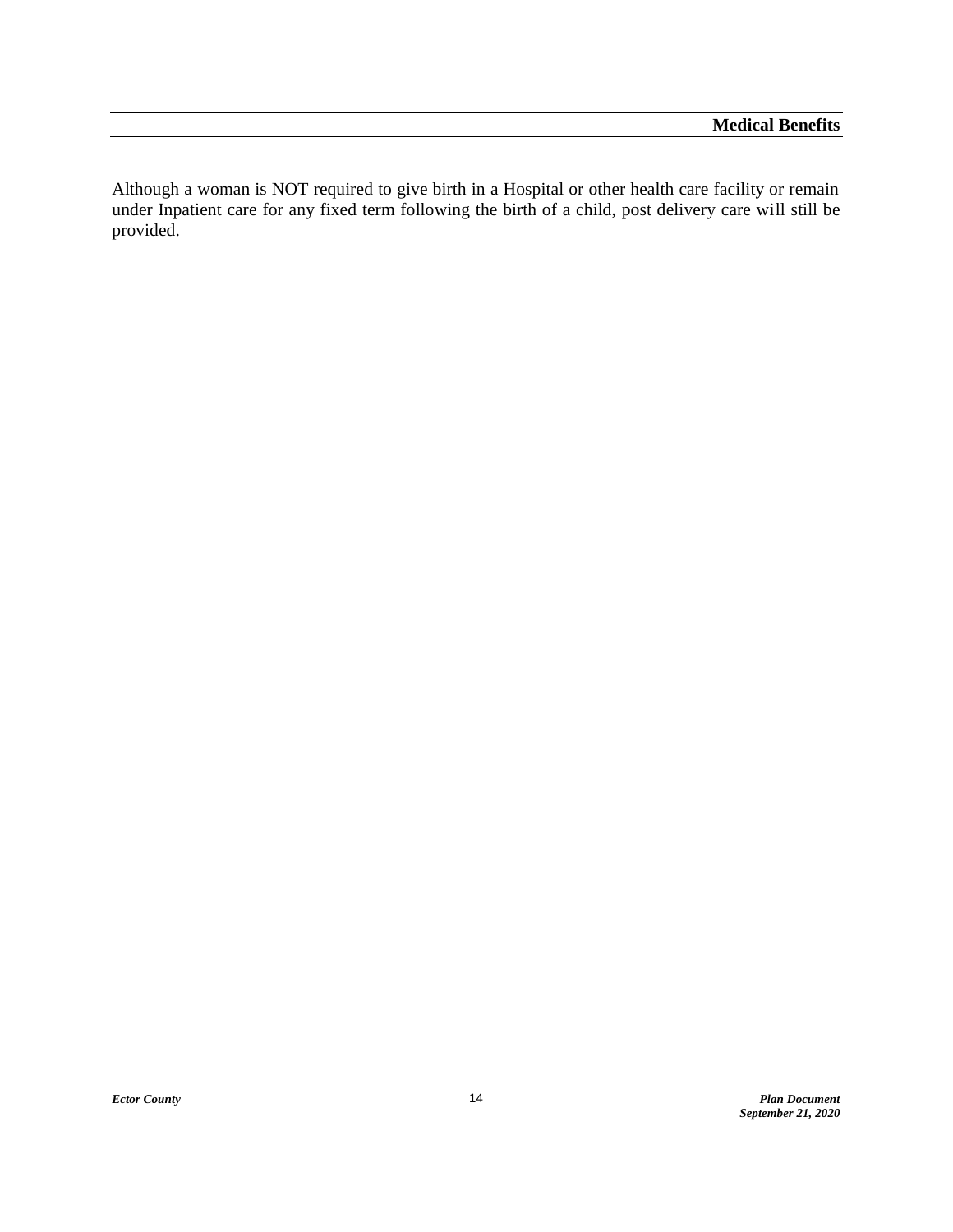Although a woman is NOT required to give birth in a Hospital or other health care facility or remain under Inpatient care for any fixed term following the birth of a child, post delivery care will still be provided.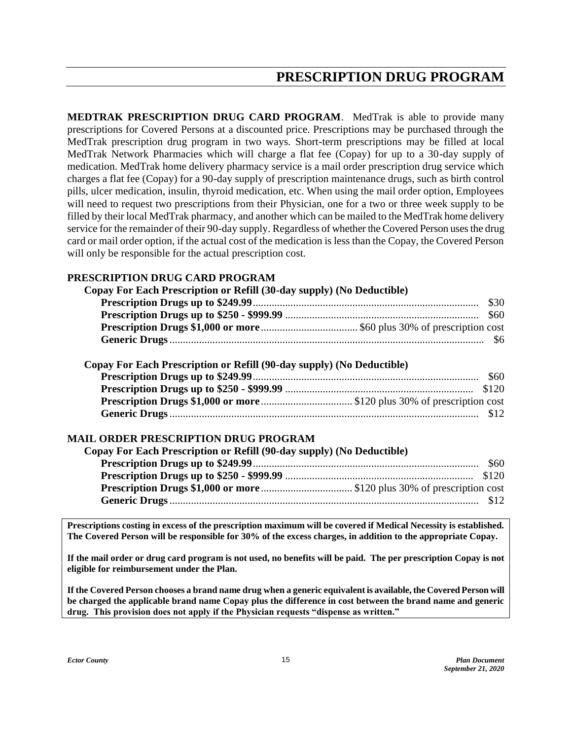# PRESCRIPTION DRUG PROGRAM

**MEDTRAK PRESCRIPTION DRUG CARD PROGRAM**. MedTrak is able to provide many prescriptions for Covered Persons at a discounted price. Prescriptions may be purchased through the MedTrak prescription drug program in two ways. Short-term prescriptions may be filled at local MedTrak Network Pharmacies which will charge a flat fee (Copay) for up to a 30-day supply of medication. MedTrak home delivery pharmacy service is a mail order prescription drug service which charges a flat fee (Copay) for a 90-day supply of prescription maintenance drugs, such as birth control pills, ulcer medication, insulin, thyroid medication, etc. When using the mail order option, Employees will need to request two prescriptions from their Physician, one for a two or three week supply to be filled by their local MedTrak pharmacy, and another which can be mailed to the MedTrak home delivery service for the remainder of their 90-day supply. Regardless of whether the Covered Person uses the drug card or mail order option, if the actual cost of the medication is less than the Copay, the Covered Person will only be responsible for the actual prescription cost.

## PRESCRIPTION DRUG CARD PROGRAM

**Copay For Each Prescription or Refill (30-day supply) (No Deductible)**

| | |
|---|---|
| **Prescription Drugs up to $249.99** | $30 |
| **Prescription Drugs up to $250 - $999.99** | $60 |
| **Prescription Drugs $1,000 or more** | $60 plus 30% of prescription cost |
| **Generic Drugs** | $6 |

**Copay For Each Prescription or Refill (90-day supply) (No Deductible)**

| | |
|---|---|
| **Prescription Drugs up to $249.99** | $60 |
| **Prescription Drugs up to $250 - $999.99** | $120 |
| **Prescription Drugs $1,000 or more** | $120 plus 30% of prescription cost |
| **Generic Drugs** | $12 |

## MAIL ORDER PRESCRIPTION DRUG PROGRAM

**Copay For Each Prescription or Refill (90-day supply) (No Deductible)**

| | |
|---|---|
| **Prescription Drugs up to $249.99** | $60 |
| **Prescription Drugs up to $250 - $999.99** | $120 |
| **Prescription Drugs $1,000 or more** | $120 plus 30% of prescription cost |
| **Generic Drugs** | $12 |

**Prescriptions costing in excess of the prescription maximum will be covered if Medical Necessity is established. The Covered Person will be responsible for 30% of the excess charges, in addition to the appropriate Copay.**

**If the mail order or drug card program is not used, no benefits will be paid. The per prescription Copay is not eligible for reimbursement under the Plan.**

**If the Covered Person chooses a brand name drug when a generic equivalent is available, the Covered Person will be charged the applicable brand name Copay plus the difference in cost between the brand name and generic drug. This provision does not apply if the Physician requests "dispense as written."**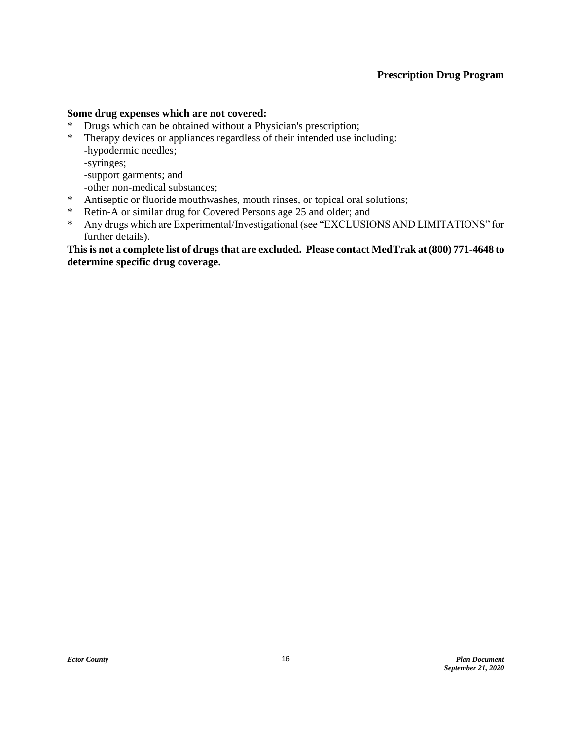**Some drug expenses which are not covered:**

- Drugs which can be obtained without a Physician's prescription;
- Therapy devices or appliances regardless of their intended use including:
  - hypodermic needles;
  - syringes;
  - support garments; and
  - other non-medical substances;
- Antiseptic or fluoride mouthwashes, mouth rinses, or topical oral solutions;
- Retin-A or similar drug for Covered Persons age 25 and older; and
- Any drugs which are Experimental/Investigational (see "EXCLUSIONS AND LIMITATIONS" for further details).

**This is not a complete list of drugs that are excluded. Please contact MedTrak at (800) 771-4648 to determine specific drug coverage.**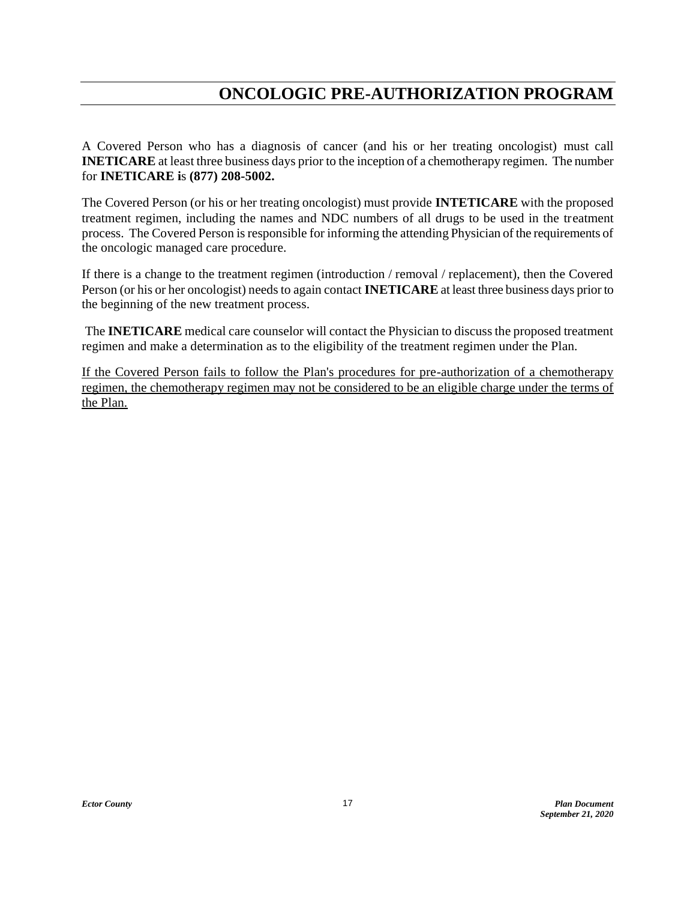# ONCOLOGIC PRE-AUTHORIZATION PROGRAM

A Covered Person who has a diagnosis of cancer (and his or her treating oncologist) must call **INETICARE** at least three business days prior to the inception of a chemotherapy regimen. The number for **INETICARE i**s **(877) 208-5002.**

The Covered Person (or his or her treating oncologist) must provide **INTETICARE** with the proposed treatment regimen, including the names and NDC numbers of all drugs to be used in the treatment process. The Covered Person is responsible for informing the attending Physician of the requirements of the oncologic managed care procedure.

If there is a change to the treatment regimen (introduction / removal / replacement), then the Covered Person (or his or her oncologist) needs to again contact **INETICARE** at least three business days prior to the beginning of the new treatment process.

The **INETICARE** medical care counselor will contact the Physician to discuss the proposed treatment regimen and make a determination as to the eligibility of the treatment regimen under the Plan.

<u>If the Covered Person fails to follow the Plan's procedures for pre-authorization of a chemotherapy regimen, the chemotherapy regimen may not be considered to be an eligible charge under the terms of the Plan.</u>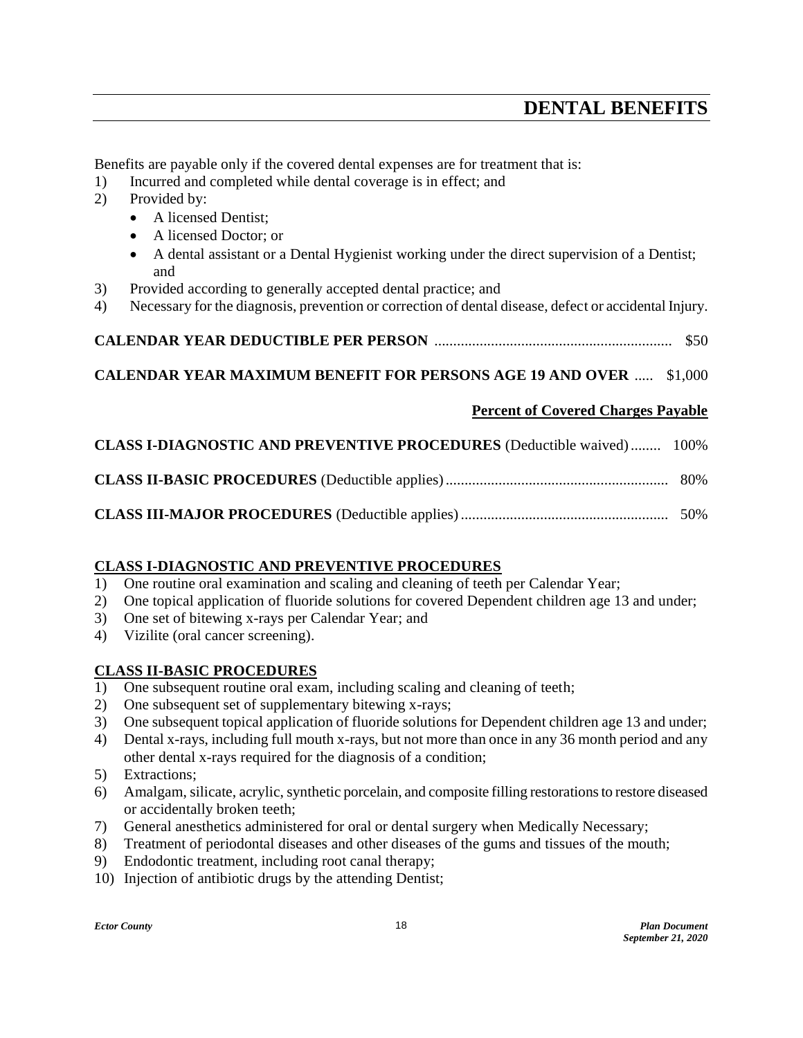# DENTAL BENEFITS

Benefits are payable only if the covered dental expenses are for treatment that is:

1) Incurred and completed while dental coverage is in effect; and
2) Provided by:
   - A licensed Dentist;
   - A licensed Doctor; or
   - A dental assistant or a Dental Hygienist working under the direct supervision of a Dentist; and
3) Provided according to generally accepted dental practice; and
4) Necessary for the diagnosis, prevention or correction of dental disease, defect or accidental Injury.

**CALENDAR YEAR DEDUCTIBLE PER PERSON** .............................................................. $50

**CALENDAR YEAR MAXIMUM BENEFIT FOR PERSONS AGE 19 AND OVER** ..... $1,000

| | **Percent of Covered Charges Payable** |
|---|---|
| **CLASS I-DIAGNOSTIC AND PREVENTIVE PROCEDURES** (Deductible waived) | 100% |
| **CLASS II-BASIC PROCEDURES** (Deductible applies) | 80% |
| **CLASS III-MAJOR PROCEDURES** (Deductible applies) | 50% |

## CLASS I-DIAGNOSTIC AND PREVENTIVE PROCEDURES

1) One routine oral examination and scaling and cleaning of teeth per Calendar Year;
2) One topical application of fluoride solutions for covered Dependent children age 13 and under;
3) One set of bitewing x-rays per Calendar Year; and
4) Vizilite (oral cancer screening).

## CLASS II-BASIC PROCEDURES

1) One subsequent routine oral exam, including scaling and cleaning of teeth;
2) One subsequent set of supplementary bitewing x-rays;
3) One subsequent topical application of fluoride solutions for Dependent children age 13 and under;
4) Dental x-rays, including full mouth x-rays, but not more than once in any 36 month period and any other dental x-rays required for the diagnosis of a condition;
5) Extractions;
6) Amalgam, silicate, acrylic, synthetic porcelain, and composite filling restorations to restore diseased or accidentally broken teeth;
7) General anesthetics administered for oral or dental surgery when Medically Necessary;
8) Treatment of periodontal diseases and other diseases of the gums and tissues of the mouth;
9) Endodontic treatment, including root canal therapy;
10) Injection of antibiotic drugs by the attending Dentist;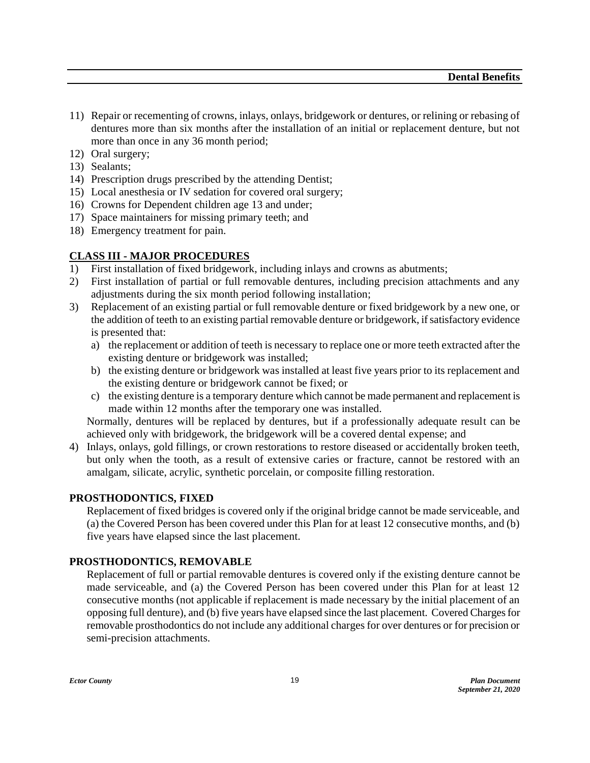11) Repair or recementing of crowns, inlays, onlays, bridgework or dentures, or relining or rebasing of dentures more than six months after the installation of an initial or replacement denture, but not more than once in any 36 month period;
12) Oral surgery;
13) Sealants;
14) Prescription drugs prescribed by the attending Dentist;
15) Local anesthesia or IV sedation for covered oral surgery;
16) Crowns for Dependent children age 13 and under;
17) Space maintainers for missing primary teeth; and
18) Emergency treatment for pain.

**CLASS III - MAJOR PROCEDURES**

1) First installation of fixed bridgework, including inlays and crowns as abutments;
2) First installation of partial or full removable dentures, including precision attachments and any adjustments during the six month period following installation;
3) Replacement of an existing partial or full removable denture or fixed bridgework by a new one, or the addition of teeth to an existing partial removable denture or bridgework, if satisfactory evidence is presented that:
   a) the replacement or addition of teeth is necessary to replace one or more teeth extracted after the existing denture or bridgework was installed;
   b) the existing denture or bridgework was installed at least five years prior to its replacement and the existing denture or bridgework cannot be fixed; or
   c) the existing denture is a temporary denture which cannot be made permanent and replacement is made within 12 months after the temporary one was installed.

   Normally, dentures will be replaced by dentures, but if a professionally adequate result can be achieved only with bridgework, the bridgework will be a covered dental expense; and
4) Inlays, onlays, gold fillings, or crown restorations to restore diseased or accidentally broken teeth, but only when the tooth, as a result of extensive caries or fracture, cannot be restored with an amalgam, silicate, acrylic, synthetic porcelain, or composite filling restoration.

**PROSTHODONTICS, FIXED**

Replacement of fixed bridges is covered only if the original bridge cannot be made serviceable, and (a) the Covered Person has been covered under this Plan for at least 12 consecutive months, and (b) five years have elapsed since the last placement.

**PROSTHODONTICS, REMOVABLE**

Replacement of full or partial removable dentures is covered only if the existing denture cannot be made serviceable, and (a) the Covered Person has been covered under this Plan for at least 12 consecutive months (not applicable if replacement is made necessary by the initial placement of an opposing full denture), and (b) five years have elapsed since the last placement. Covered Charges for removable prosthodontics do not include any additional charges for over dentures or for precision or semi-precision attachments.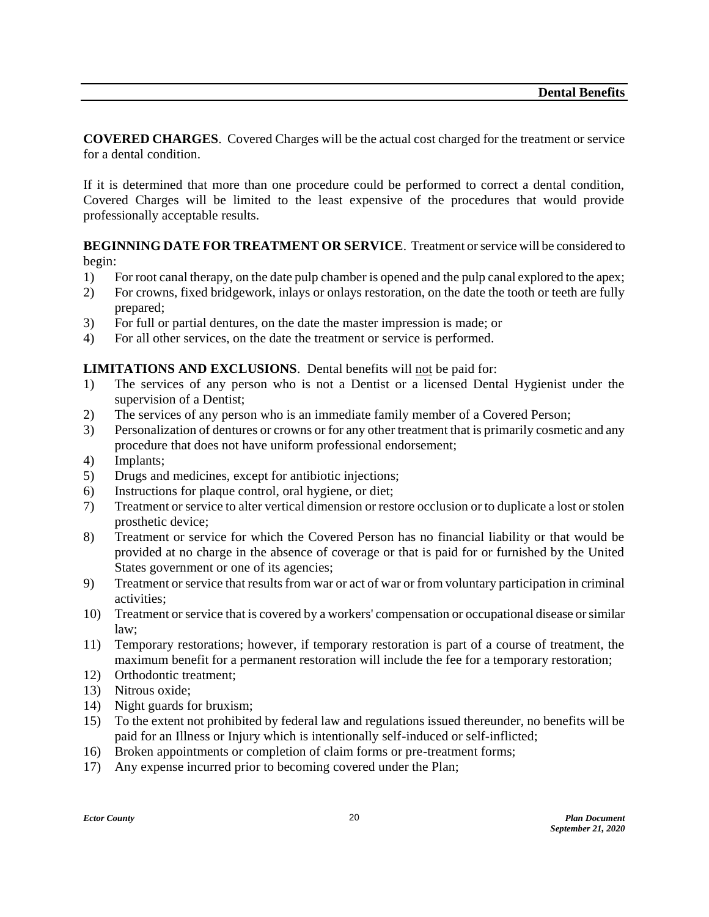**COVERED CHARGES**. Covered Charges will be the actual cost charged for the treatment or service for a dental condition.

If it is determined that more than one procedure could be performed to correct a dental condition, Covered Charges will be limited to the least expensive of the procedures that would provide professionally acceptable results.

**BEGINNING DATE FOR TREATMENT OR SERVICE**. Treatment or service will be considered to begin:

1) For root canal therapy, on the date pulp chamber is opened and the pulp canal explored to the apex;
2) For crowns, fixed bridgework, inlays or onlays restoration, on the date the tooth or teeth are fully prepared;
3) For full or partial dentures, on the date the master impression is made; or
4) For all other services, on the date the treatment or service is performed.

**LIMITATIONS AND EXCLUSIONS**. Dental benefits will <u>not</u> be paid for:

1) The services of any person who is not a Dentist or a licensed Dental Hygienist under the supervision of a Dentist;
2) The services of any person who is an immediate family member of a Covered Person;
3) Personalization of dentures or crowns or for any other treatment that is primarily cosmetic and any procedure that does not have uniform professional endorsement;
4) Implants;
5) Drugs and medicines, except for antibiotic injections;
6) Instructions for plaque control, oral hygiene, or diet;
7) Treatment or service to alter vertical dimension or restore occlusion or to duplicate a lost or stolen prosthetic device;
8) Treatment or service for which the Covered Person has no financial liability or that would be provided at no charge in the absence of coverage or that is paid for or furnished by the United States government or one of its agencies;
9) Treatment or service that results from war or act of war or from voluntary participation in criminal activities;
10) Treatment or service that is covered by a workers' compensation or occupational disease or similar law;
11) Temporary restorations; however, if temporary restoration is part of a course of treatment, the maximum benefit for a permanent restoration will include the fee for a temporary restoration;
12) Orthodontic treatment;
13) Nitrous oxide;
14) Night guards for bruxism;
15) To the extent not prohibited by federal law and regulations issued thereunder, no benefits will be paid for an Illness or Injury which is intentionally self-induced or self-inflicted;
16) Broken appointments or completion of claim forms or pre-treatment forms;
17) Any expense incurred prior to becoming covered under the Plan;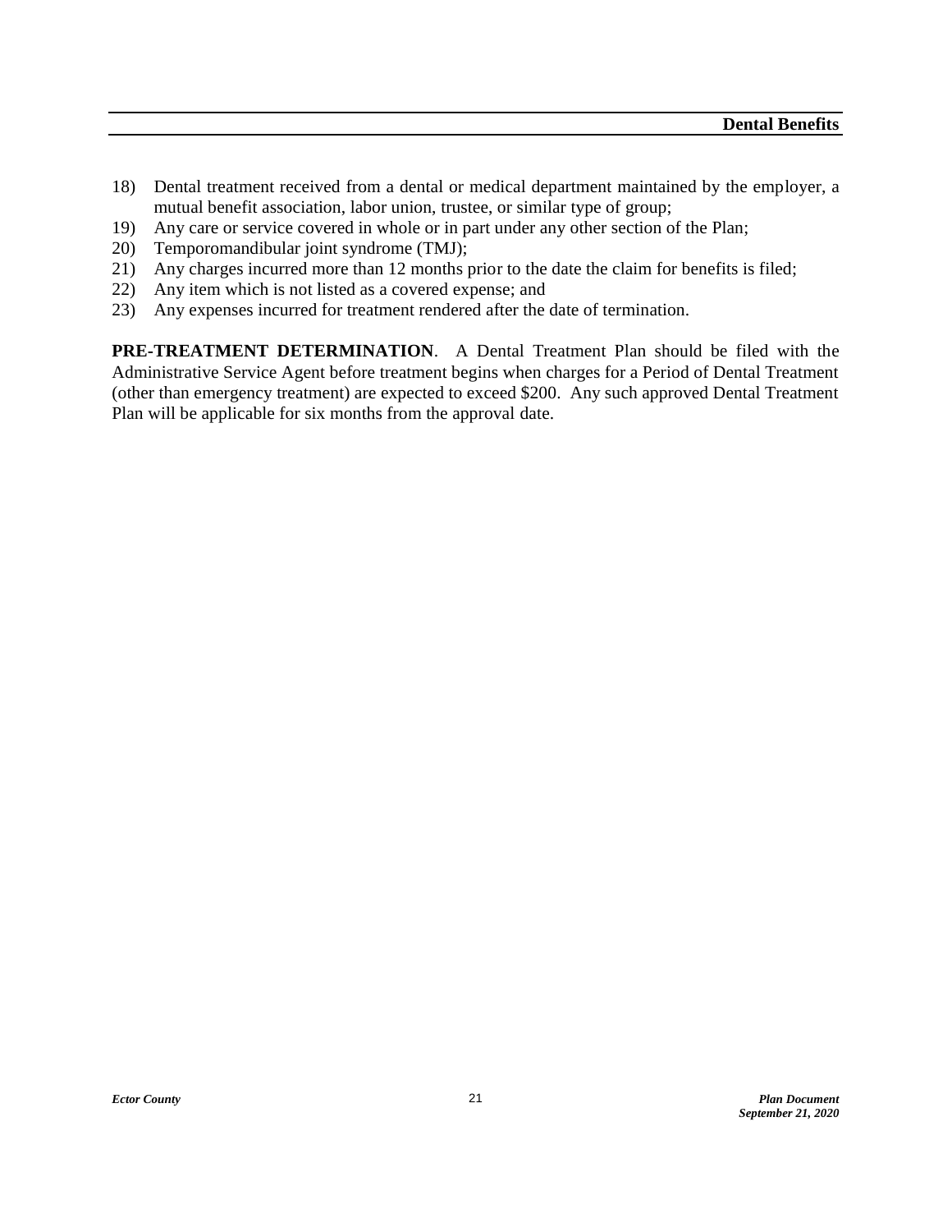18) Dental treatment received from a dental or medical department maintained by the employer, a mutual benefit association, labor union, trustee, or similar type of group;
19) Any care or service covered in whole or in part under any other section of the Plan;
20) Temporomandibular joint syndrome (TMJ);
21) Any charges incurred more than 12 months prior to the date the claim for benefits is filed;
22) Any item which is not listed as a covered expense; and
23) Any expenses incurred for treatment rendered after the date of termination.

**PRE-TREATMENT DETERMINATION**. A Dental Treatment Plan should be filed with the Administrative Service Agent before treatment begins when charges for a Period of Dental Treatment (other than emergency treatment) are expected to exceed $200. Any such approved Dental Treatment Plan will be applicable for six months from the approval date.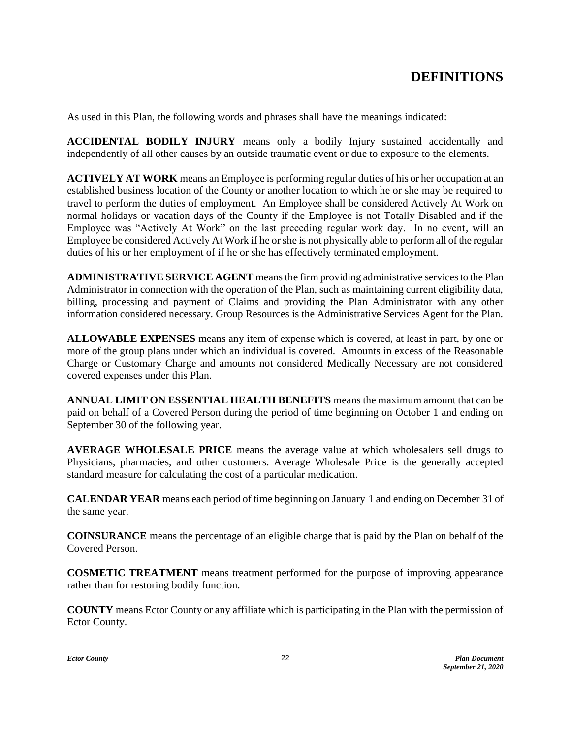# DEFINITIONS

As used in this Plan, the following words and phrases shall have the meanings indicated:

**ACCIDENTAL BODILY INJURY** means only a bodily Injury sustained accidentally and independently of all other causes by an outside traumatic event or due to exposure to the elements.

**ACTIVELY AT WORK** means an Employee is performing regular duties of his or her occupation at an established business location of the County or another location to which he or she may be required to travel to perform the duties of employment. An Employee shall be considered Actively At Work on normal holidays or vacation days of the County if the Employee is not Totally Disabled and if the Employee was "Actively At Work" on the last preceding regular work day. In no event, will an Employee be considered Actively At Work if he or she is not physically able to perform all of the regular duties of his or her employment of if he or she has effectively terminated employment.

**ADMINISTRATIVE SERVICE AGENT** means the firm providing administrative services to the Plan Administrator in connection with the operation of the Plan, such as maintaining current eligibility data, billing, processing and payment of Claims and providing the Plan Administrator with any other information considered necessary. Group Resources is the Administrative Services Agent for the Plan.

**ALLOWABLE EXPENSES** means any item of expense which is covered, at least in part, by one or more of the group plans under which an individual is covered. Amounts in excess of the Reasonable Charge or Customary Charge and amounts not considered Medically Necessary are not considered covered expenses under this Plan.

**ANNUAL LIMIT ON ESSENTIAL HEALTH BENEFITS** means the maximum amount that can be paid on behalf of a Covered Person during the period of time beginning on October 1 and ending on September 30 of the following year.

**AVERAGE WHOLESALE PRICE** means the average value at which wholesalers sell drugs to Physicians, pharmacies, and other customers. Average Wholesale Price is the generally accepted standard measure for calculating the cost of a particular medication.

**CALENDAR YEAR** means each period of time beginning on January 1 and ending on December 31 of the same year.

**COINSURANCE** means the percentage of an eligible charge that is paid by the Plan on behalf of the Covered Person.

**COSMETIC TREATMENT** means treatment performed for the purpose of improving appearance rather than for restoring bodily function.

**COUNTY** means Ector County or any affiliate which is participating in the Plan with the permission of Ector County.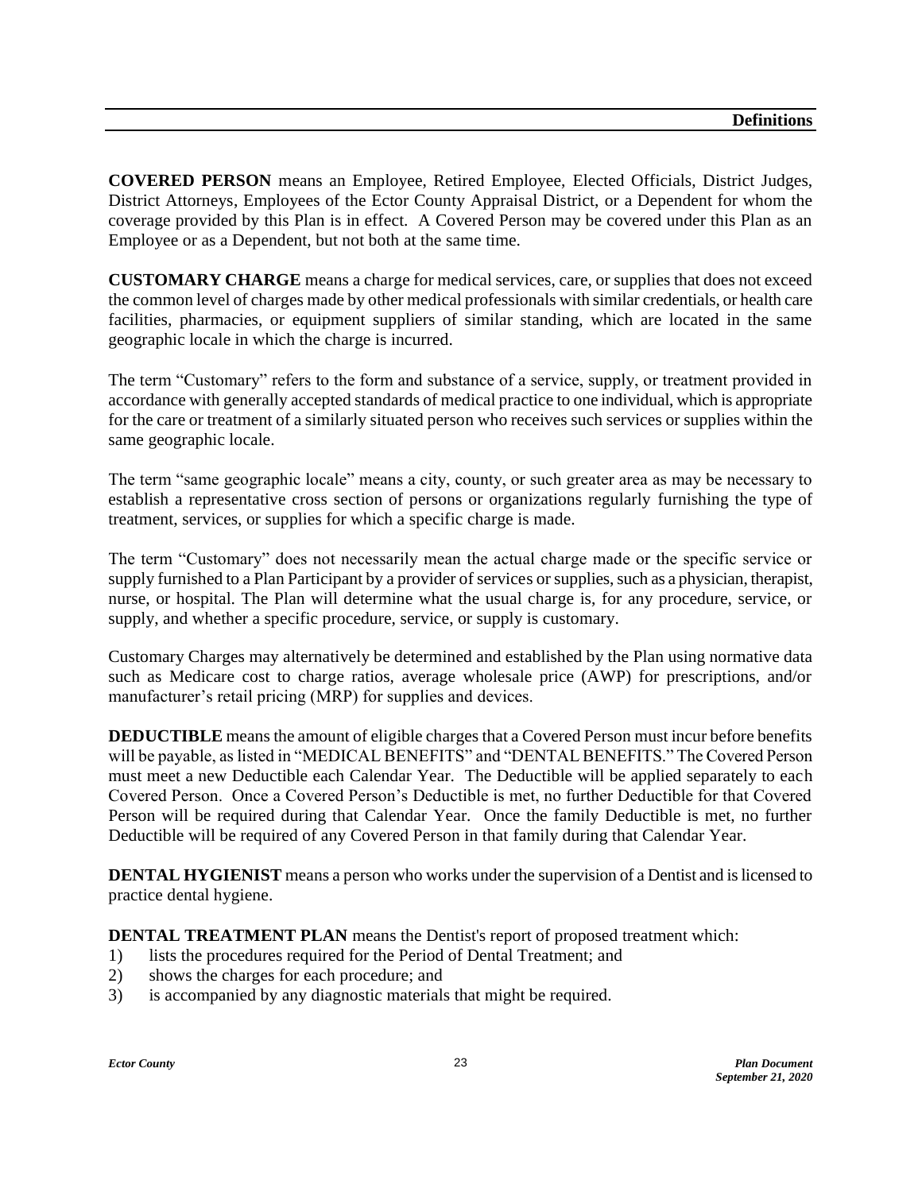**COVERED PERSON** means an Employee, Retired Employee, Elected Officials, District Judges, District Attorneys, Employees of the Ector County Appraisal District, or a Dependent for whom the coverage provided by this Plan is in effect. A Covered Person may be covered under this Plan as an Employee or as a Dependent, but not both at the same time.

**CUSTOMARY CHARGE** means a charge for medical services, care, or supplies that does not exceed the common level of charges made by other medical professionals with similar credentials, or health care facilities, pharmacies, or equipment suppliers of similar standing, which are located in the same geographic locale in which the charge is incurred.

The term "Customary" refers to the form and substance of a service, supply, or treatment provided in accordance with generally accepted standards of medical practice to one individual, which is appropriate for the care or treatment of a similarly situated person who receives such services or supplies within the same geographic locale.

The term "same geographic locale" means a city, county, or such greater area as may be necessary to establish a representative cross section of persons or organizations regularly furnishing the type of treatment, services, or supplies for which a specific charge is made.

The term "Customary" does not necessarily mean the actual charge made or the specific service or supply furnished to a Plan Participant by a provider of services or supplies, such as a physician, therapist, nurse, or hospital. The Plan will determine what the usual charge is, for any procedure, service, or supply, and whether a specific procedure, service, or supply is customary.

Customary Charges may alternatively be determined and established by the Plan using normative data such as Medicare cost to charge ratios, average wholesale price (AWP) for prescriptions, and/or manufacturer's retail pricing (MRP) for supplies and devices.

**DEDUCTIBLE** means the amount of eligible charges that a Covered Person must incur before benefits will be payable, as listed in "MEDICAL BENEFITS" and "DENTAL BENEFITS." The Covered Person must meet a new Deductible each Calendar Year. The Deductible will be applied separately to each Covered Person. Once a Covered Person's Deductible is met, no further Deductible for that Covered Person will be required during that Calendar Year. Once the family Deductible is met, no further Deductible will be required of any Covered Person in that family during that Calendar Year.

**DENTAL HYGIENIST** means a person who works under the supervision of a Dentist and is licensed to practice dental hygiene.

**DENTAL TREATMENT PLAN** means the Dentist's report of proposed treatment which:

1) lists the procedures required for the Period of Dental Treatment; and
2) shows the charges for each procedure; and
3) is accompanied by any diagnostic materials that might be required.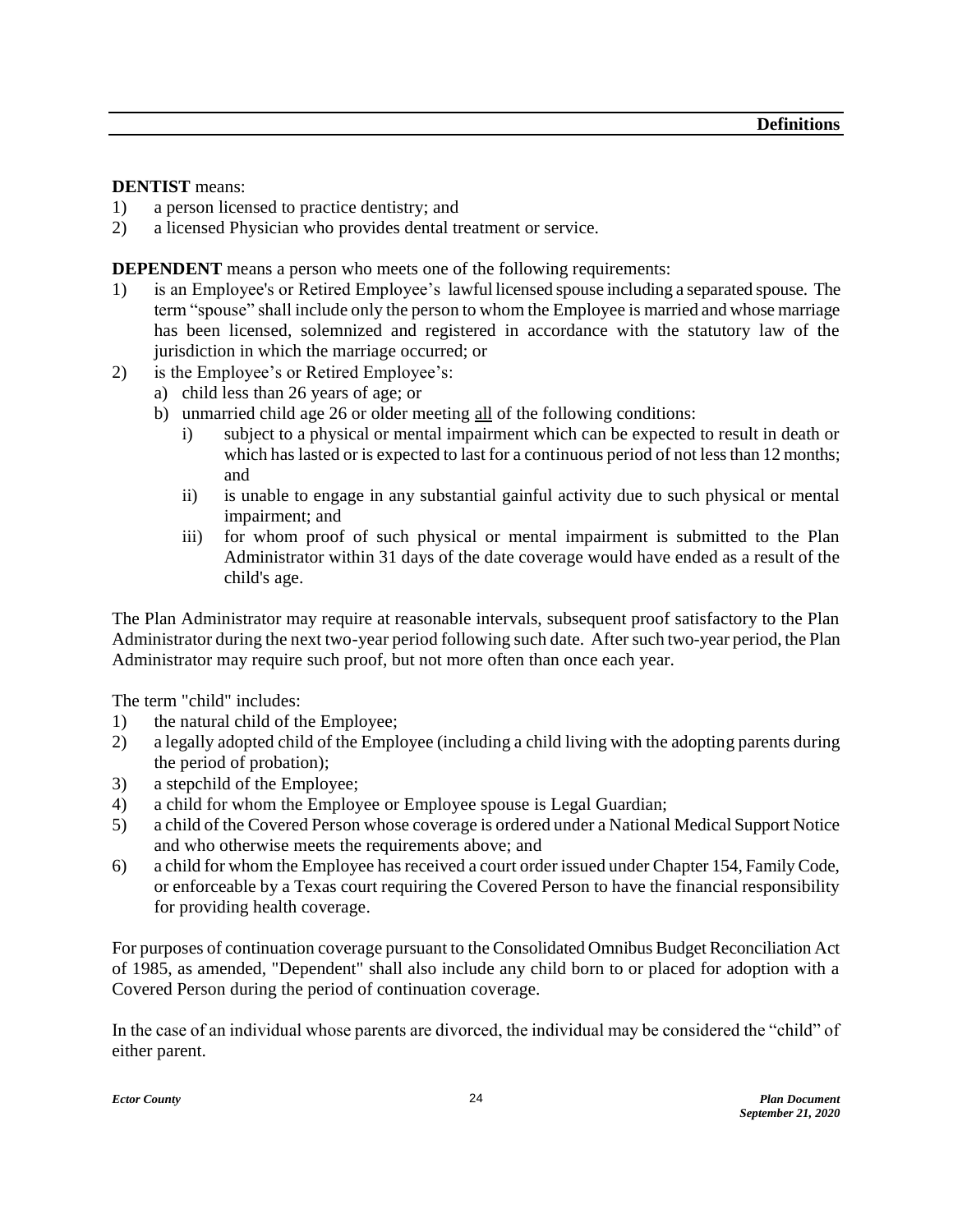**DENTIST** means:

1) a person licensed to practice dentistry; and
2) a licensed Physician who provides dental treatment or service.

**DEPENDENT** means a person who meets one of the following requirements:

1) is an Employee's or Retired Employee's lawful licensed spouse including a separated spouse. The term "spouse" shall include only the person to whom the Employee is married and whose marriage has been licensed, solemnized and registered in accordance with the statutory law of the jurisdiction in which the marriage occurred; or
2) is the Employee's or Retired Employee's:
   a) child less than 26 years of age; or
   b) unmarried child age 26 or older meeting <u>all</u> of the following conditions:
      i) subject to a physical or mental impairment which can be expected to result in death or which has lasted or is expected to last for a continuous period of not less than 12 months; and
      ii) is unable to engage in any substantial gainful activity due to such physical or mental impairment; and
      iii) for whom proof of such physical or mental impairment is submitted to the Plan Administrator within 31 days of the date coverage would have ended as a result of the child's age.

The Plan Administrator may require at reasonable intervals, subsequent proof satisfactory to the Plan Administrator during the next two-year period following such date. After such two-year period, the Plan Administrator may require such proof, but not more often than once each year.

The term "child" includes:

1) the natural child of the Employee;
2) a legally adopted child of the Employee (including a child living with the adopting parents during the period of probation);
3) a stepchild of the Employee;
4) a child for whom the Employee or Employee spouse is Legal Guardian;
5) a child of the Covered Person whose coverage is ordered under a National Medical Support Notice and who otherwise meets the requirements above; and
6) a child for whom the Employee has received a court order issued under Chapter 154, Family Code, or enforceable by a Texas court requiring the Covered Person to have the financial responsibility for providing health coverage.

For purposes of continuation coverage pursuant to the Consolidated Omnibus Budget Reconciliation Act of 1985, as amended, "Dependent" shall also include any child born to or placed for adoption with a Covered Person during the period of continuation coverage.

In the case of an individual whose parents are divorced, the individual may be considered the "child" of either parent.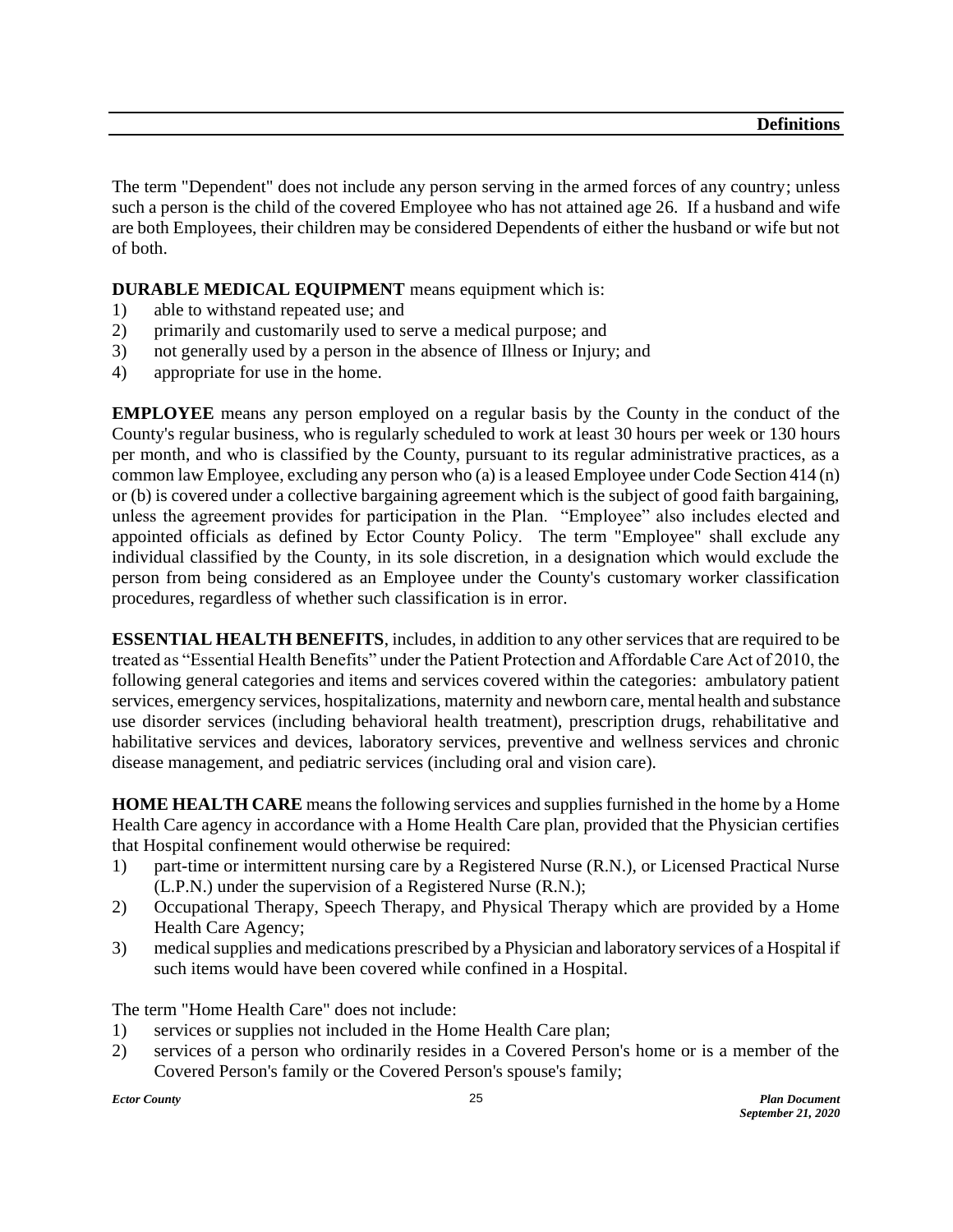The term "Dependent" does not include any person serving in the armed forces of any country; unless such a person is the child of the covered Employee who has not attained age 26. If a husband and wife are both Employees, their children may be considered Dependents of either the husband or wife but not of both.

**DURABLE MEDICAL EQUIPMENT** means equipment which is:

1) able to withstand repeated use; and
2) primarily and customarily used to serve a medical purpose; and
3) not generally used by a person in the absence of Illness or Injury; and
4) appropriate for use in the home.

**EMPLOYEE** means any person employed on a regular basis by the County in the conduct of the County's regular business, who is regularly scheduled to work at least 30 hours per week or 130 hours per month, and who is classified by the County, pursuant to its regular administrative practices, as a common law Employee, excluding any person who (a) is a leased Employee under Code Section 414 (n) or (b) is covered under a collective bargaining agreement which is the subject of good faith bargaining, unless the agreement provides for participation in the Plan. "Employee" also includes elected and appointed officials as defined by Ector County Policy. The term "Employee" shall exclude any individual classified by the County, in its sole discretion, in a designation which would exclude the person from being considered as an Employee under the County's customary worker classification procedures, regardless of whether such classification is in error.

**ESSENTIAL HEALTH BENEFITS**, includes, in addition to any other services that are required to be treated as "Essential Health Benefits" under the Patient Protection and Affordable Care Act of 2010, the following general categories and items and services covered within the categories: ambulatory patient services, emergency services, hospitalizations, maternity and newborn care, mental health and substance use disorder services (including behavioral health treatment), prescription drugs, rehabilitative and habilitative services and devices, laboratory services, preventive and wellness services and chronic disease management, and pediatric services (including oral and vision care).

**HOME HEALTH CARE** means the following services and supplies furnished in the home by a Home Health Care agency in accordance with a Home Health Care plan, provided that the Physician certifies that Hospital confinement would otherwise be required:

1) part-time or intermittent nursing care by a Registered Nurse (R.N.), or Licensed Practical Nurse (L.P.N.) under the supervision of a Registered Nurse (R.N.);
2) Occupational Therapy, Speech Therapy, and Physical Therapy which are provided by a Home Health Care Agency;
3) medical supplies and medications prescribed by a Physician and laboratory services of a Hospital if such items would have been covered while confined in a Hospital.

The term "Home Health Care" does not include:

1) services or supplies not included in the Home Health Care plan;
2) services of a person who ordinarily resides in a Covered Person's home or is a member of the Covered Person's family or the Covered Person's spouse's family;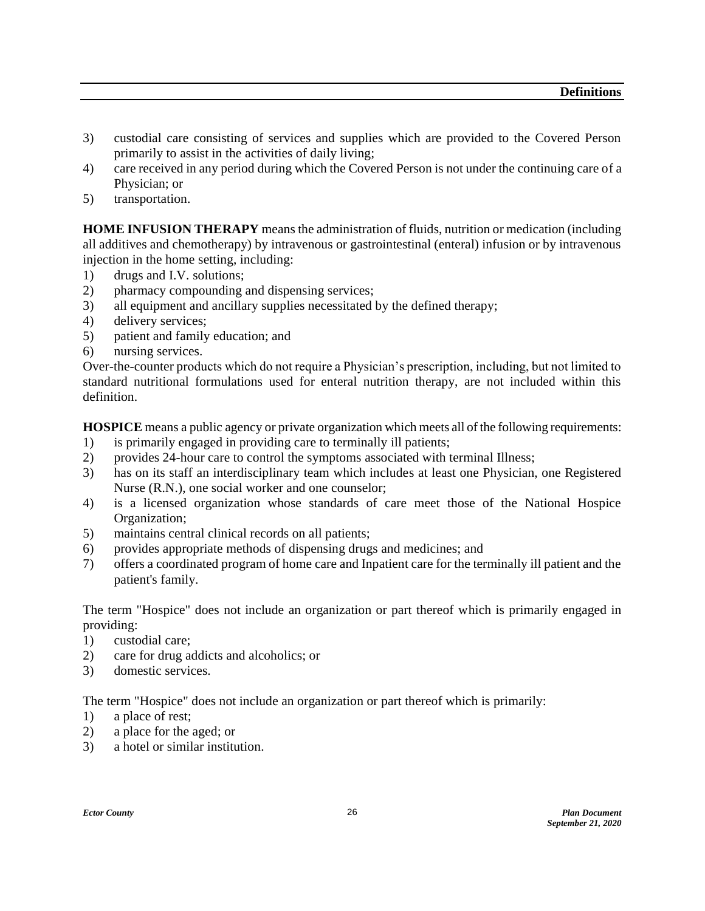3) custodial care consisting of services and supplies which are provided to the Covered Person primarily to assist in the activities of daily living;
4) care received in any period during which the Covered Person is not under the continuing care of a Physician; or
5) transportation.

**HOME INFUSION THERAPY** means the administration of fluids, nutrition or medication (including all additives and chemotherapy) by intravenous or gastrointestinal (enteral) infusion or by intravenous injection in the home setting, including:

1) drugs and I.V. solutions;
2) pharmacy compounding and dispensing services;
3) all equipment and ancillary supplies necessitated by the defined therapy;
4) delivery services;
5) patient and family education; and
6) nursing services.

Over-the-counter products which do not require a Physician's prescription, including, but not limited to standard nutritional formulations used for enteral nutrition therapy, are not included within this definition.

**HOSPICE** means a public agency or private organization which meets all of the following requirements:

1) is primarily engaged in providing care to terminally ill patients;
2) provides 24-hour care to control the symptoms associated with terminal Illness;
3) has on its staff an interdisciplinary team which includes at least one Physician, one Registered Nurse (R.N.), one social worker and one counselor;
4) is a licensed organization whose standards of care meet those of the National Hospice Organization;
5) maintains central clinical records on all patients;
6) provides appropriate methods of dispensing drugs and medicines; and
7) offers a coordinated program of home care and Inpatient care for the terminally ill patient and the patient's family.

The term "Hospice" does not include an organization or part thereof which is primarily engaged in providing:

1) custodial care;
2) care for drug addicts and alcoholics; or
3) domestic services.

The term "Hospice" does not include an organization or part thereof which is primarily:

1) a place of rest;
2) a place for the aged; or
3) a hotel or similar institution.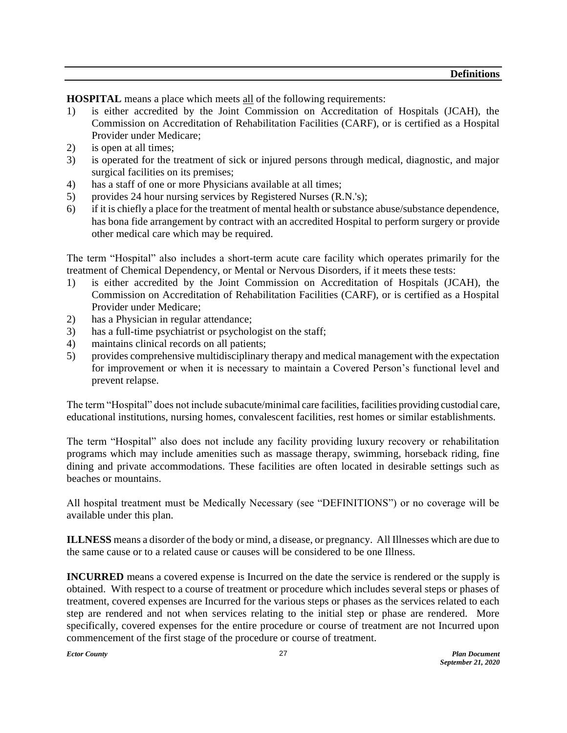**HOSPITAL** means a place which meets all of the following requirements:

1) is either accredited by the Joint Commission on Accreditation of Hospitals (JCAH), the Commission on Accreditation of Rehabilitation Facilities (CARF), or is certified as a Hospital Provider under Medicare;
2) is open at all times;
3) is operated for the treatment of sick or injured persons through medical, diagnostic, and major surgical facilities on its premises;
4) has a staff of one or more Physicians available at all times;
5) provides 24 hour nursing services by Registered Nurses (R.N.'s);
6) if it is chiefly a place for the treatment of mental health or substance abuse/substance dependence, has bona fide arrangement by contract with an accredited Hospital to perform surgery or provide other medical care which may be required.

The term "Hospital" also includes a short-term acute care facility which operates primarily for the treatment of Chemical Dependency, or Mental or Nervous Disorders, if it meets these tests:

1) is either accredited by the Joint Commission on Accreditation of Hospitals (JCAH), the Commission on Accreditation of Rehabilitation Facilities (CARF), or is certified as a Hospital Provider under Medicare;
2) has a Physician in regular attendance;
3) has a full-time psychiatrist or psychologist on the staff;
4) maintains clinical records on all patients;
5) provides comprehensive multidisciplinary therapy and medical management with the expectation for improvement or when it is necessary to maintain a Covered Person's functional level and prevent relapse.

The term "Hospital" does not include subacute/minimal care facilities, facilities providing custodial care, educational institutions, nursing homes, convalescent facilities, rest homes or similar establishments.

The term "Hospital" also does not include any facility providing luxury recovery or rehabilitation programs which may include amenities such as massage therapy, swimming, horseback riding, fine dining and private accommodations. These facilities are often located in desirable settings such as beaches or mountains.

All hospital treatment must be Medically Necessary (see "DEFINITIONS") or no coverage will be available under this plan.

**ILLNESS** means a disorder of the body or mind, a disease, or pregnancy. All Illnesses which are due to the same cause or to a related cause or causes will be considered to be one Illness.

**INCURRED** means a covered expense is Incurred on the date the service is rendered or the supply is obtained. With respect to a course of treatment or procedure which includes several steps or phases of treatment, covered expenses are Incurred for the various steps or phases as the services related to each step are rendered and not when services relating to the initial step or phase are rendered. More specifically, covered expenses for the entire procedure or course of treatment are not Incurred upon commencement of the first stage of the procedure or course of treatment.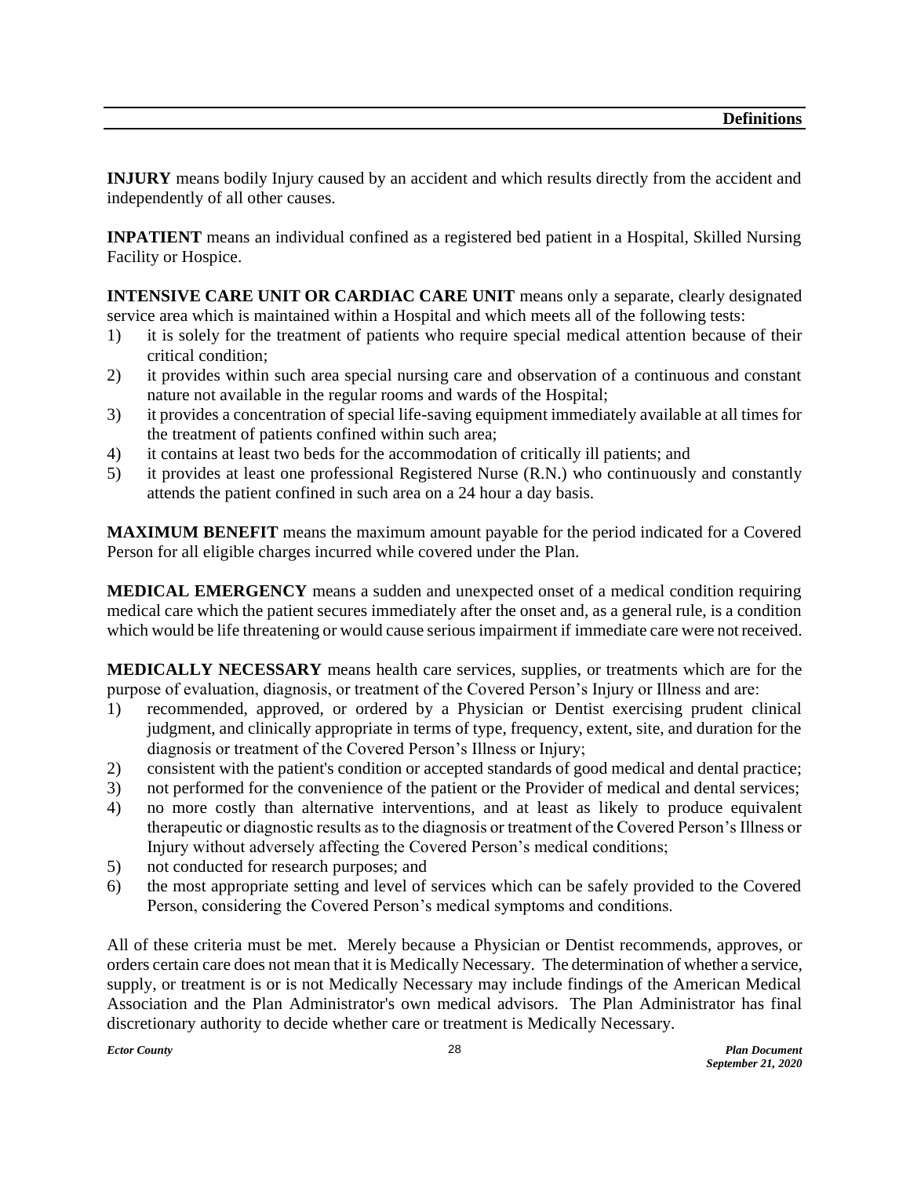**INJURY** means bodily Injury caused by an accident and which results directly from the accident and independently of all other causes.

**INPATIENT** means an individual confined as a registered bed patient in a Hospital, Skilled Nursing Facility or Hospice.

**INTENSIVE CARE UNIT OR CARDIAC CARE UNIT** means only a separate, clearly designated service area which is maintained within a Hospital and which meets all of the following tests:

1) it is solely for the treatment of patients who require special medical attention because of their critical condition;
2) it provides within such area special nursing care and observation of a continuous and constant nature not available in the regular rooms and wards of the Hospital;
3) it provides a concentration of special life-saving equipment immediately available at all times for the treatment of patients confined within such area;
4) it contains at least two beds for the accommodation of critically ill patients; and
5) it provides at least one professional Registered Nurse (R.N.) who continuously and constantly attends the patient confined in such area on a 24 hour a day basis.

**MAXIMUM BENEFIT** means the maximum amount payable for the period indicated for a Covered Person for all eligible charges incurred while covered under the Plan.

**MEDICAL EMERGENCY** means a sudden and unexpected onset of a medical condition requiring medical care which the patient secures immediately after the onset and, as a general rule, is a condition which would be life threatening or would cause serious impairment if immediate care were not received.

**MEDICALLY NECESSARY** means health care services, supplies, or treatments which are for the purpose of evaluation, diagnosis, or treatment of the Covered Person's Injury or Illness and are:

1) recommended, approved, or ordered by a Physician or Dentist exercising prudent clinical judgment, and clinically appropriate in terms of type, frequency, extent, site, and duration for the diagnosis or treatment of the Covered Person's Illness or Injury;
2) consistent with the patient's condition or accepted standards of good medical and dental practice;
3) not performed for the convenience of the patient or the Provider of medical and dental services;
4) no more costly than alternative interventions, and at least as likely to produce equivalent therapeutic or diagnostic results as to the diagnosis or treatment of the Covered Person's Illness or Injury without adversely affecting the Covered Person's medical conditions;
5) not conducted for research purposes; and
6) the most appropriate setting and level of services which can be safely provided to the Covered Person, considering the Covered Person's medical symptoms and conditions.

All of these criteria must be met. Merely because a Physician or Dentist recommends, approves, or orders certain care does not mean that it is Medically Necessary. The determination of whether a service, supply, or treatment is or is not Medically Necessary may include findings of the American Medical Association and the Plan Administrator's own medical advisors. The Plan Administrator has final discretionary authority to decide whether care or treatment is Medically Necessary.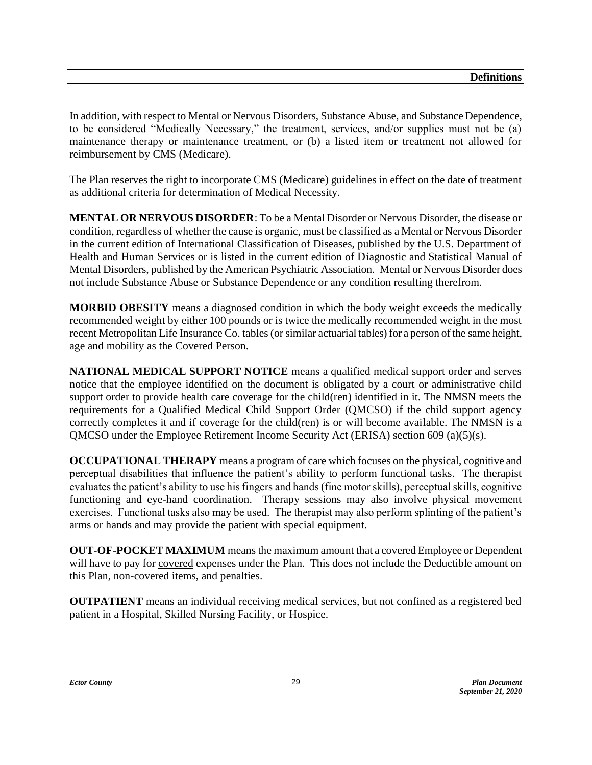In addition, with respect to Mental or Nervous Disorders, Substance Abuse, and Substance Dependence, to be considered "Medically Necessary," the treatment, services, and/or supplies must not be (a) maintenance therapy or maintenance treatment, or (b) a listed item or treatment not allowed for reimbursement by CMS (Medicare).

The Plan reserves the right to incorporate CMS (Medicare) guidelines in effect on the date of treatment as additional criteria for determination of Medical Necessity.

**MENTAL OR NERVOUS DISORDER**: To be a Mental Disorder or Nervous Disorder, the disease or condition, regardless of whether the cause is organic, must be classified as a Mental or Nervous Disorder in the current edition of International Classification of Diseases, published by the U.S. Department of Health and Human Services or is listed in the current edition of Diagnostic and Statistical Manual of Mental Disorders, published by the American Psychiatric Association. Mental or Nervous Disorder does not include Substance Abuse or Substance Dependence or any condition resulting therefrom.

**MORBID OBESITY** means a diagnosed condition in which the body weight exceeds the medically recommended weight by either 100 pounds or is twice the medically recommended weight in the most recent Metropolitan Life Insurance Co. tables (or similar actuarial tables) for a person of the same height, age and mobility as the Covered Person.

**NATIONAL MEDICAL SUPPORT NOTICE** means a qualified medical support order and serves notice that the employee identified on the document is obligated by a court or administrative child support order to provide health care coverage for the child(ren) identified in it. The NMSN meets the requirements for a Qualified Medical Child Support Order (QMCSO) if the child support agency correctly completes it and if coverage for the child(ren) is or will become available. The NMSN is a QMCSO under the Employee Retirement Income Security Act (ERISA) section 609 (a)(5)(s).

**OCCUPATIONAL THERAPY** means a program of care which focuses on the physical, cognitive and perceptual disabilities that influence the patient's ability to perform functional tasks. The therapist evaluates the patient's ability to use his fingers and hands (fine motor skills), perceptual skills, cognitive functioning and eye-hand coordination. Therapy sessions may also involve physical movement exercises. Functional tasks also may be used. The therapist may also perform splinting of the patient's arms or hands and may provide the patient with special equipment.

**OUT-OF-POCKET MAXIMUM** means the maximum amount that a covered Employee or Dependent will have to pay for <u>covered</u> expenses under the Plan. This does not include the Deductible amount on this Plan, non-covered items, and penalties.

**OUTPATIENT** means an individual receiving medical services, but not confined as a registered bed patient in a Hospital, Skilled Nursing Facility, or Hospice.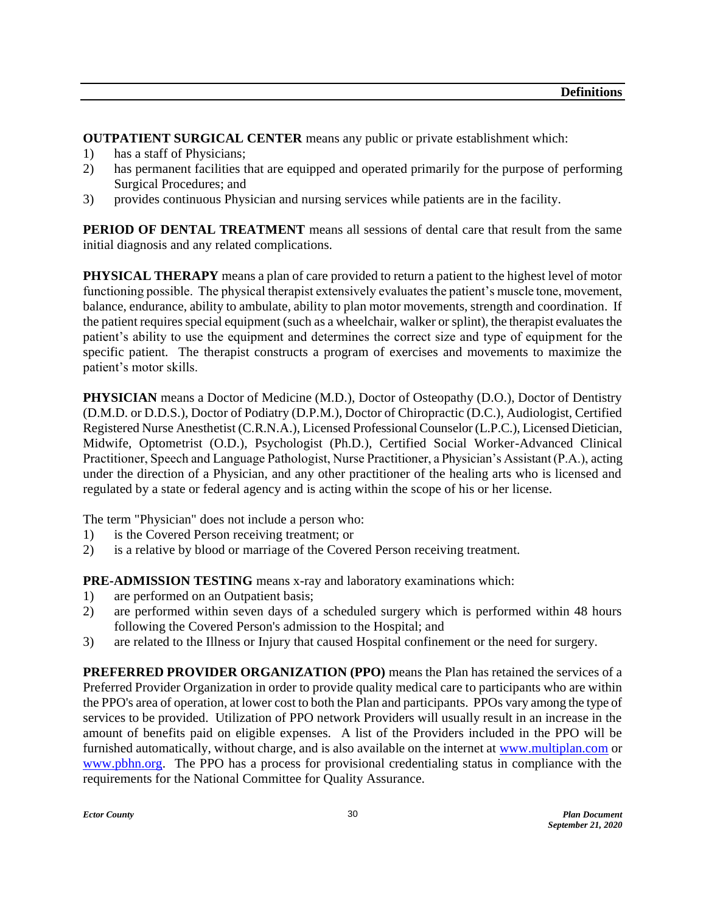**OUTPATIENT SURGICAL CENTER** means any public or private establishment which:
1) has a staff of Physicians;
2) has permanent facilities that are equipped and operated primarily for the purpose of performing Surgical Procedures; and
3) provides continuous Physician and nursing services while patients are in the facility.

**PERIOD OF DENTAL TREATMENT** means all sessions of dental care that result from the same initial diagnosis and any related complications.

**PHYSICAL THERAPY** means a plan of care provided to return a patient to the highest level of motor functioning possible. The physical therapist extensively evaluates the patient's muscle tone, movement, balance, endurance, ability to ambulate, ability to plan motor movements, strength and coordination. If the patient requires special equipment (such as a wheelchair, walker or splint), the therapist evaluates the patient's ability to use the equipment and determines the correct size and type of equipment for the specific patient. The therapist constructs a program of exercises and movements to maximize the patient's motor skills.

**PHYSICIAN** means a Doctor of Medicine (M.D.), Doctor of Osteopathy (D.O.), Doctor of Dentistry (D.M.D. or D.D.S.), Doctor of Podiatry (D.P.M.), Doctor of Chiropractic (D.C.), Audiologist, Certified Registered Nurse Anesthetist (C.R.N.A.), Licensed Professional Counselor (L.P.C.), Licensed Dietician, Midwife, Optometrist (O.D.), Psychologist (Ph.D.), Certified Social Worker-Advanced Clinical Practitioner, Speech and Language Pathologist, Nurse Practitioner, a Physician's Assistant (P.A.), acting under the direction of a Physician, and any other practitioner of the healing arts who is licensed and regulated by a state or federal agency and is acting within the scope of his or her license.

The term "Physician" does not include a person who:
1) is the Covered Person receiving treatment; or
2) is a relative by blood or marriage of the Covered Person receiving treatment.

**PRE-ADMISSION TESTING** means x-ray and laboratory examinations which:
1) are performed on an Outpatient basis;
2) are performed within seven days of a scheduled surgery which is performed within 48 hours following the Covered Person's admission to the Hospital; and
3) are related to the Illness or Injury that caused Hospital confinement or the need for surgery.

**PREFERRED PROVIDER ORGANIZATION (PPO)** means the Plan has retained the services of a Preferred Provider Organization in order to provide quality medical care to participants who are within the PPO's area of operation, at lower cost to both the Plan and participants. PPOs vary among the type of services to be provided. Utilization of PPO network Providers will usually result in an increase in the amount of benefits paid on eligible expenses. A list of the Providers included in the PPO will be furnished automatically, without charge, and is also available on the internet at www.multiplan.com or www.pbhn.org. The PPO has a process for provisional credentialing status in compliance with the requirements for the National Committee for Quality Assurance.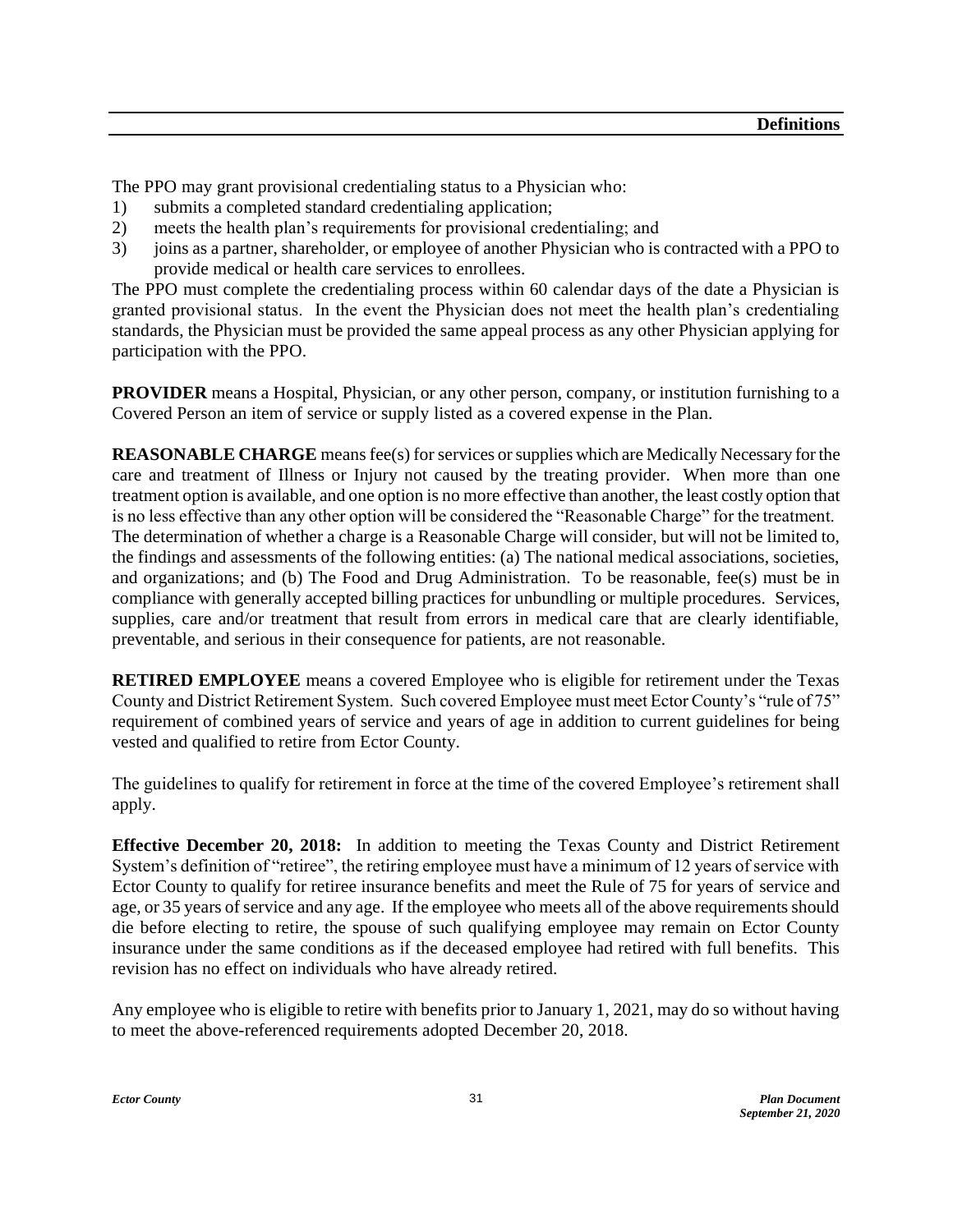The PPO may grant provisional credentialing status to a Physician who:

1) submits a completed standard credentialing application;
2) meets the health plan's requirements for provisional credentialing; and
3) joins as a partner, shareholder, or employee of another Physician who is contracted with a PPO to provide medical or health care services to enrollees.

The PPO must complete the credentialing process within 60 calendar days of the date a Physician is granted provisional status. In the event the Physician does not meet the health plan's credentialing standards, the Physician must be provided the same appeal process as any other Physician applying for participation with the PPO.

**PROVIDER** means a Hospital, Physician, or any other person, company, or institution furnishing to a Covered Person an item of service or supply listed as a covered expense in the Plan.

**REASONABLE CHARGE** means fee(s) for services or supplies which are Medically Necessary for the care and treatment of Illness or Injury not caused by the treating provider. When more than one treatment option is available, and one option is no more effective than another, the least costly option that is no less effective than any other option will be considered the "Reasonable Charge" for the treatment. The determination of whether a charge is a Reasonable Charge will consider, but will not be limited to, the findings and assessments of the following entities: (a) The national medical associations, societies, and organizations; and (b) The Food and Drug Administration. To be reasonable, fee(s) must be in compliance with generally accepted billing practices for unbundling or multiple procedures. Services, supplies, care and/or treatment that result from errors in medical care that are clearly identifiable, preventable, and serious in their consequence for patients, are not reasonable.

**RETIRED EMPLOYEE** means a covered Employee who is eligible for retirement under the Texas County and District Retirement System. Such covered Employee must meet Ector County's "rule of 75" requirement of combined years of service and years of age in addition to current guidelines for being vested and qualified to retire from Ector County.

The guidelines to qualify for retirement in force at the time of the covered Employee's retirement shall apply.

**Effective December 20, 2018:** In addition to meeting the Texas County and District Retirement System's definition of "retiree", the retiring employee must have a minimum of 12 years of service with Ector County to qualify for retiree insurance benefits and meet the Rule of 75 for years of service and age, or 35 years of service and any age. If the employee who meets all of the above requirements should die before electing to retire, the spouse of such qualifying employee may remain on Ector County insurance under the same conditions as if the deceased employee had retired with full benefits. This revision has no effect on individuals who have already retired.

Any employee who is eligible to retire with benefits prior to January 1, 2021, may do so without having to meet the above-referenced requirements adopted December 20, 2018.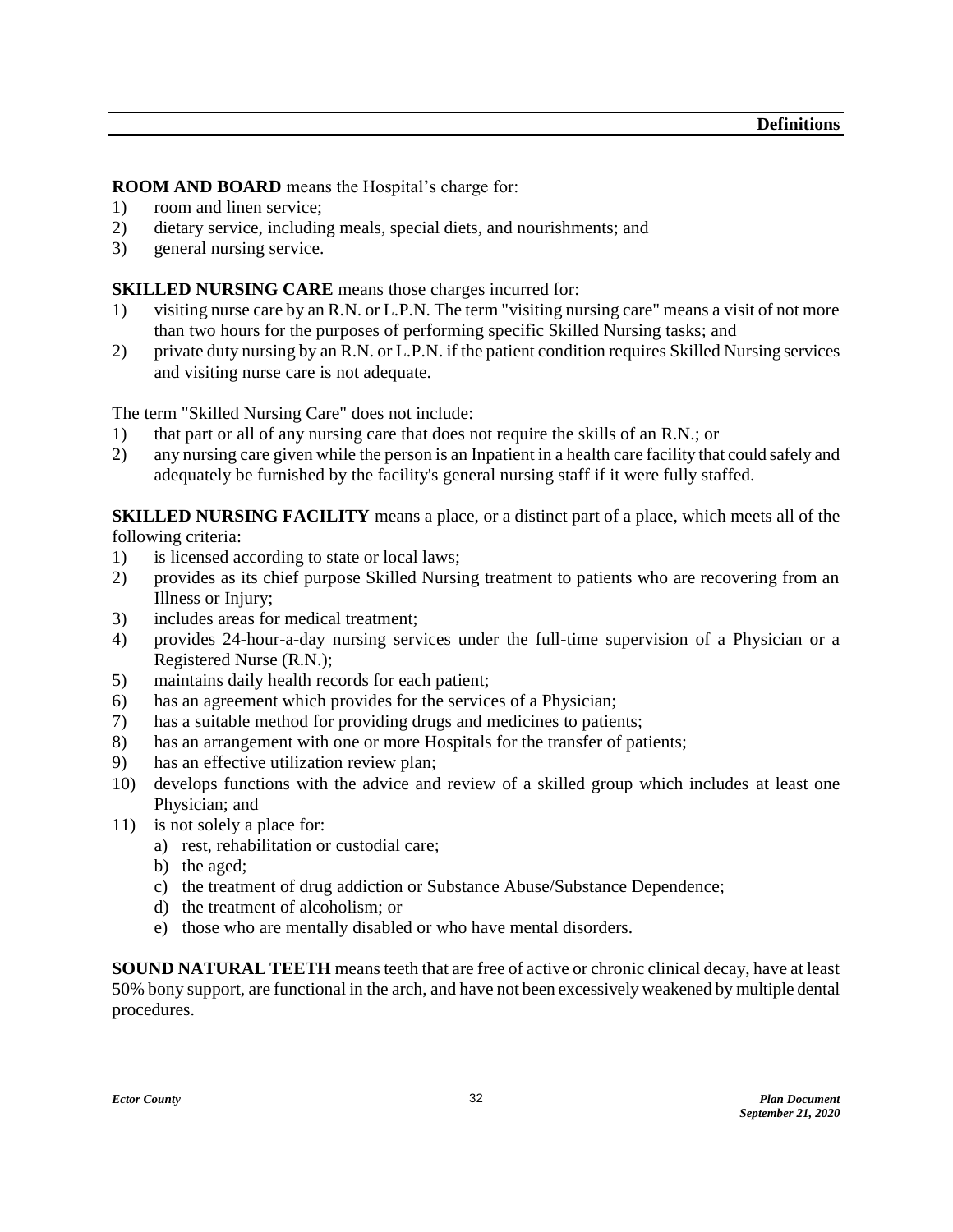**ROOM AND BOARD** means the Hospital's charge for:

1) room and linen service;
2) dietary service, including meals, special diets, and nourishments; and
3) general nursing service.

**SKILLED NURSING CARE** means those charges incurred for:

1) visiting nurse care by an R.N. or L.P.N. The term "visiting nursing care" means a visit of not more than two hours for the purposes of performing specific Skilled Nursing tasks; and
2) private duty nursing by an R.N. or L.P.N. if the patient condition requires Skilled Nursing services and visiting nurse care is not adequate.

The term "Skilled Nursing Care" does not include:

1) that part or all of any nursing care that does not require the skills of an R.N.; or
2) any nursing care given while the person is an Inpatient in a health care facility that could safely and adequately be furnished by the facility's general nursing staff if it were fully staffed.

**SKILLED NURSING FACILITY** means a place, or a distinct part of a place, which meets all of the following criteria:

1) is licensed according to state or local laws;
2) provides as its chief purpose Skilled Nursing treatment to patients who are recovering from an Illness or Injury;
3) includes areas for medical treatment;
4) provides 24-hour-a-day nursing services under the full-time supervision of a Physician or a Registered Nurse (R.N.);
5) maintains daily health records for each patient;
6) has an agreement which provides for the services of a Physician;
7) has a suitable method for providing drugs and medicines to patients;
8) has an arrangement with one or more Hospitals for the transfer of patients;
9) has an effective utilization review plan;
10) develops functions with the advice and review of a skilled group which includes at least one Physician; and
11) is not solely a place for:
    a) rest, rehabilitation or custodial care;
    b) the aged;
    c) the treatment of drug addiction or Substance Abuse/Substance Dependence;
    d) the treatment of alcoholism; or
    e) those who are mentally disabled or who have mental disorders.

**SOUND NATURAL TEETH** means teeth that are free of active or chronic clinical decay, have at least 50% bony support, are functional in the arch, and have not been excessively weakened by multiple dental procedures.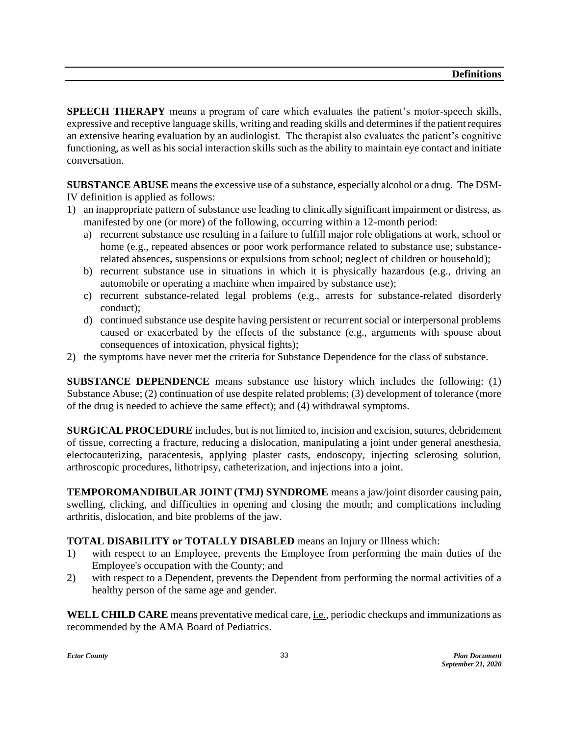**SPEECH THERAPY** means a program of care which evaluates the patient's motor-speech skills, expressive and receptive language skills, writing and reading skills and determines if the patient requires an extensive hearing evaluation by an audiologist. The therapist also evaluates the patient's cognitive functioning, as well as his social interaction skills such as the ability to maintain eye contact and initiate conversation.

**SUBSTANCE ABUSE** means the excessive use of a substance, especially alcohol or a drug. The DSM-IV definition is applied as follows:

1) an inappropriate pattern of substance use leading to clinically significant impairment or distress, as manifested by one (or more) of the following, occurring within a 12-month period:
   a) recurrent substance use resulting in a failure to fulfill major role obligations at work, school or home (e.g., repeated absences or poor work performance related to substance use; substance-related absences, suspensions or expulsions from school; neglect of children or household);
   b) recurrent substance use in situations in which it is physically hazardous (e.g., driving an automobile or operating a machine when impaired by substance use);
   c) recurrent substance-related legal problems (e.g., arrests for substance-related disorderly conduct);
   d) continued substance use despite having persistent or recurrent social or interpersonal problems caused or exacerbated by the effects of the substance (e.g., arguments with spouse about consequences of intoxication, physical fights);
2) the symptoms have never met the criteria for Substance Dependence for the class of substance.

**SUBSTANCE DEPENDENCE** means substance use history which includes the following: (1) Substance Abuse; (2) continuation of use despite related problems; (3) development of tolerance (more of the drug is needed to achieve the same effect); and (4) withdrawal symptoms.

**SURGICAL PROCEDURE** includes, but is not limited to, incision and excision, sutures, debridement of tissue, correcting a fracture, reducing a dislocation, manipulating a joint under general anesthesia, electocauterizing, paracentesis, applying plaster casts, endoscopy, injecting sclerosing solution, arthroscopic procedures, lithotripsy, catheterization, and injections into a joint.

**TEMPOROMANDIBULAR JOINT (TMJ) SYNDROME** means a jaw/joint disorder causing pain, swelling, clicking, and difficulties in opening and closing the mouth; and complications including arthritis, dislocation, and bite problems of the jaw.

**TOTAL DISABILITY or TOTALLY DISABLED** means an Injury or Illness which:

1) with respect to an Employee, prevents the Employee from performing the main duties of the Employee's occupation with the County; and
2) with respect to a Dependent, prevents the Dependent from performing the normal activities of a healthy person of the same age and gender.

**WELL CHILD CARE** means preventative medical care, i.e., periodic checkups and immunizations as recommended by the AMA Board of Pediatrics.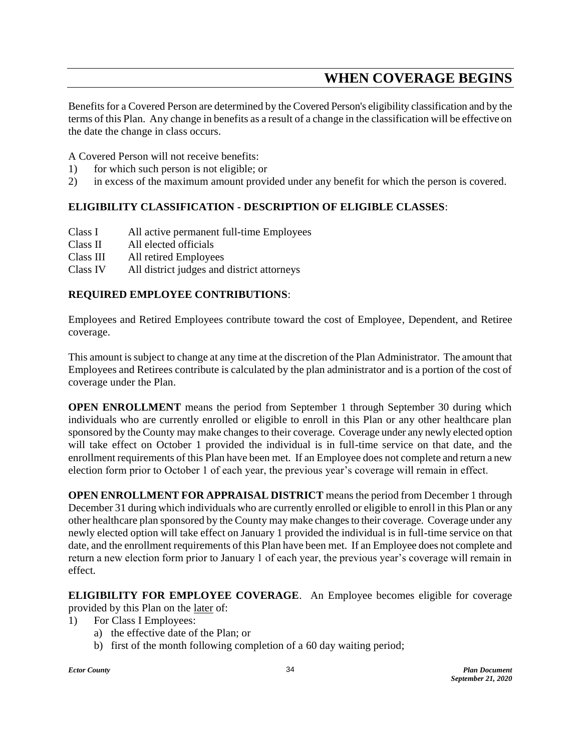# WHEN COVERAGE BEGINS

Benefits for a Covered Person are determined by the Covered Person's eligibility classification and by the terms of this Plan. Any change in benefits as a result of a change in the classification will be effective on the date the change in class occurs.

A Covered Person will not receive benefits:

1) for which such person is not eligible; or
2) in excess of the maximum amount provided under any benefit for which the person is covered.

**ELIGIBILITY CLASSIFICATION - DESCRIPTION OF ELIGIBLE CLASSES**:

| | |
|---|---|
| Class I | All active permanent full-time Employees |
| Class II | All elected officials |
| Class III | All retired Employees |
| Class IV | All district judges and district attorneys |

**REQUIRED EMPLOYEE CONTRIBUTIONS**:

Employees and Retired Employees contribute toward the cost of Employee, Dependent, and Retiree coverage.

This amount is subject to change at any time at the discretion of the Plan Administrator. The amount that Employees and Retirees contribute is calculated by the plan administrator and is a portion of the cost of coverage under the Plan.

**OPEN ENROLLMENT** means the period from September 1 through September 30 during which individuals who are currently enrolled or eligible to enroll in this Plan or any other healthcare plan sponsored by the County may make changes to their coverage. Coverage under any newly elected option will take effect on October 1 provided the individual is in full-time service on that date, and the enrollment requirements of this Plan have been met. If an Employee does not complete and return a new election form prior to October 1 of each year, the previous year's coverage will remain in effect.

**OPEN ENROLLMENT FOR APPRAISAL DISTRICT** means the period from December 1 through December 31 during which individuals who are currently enrolled or eligible to enroll in this Plan or any other healthcare plan sponsored by the County may make changes to their coverage. Coverage under any newly elected option will take effect on January 1 provided the individual is in full-time service on that date, and the enrollment requirements of this Plan have been met. If an Employee does not complete and return a new election form prior to January 1 of each year, the previous year's coverage will remain in effect.

**ELIGIBILITY FOR EMPLOYEE COVERAGE**. An Employee becomes eligible for coverage provided by this Plan on the later of:

1) For Class I Employees:
    a) the effective date of the Plan; or
    b) first of the month following completion of a 60 day waiting period;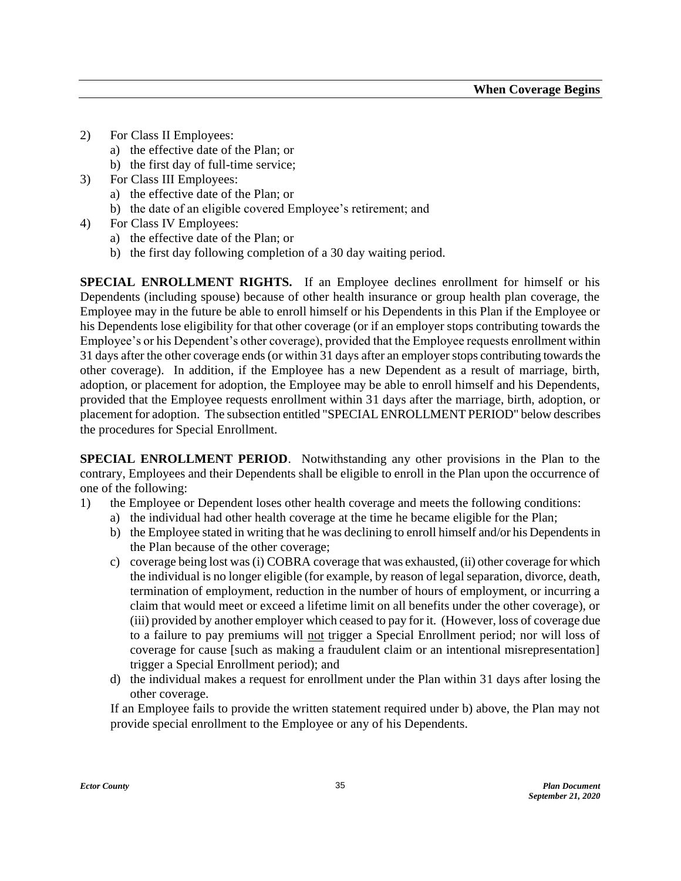2) For Class II Employees:
   a) the effective date of the Plan; or
   b) the first day of full-time service;
3) For Class III Employees:
   a) the effective date of the Plan; or
   b) the date of an eligible covered Employee's retirement; and
4) For Class IV Employees:
   a) the effective date of the Plan; or
   b) the first day following completion of a 30 day waiting period.

**SPECIAL ENROLLMENT RIGHTS.** If an Employee declines enrollment for himself or his Dependents (including spouse) because of other health insurance or group health plan coverage, the Employee may in the future be able to enroll himself or his Dependents in this Plan if the Employee or his Dependents lose eligibility for that other coverage (or if an employer stops contributing towards the Employee's or his Dependent's other coverage), provided that the Employee requests enrollment within 31 days after the other coverage ends (or within 31 days after an employer stops contributing towards the other coverage). In addition, if the Employee has a new Dependent as a result of marriage, birth, adoption, or placement for adoption, the Employee may be able to enroll himself and his Dependents, provided that the Employee requests enrollment within 31 days after the marriage, birth, adoption, or placement for adoption. The subsection entitled "SPECIAL ENROLLMENT PERIOD" below describes the procedures for Special Enrollment.

**SPECIAL ENROLLMENT PERIOD**. Notwithstanding any other provisions in the Plan to the contrary, Employees and their Dependents shall be eligible to enroll in the Plan upon the occurrence of one of the following:

1) the Employee or Dependent loses other health coverage and meets the following conditions:
   a) the individual had other health coverage at the time he became eligible for the Plan;
   b) the Employee stated in writing that he was declining to enroll himself and/or his Dependents in the Plan because of the other coverage;
   c) coverage being lost was (i) COBRA coverage that was exhausted, (ii) other coverage for which the individual is no longer eligible (for example, by reason of legal separation, divorce, death, termination of employment, reduction in the number of hours of employment, or incurring a claim that would meet or exceed a lifetime limit on all benefits under the other coverage), or (iii) provided by another employer which ceased to pay for it. (However, loss of coverage due to a failure to pay premiums will <u>not</u> trigger a Special Enrollment period; nor will loss of coverage for cause [such as making a fraudulent claim or an intentional misrepresentation] trigger a Special Enrollment period); and
   d) the individual makes a request for enrollment under the Plan within 31 days after losing the other coverage.

   If an Employee fails to provide the written statement required under b) above, the Plan may not provide special enrollment to the Employee or any of his Dependents.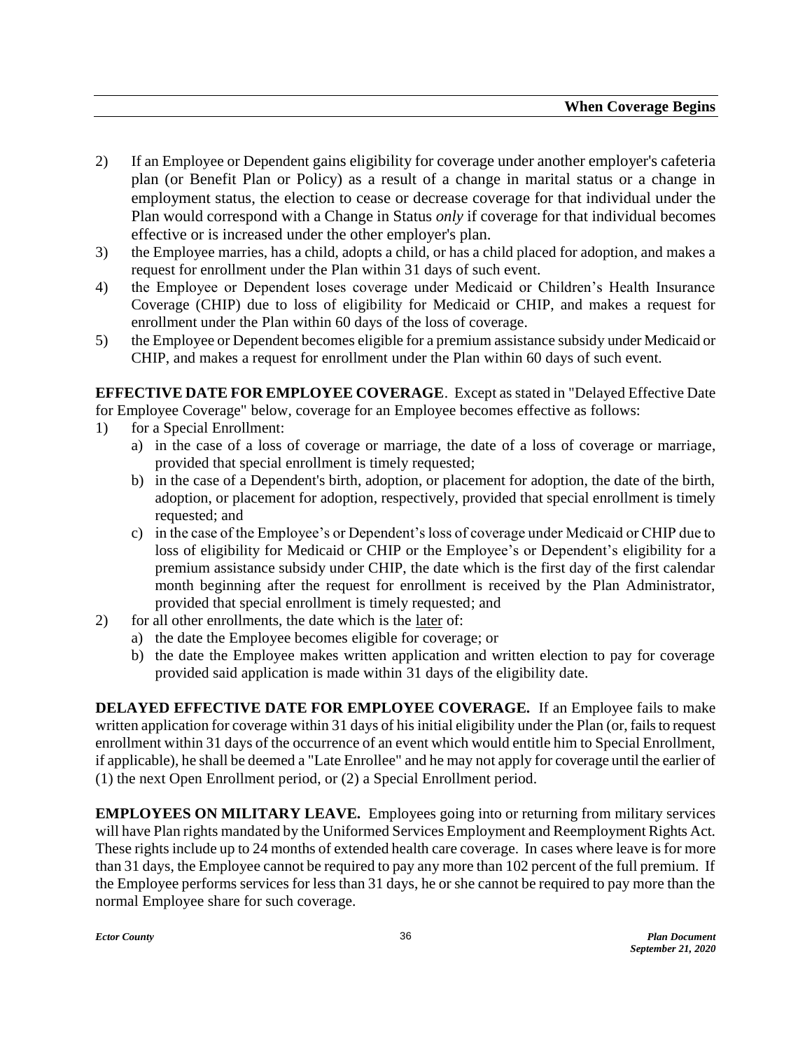2) If an Employee or Dependent gains eligibility for coverage under another employer's cafeteria plan (or Benefit Plan or Policy) as a result of a change in marital status or a change in employment status, the election to cease or decrease coverage for that individual under the Plan would correspond with a Change in Status *only* if coverage for that individual becomes effective or is increased under the other employer's plan.
3) the Employee marries, has a child, adopts a child, or has a child placed for adoption, and makes a request for enrollment under the Plan within 31 days of such event.
4) the Employee or Dependent loses coverage under Medicaid or Children's Health Insurance Coverage (CHIP) due to loss of eligibility for Medicaid or CHIP, and makes a request for enrollment under the Plan within 60 days of the loss of coverage.
5) the Employee or Dependent becomes eligible for a premium assistance subsidy under Medicaid or CHIP, and makes a request for enrollment under the Plan within 60 days of such event.

**EFFECTIVE DATE FOR EMPLOYEE COVERAGE**. Except as stated in "Delayed Effective Date for Employee Coverage" below, coverage for an Employee becomes effective as follows:

1) for a Special Enrollment:
   a) in the case of a loss of coverage or marriage, the date of a loss of coverage or marriage, provided that special enrollment is timely requested;
   b) in the case of a Dependent's birth, adoption, or placement for adoption, the date of the birth, adoption, or placement for adoption, respectively, provided that special enrollment is timely requested; and
   c) in the case of the Employee's or Dependent's loss of coverage under Medicaid or CHIP due to loss of eligibility for Medicaid or CHIP or the Employee's or Dependent's eligibility for a premium assistance subsidy under CHIP, the date which is the first day of the first calendar month beginning after the request for enrollment is received by the Plan Administrator, provided that special enrollment is timely requested; and
2) for all other enrollments, the date which is the later of:
   a) the date the Employee becomes eligible for coverage; or
   b) the date the Employee makes written application and written election to pay for coverage provided said application is made within 31 days of the eligibility date.

**DELAYED EFFECTIVE DATE FOR EMPLOYEE COVERAGE.** If an Employee fails to make written application for coverage within 31 days of his initial eligibility under the Plan (or, fails to request enrollment within 31 days of the occurrence of an event which would entitle him to Special Enrollment, if applicable), he shall be deemed a "Late Enrollee" and he may not apply for coverage until the earlier of (1) the next Open Enrollment period, or (2) a Special Enrollment period.

**EMPLOYEES ON MILITARY LEAVE.** Employees going into or returning from military services will have Plan rights mandated by the Uniformed Services Employment and Reemployment Rights Act. These rights include up to 24 months of extended health care coverage. In cases where leave is for more than 31 days, the Employee cannot be required to pay any more than 102 percent of the full premium. If the Employee performs services for less than 31 days, he or she cannot be required to pay more than the normal Employee share for such coverage.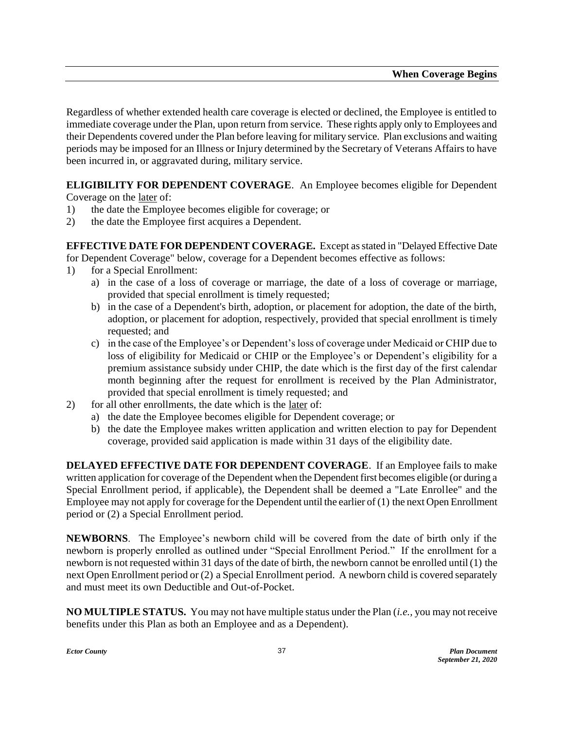Regardless of whether extended health care coverage is elected or declined, the Employee is entitled to immediate coverage under the Plan, upon return from service. These rights apply only to Employees and their Dependents covered under the Plan before leaving for military service. Plan exclusions and waiting periods may be imposed for an Illness or Injury determined by the Secretary of Veterans Affairs to have been incurred in, or aggravated during, military service.

**ELIGIBILITY FOR DEPENDENT COVERAGE**. An Employee becomes eligible for Dependent Coverage on the later of:

1) the date the Employee becomes eligible for coverage; or
2) the date the Employee first acquires a Dependent.

**EFFECTIVE DATE FOR DEPENDENT COVERAGE.** Except as stated in "Delayed Effective Date for Dependent Coverage" below, coverage for a Dependent becomes effective as follows:

1) for a Special Enrollment:
   a) in the case of a loss of coverage or marriage, the date of a loss of coverage or marriage, provided that special enrollment is timely requested;
   b) in the case of a Dependent's birth, adoption, or placement for adoption, the date of the birth, adoption, or placement for adoption, respectively, provided that special enrollment is timely requested; and
   c) in the case of the Employee's or Dependent's loss of coverage under Medicaid or CHIP due to loss of eligibility for Medicaid or CHIP or the Employee's or Dependent's eligibility for a premium assistance subsidy under CHIP, the date which is the first day of the first calendar month beginning after the request for enrollment is received by the Plan Administrator, provided that special enrollment is timely requested; and
2) for all other enrollments, the date which is the later of:
   a) the date the Employee becomes eligible for Dependent coverage; or
   b) the date the Employee makes written application and written election to pay for Dependent coverage, provided said application is made within 31 days of the eligibility date.

**DELAYED EFFECTIVE DATE FOR DEPENDENT COVERAGE**. If an Employee fails to make written application for coverage of the Dependent when the Dependent first becomes eligible (or during a Special Enrollment period, if applicable), the Dependent shall be deemed a "Late Enrollee" and the Employee may not apply for coverage for the Dependent until the earlier of (1) the next Open Enrollment period or (2) a Special Enrollment period.

**NEWBORNS**. The Employee's newborn child will be covered from the date of birth only if the newborn is properly enrolled as outlined under "Special Enrollment Period." If the enrollment for a newborn is not requested within 31 days of the date of birth, the newborn cannot be enrolled until (1) the next Open Enrollment period or (2) a Special Enrollment period. A newborn child is covered separately and must meet its own Deductible and Out-of-Pocket.

**NO MULTIPLE STATUS.** You may not have multiple status under the Plan (*i.e.,* you may not receive benefits under this Plan as both an Employee and as a Dependent).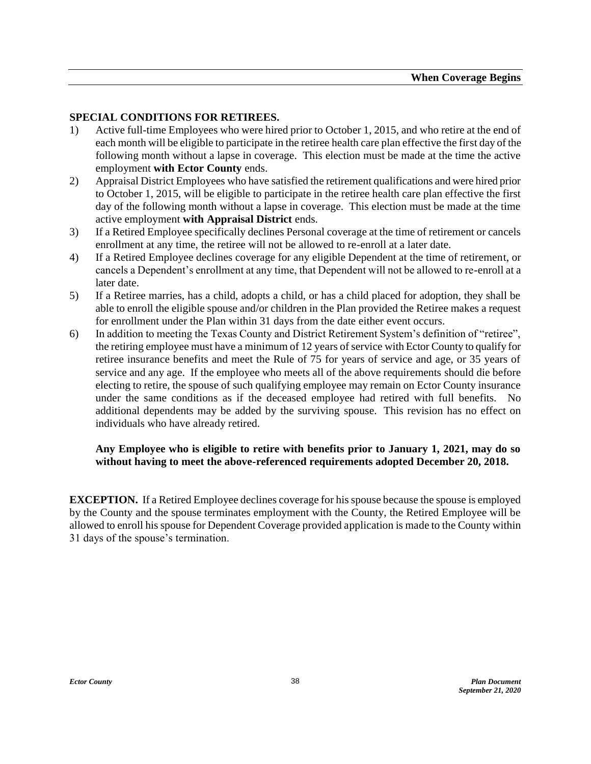**SPECIAL CONDITIONS FOR RETIREES.**

1) Active full-time Employees who were hired prior to October 1, 2015, and who retire at the end of each month will be eligible to participate in the retiree health care plan effective the first day of the following month without a lapse in coverage. This election must be made at the time the active employment **with Ector County** ends.
2) Appraisal District Employees who have satisfied the retirement qualifications and were hired prior to October 1, 2015, will be eligible to participate in the retiree health care plan effective the first day of the following month without a lapse in coverage. This election must be made at the time active employment **with Appraisal District** ends.
3) If a Retired Employee specifically declines Personal coverage at the time of retirement or cancels enrollment at any time, the retiree will not be allowed to re-enroll at a later date.
4) If a Retired Employee declines coverage for any eligible Dependent at the time of retirement, or cancels a Dependent's enrollment at any time, that Dependent will not be allowed to re-enroll at a later date.
5) If a Retiree marries, has a child, adopts a child, or has a child placed for adoption, they shall be able to enroll the eligible spouse and/or children in the Plan provided the Retiree makes a request for enrollment under the Plan within 31 days from the date either event occurs.
6) In addition to meeting the Texas County and District Retirement System's definition of "retiree", the retiring employee must have a minimum of 12 years of service with Ector County to qualify for retiree insurance benefits and meet the Rule of 75 for years of service and age, or 35 years of service and any age. If the employee who meets all of the above requirements should die before electing to retire, the spouse of such qualifying employee may remain on Ector County insurance under the same conditions as if the deceased employee had retired with full benefits. No additional dependents may be added by the surviving spouse. This revision has no effect on individuals who have already retired.

   **Any Employee who is eligible to retire with benefits prior to January 1, 2021, may do so without having to meet the above-referenced requirements adopted December 20, 2018.**

**EXCEPTION.** If a Retired Employee declines coverage for his spouse because the spouse is employed by the County and the spouse terminates employment with the County, the Retired Employee will be allowed to enroll his spouse for Dependent Coverage provided application is made to the County within 31 days of the spouse's termination.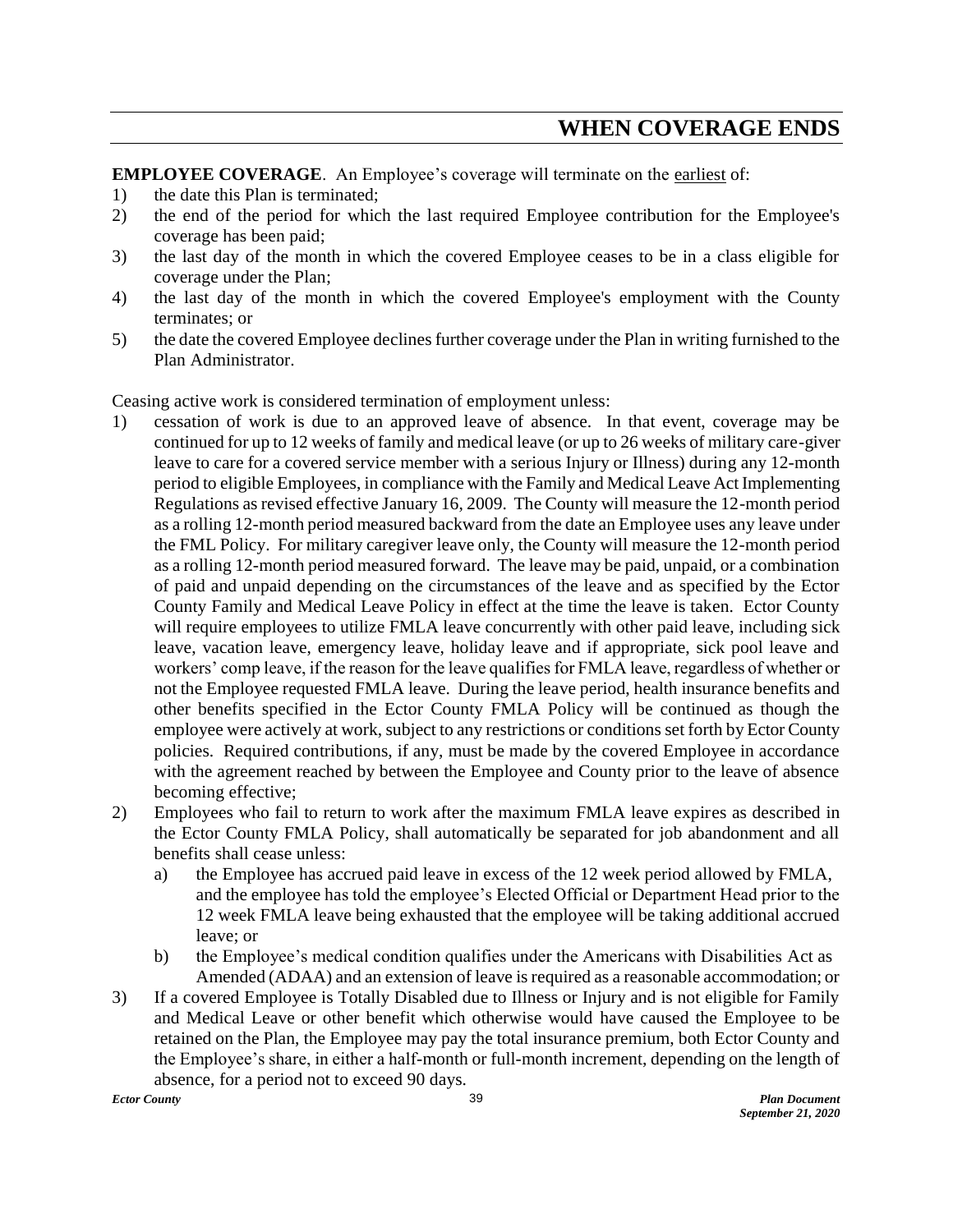# WHEN COVERAGE ENDS

**EMPLOYEE COVERAGE**. An Employee's coverage will terminate on the earliest of:

1) the date this Plan is terminated;
2) the end of the period for which the last required Employee contribution for the Employee's coverage has been paid;
3) the last day of the month in which the covered Employee ceases to be in a class eligible for coverage under the Plan;
4) the last day of the month in which the covered Employee's employment with the County terminates; or
5) the date the covered Employee declines further coverage under the Plan in writing furnished to the Plan Administrator.

Ceasing active work is considered termination of employment unless:

1) cessation of work is due to an approved leave of absence. In that event, coverage may be continued for up to 12 weeks of family and medical leave (or up to 26 weeks of military care-giver leave to care for a covered service member with a serious Injury or Illness) during any 12-month period to eligible Employees, in compliance with the Family and Medical Leave Act Implementing Regulations as revised effective January 16, 2009. The County will measure the 12-month period as a rolling 12-month period measured backward from the date an Employee uses any leave under the FML Policy. For military caregiver leave only, the County will measure the 12-month period as a rolling 12-month period measured forward. The leave may be paid, unpaid, or a combination of paid and unpaid depending on the circumstances of the leave and as specified by the Ector County Family and Medical Leave Policy in effect at the time the leave is taken. Ector County will require employees to utilize FMLA leave concurrently with other paid leave, including sick leave, vacation leave, emergency leave, holiday leave and if appropriate, sick pool leave and workers' comp leave, if the reason for the leave qualifies for FMLA leave, regardless of whether or not the Employee requested FMLA leave. During the leave period, health insurance benefits and other benefits specified in the Ector County FMLA Policy will be continued as though the employee were actively at work, subject to any restrictions or conditions set forth by Ector County policies. Required contributions, if any, must be made by the covered Employee in accordance with the agreement reached by between the Employee and County prior to the leave of absence becoming effective;
2) Employees who fail to return to work after the maximum FMLA leave expires as described in the Ector County FMLA Policy, shall automatically be separated for job abandonment and all benefits shall cease unless:
   a) the Employee has accrued paid leave in excess of the 12 week period allowed by FMLA, and the employee has told the employee's Elected Official or Department Head prior to the 12 week FMLA leave being exhausted that the employee will be taking additional accrued leave; or
   b) the Employee's medical condition qualifies under the Americans with Disabilities Act as Amended (ADAA) and an extension of leave is required as a reasonable accommodation; or
3) If a covered Employee is Totally Disabled due to Illness or Injury and is not eligible for Family and Medical Leave or other benefit which otherwise would have caused the Employee to be retained on the Plan, the Employee may pay the total insurance premium, both Ector County and the Employee's share, in either a half-month or full-month increment, depending on the length of absence, for a period not to exceed 90 days.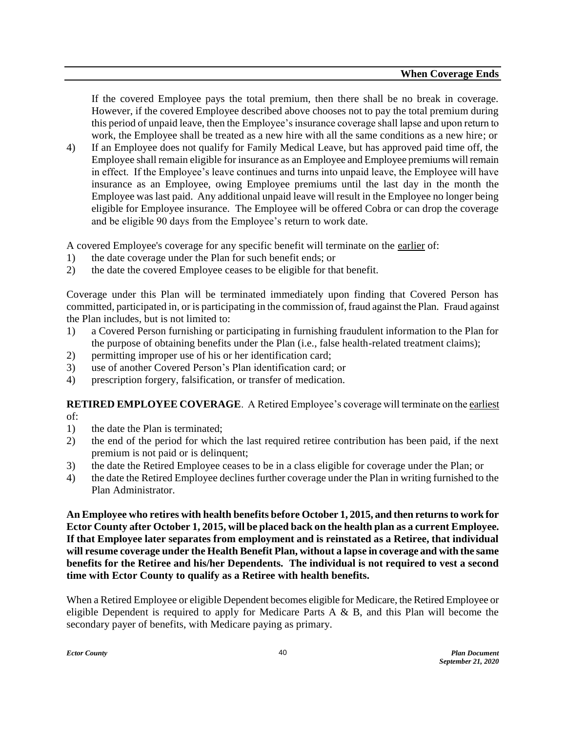If the covered Employee pays the total premium, then there shall be no break in coverage. However, if the covered Employee described above chooses not to pay the total premium during this period of unpaid leave, then the Employee's insurance coverage shall lapse and upon return to work, the Employee shall be treated as a new hire with all the same conditions as a new hire; or

4) If an Employee does not qualify for Family Medical Leave, but has approved paid time off, the Employee shall remain eligible for insurance as an Employee and Employee premiums will remain in effect. If the Employee's leave continues and turns into unpaid leave, the Employee will have insurance as an Employee, owing Employee premiums until the last day in the month the Employee was last paid. Any additional unpaid leave will result in the Employee no longer being eligible for Employee insurance. The Employee will be offered Cobra or can drop the coverage and be eligible 90 days from the Employee's return to work date.

A covered Employee's coverage for any specific benefit will terminate on the <u>earlier</u> of:

1) the date coverage under the Plan for such benefit ends; or
2) the date the covered Employee ceases to be eligible for that benefit.

Coverage under this Plan will be terminated immediately upon finding that Covered Person has committed, participated in, or is participating in the commission of, fraud against the Plan. Fraud against the Plan includes, but is not limited to:

1) a Covered Person furnishing or participating in furnishing fraudulent information to the Plan for the purpose of obtaining benefits under the Plan (i.e., false health-related treatment claims);
2) permitting improper use of his or her identification card;
3) use of another Covered Person's Plan identification card; or
4) prescription forgery, falsification, or transfer of medication.

**RETIRED EMPLOYEE COVERAGE**. A Retired Employee's coverage will terminate on the <u>earliest</u> of:

1) the date the Plan is terminated;
2) the end of the period for which the last required retiree contribution has been paid, if the next premium is not paid or is delinquent;
3) the date the Retired Employee ceases to be in a class eligible for coverage under the Plan; or
4) the date the Retired Employee declines further coverage under the Plan in writing furnished to the Plan Administrator.

**An Employee who retires with health benefits before October 1, 2015, and then returns to work for Ector County after October 1, 2015, will be placed back on the health plan as a current Employee. If that Employee later separates from employment and is reinstated as a Retiree, that individual will resume coverage under the Health Benefit Plan, without a lapse in coverage and with the same benefits for the Retiree and his/her Dependents. The individual is not required to vest a second time with Ector County to qualify as a Retiree with health benefits.**

When a Retired Employee or eligible Dependent becomes eligible for Medicare, the Retired Employee or eligible Dependent is required to apply for Medicare Parts A & B, and this Plan will become the secondary payer of benefits, with Medicare paying as primary.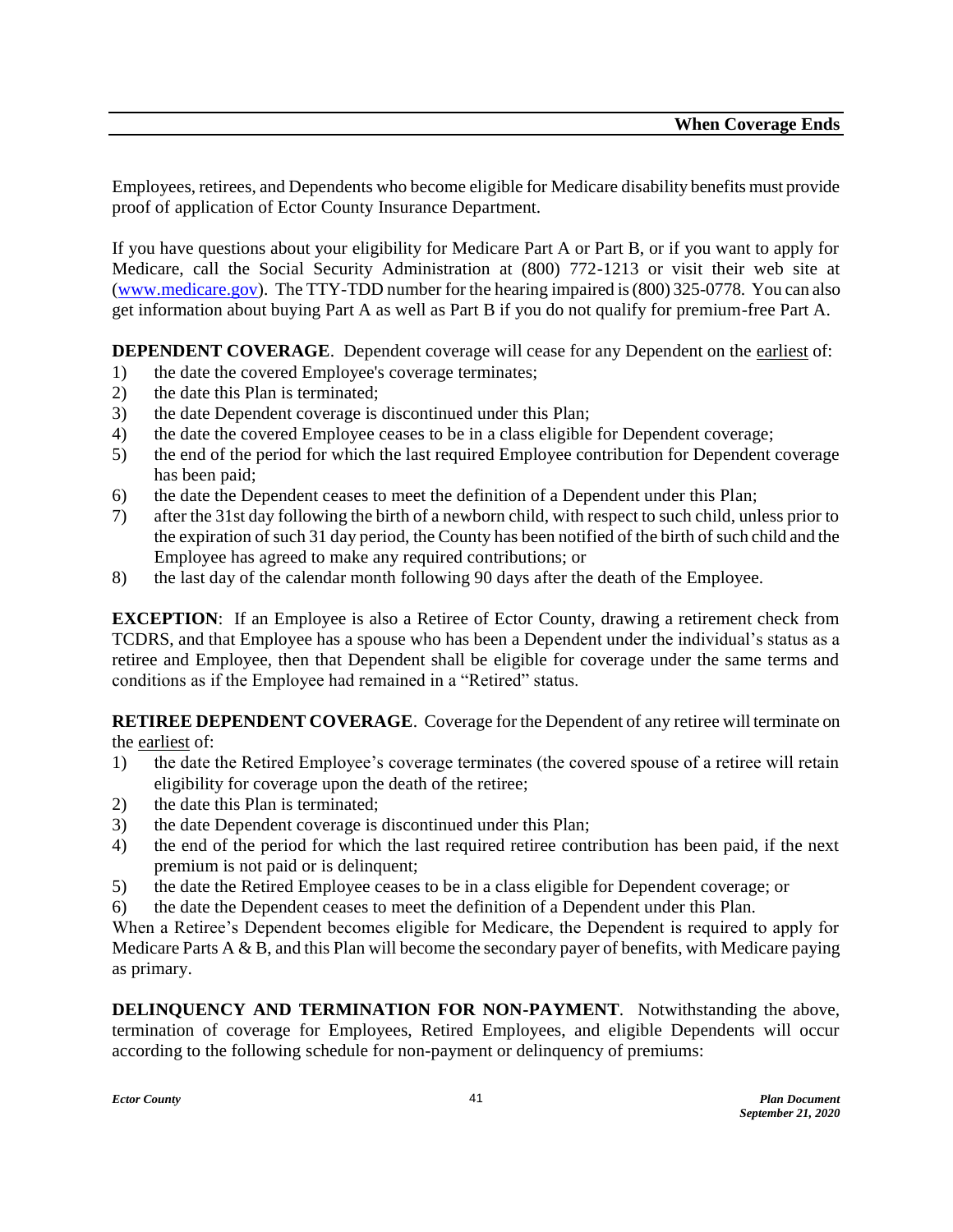Employees, retirees, and Dependents who become eligible for Medicare disability benefits must provide proof of application of Ector County Insurance Department.

If you have questions about your eligibility for Medicare Part A or Part B, or if you want to apply for Medicare, call the Social Security Administration at (800) 772-1213 or visit their web site at ([www.medicare.gov](http://www.medicare.gov)). The TTY-TDD number for the hearing impaired is (800) 325-0778. You can also get information about buying Part A as well as Part B if you do not qualify for premium-free Part A.

**DEPENDENT COVERAGE**. Dependent coverage will cease for any Dependent on the earliest of:

1) the date the covered Employee's coverage terminates;
2) the date this Plan is terminated;
3) the date Dependent coverage is discontinued under this Plan;
4) the date the covered Employee ceases to be in a class eligible for Dependent coverage;
5) the end of the period for which the last required Employee contribution for Dependent coverage has been paid;
6) the date the Dependent ceases to meet the definition of a Dependent under this Plan;
7) after the 31st day following the birth of a newborn child, with respect to such child, unless prior to the expiration of such 31 day period, the County has been notified of the birth of such child and the Employee has agreed to make any required contributions; or
8) the last day of the calendar month following 90 days after the death of the Employee.

**EXCEPTION**: If an Employee is also a Retiree of Ector County, drawing a retirement check from TCDRS, and that Employee has a spouse who has been a Dependent under the individual's status as a retiree and Employee, then that Dependent shall be eligible for coverage under the same terms and conditions as if the Employee had remained in a "Retired" status.

**RETIREE DEPENDENT COVERAGE**. Coverage for the Dependent of any retiree will terminate on the earliest of:

1) the date the Retired Employee's coverage terminates (the covered spouse of a retiree will retain eligibility for coverage upon the death of the retiree;
2) the date this Plan is terminated;
3) the date Dependent coverage is discontinued under this Plan;
4) the end of the period for which the last required retiree contribution has been paid, if the next premium is not paid or is delinquent;
5) the date the Retired Employee ceases to be in a class eligible for Dependent coverage; or
6) the date the Dependent ceases to meet the definition of a Dependent under this Plan.

When a Retiree's Dependent becomes eligible for Medicare, the Dependent is required to apply for Medicare Parts A & B, and this Plan will become the secondary payer of benefits, with Medicare paying as primary.

**DELINQUENCY AND TERMINATION FOR NON-PAYMENT**. Notwithstanding the above, termination of coverage for Employees, Retired Employees, and eligible Dependents will occur according to the following schedule for non-payment or delinquency of premiums: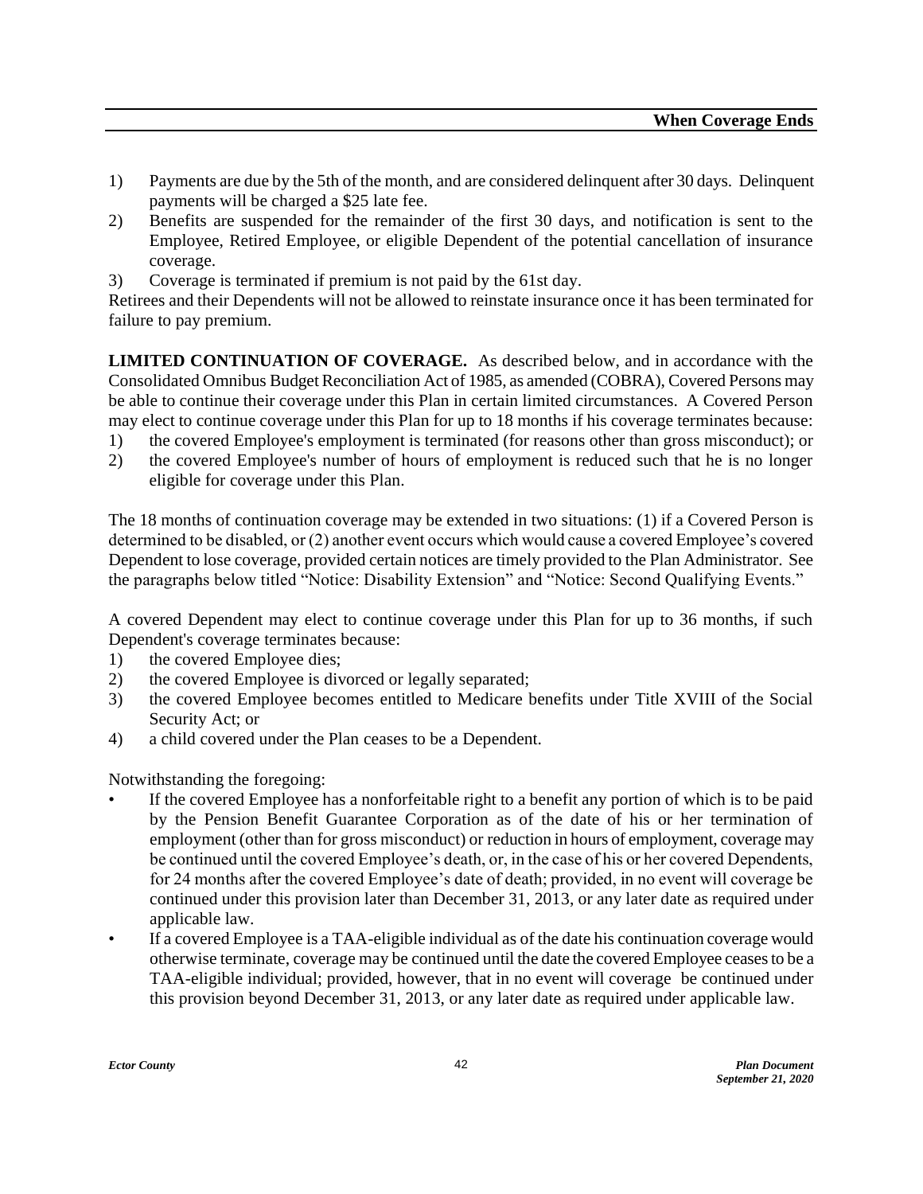1) Payments are due by the 5th of the month, and are considered delinquent after 30 days. Delinquent payments will be charged a $25 late fee.
2) Benefits are suspended for the remainder of the first 30 days, and notification is sent to the Employee, Retired Employee, or eligible Dependent of the potential cancellation of insurance coverage.
3) Coverage is terminated if premium is not paid by the 61st day.

Retirees and their Dependents will not be allowed to reinstate insurance once it has been terminated for failure to pay premium.

**LIMITED CONTINUATION OF COVERAGE.** As described below, and in accordance with the Consolidated Omnibus Budget Reconciliation Act of 1985, as amended (COBRA), Covered Persons may be able to continue their coverage under this Plan in certain limited circumstances. A Covered Person may elect to continue coverage under this Plan for up to 18 months if his coverage terminates because:

1) the covered Employee's employment is terminated (for reasons other than gross misconduct); or
2) the covered Employee's number of hours of employment is reduced such that he is no longer eligible for coverage under this Plan.

The 18 months of continuation coverage may be extended in two situations: (1) if a Covered Person is determined to be disabled, or (2) another event occurs which would cause a covered Employee's covered Dependent to lose coverage, provided certain notices are timely provided to the Plan Administrator. See the paragraphs below titled "Notice: Disability Extension" and "Notice: Second Qualifying Events."

A covered Dependent may elect to continue coverage under this Plan for up to 36 months, if such Dependent's coverage terminates because:

1) the covered Employee dies;
2) the covered Employee is divorced or legally separated;
3) the covered Employee becomes entitled to Medicare benefits under Title XVIII of the Social Security Act; or
4) a child covered under the Plan ceases to be a Dependent.

Notwithstanding the foregoing:

- If the covered Employee has a nonforfeitable right to a benefit any portion of which is to be paid by the Pension Benefit Guarantee Corporation as of the date of his or her termination of employment (other than for gross misconduct) or reduction in hours of employment, coverage may be continued until the covered Employee's death, or, in the case of his or her covered Dependents, for 24 months after the covered Employee's date of death; provided, in no event will coverage be continued under this provision later than December 31, 2013, or any later date as required under applicable law.
- If a covered Employee is a TAA-eligible individual as of the date his continuation coverage would otherwise terminate, coverage may be continued until the date the covered Employee ceases to be a TAA-eligible individual; provided, however, that in no event will coverage be continued under this provision beyond December 31, 2013, or any later date as required under applicable law.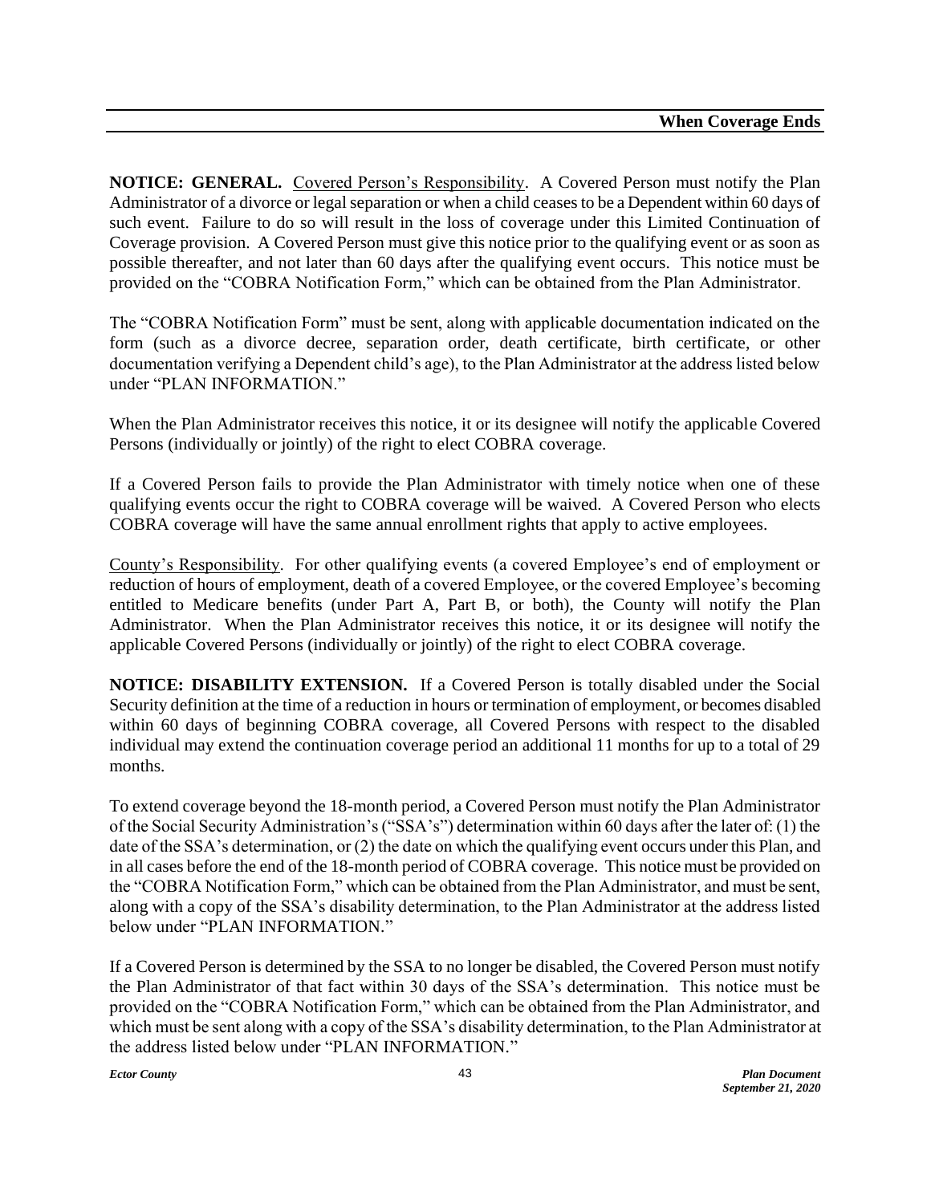**NOTICE: GENERAL.** Covered Person's Responsibility. A Covered Person must notify the Plan Administrator of a divorce or legal separation or when a child ceases to be a Dependent within 60 days of such event. Failure to do so will result in the loss of coverage under this Limited Continuation of Coverage provision. A Covered Person must give this notice prior to the qualifying event or as soon as possible thereafter, and not later than 60 days after the qualifying event occurs. This notice must be provided on the "COBRA Notification Form," which can be obtained from the Plan Administrator.

The "COBRA Notification Form" must be sent, along with applicable documentation indicated on the form (such as a divorce decree, separation order, death certificate, birth certificate, or other documentation verifying a Dependent child's age), to the Plan Administrator at the address listed below under "PLAN INFORMATION."

When the Plan Administrator receives this notice, it or its designee will notify the applicable Covered Persons (individually or jointly) of the right to elect COBRA coverage.

If a Covered Person fails to provide the Plan Administrator with timely notice when one of these qualifying events occur the right to COBRA coverage will be waived. A Covered Person who elects COBRA coverage will have the same annual enrollment rights that apply to active employees.

County's Responsibility. For other qualifying events (a covered Employee's end of employment or reduction of hours of employment, death of a covered Employee, or the covered Employee's becoming entitled to Medicare benefits (under Part A, Part B, or both), the County will notify the Plan Administrator. When the Plan Administrator receives this notice, it or its designee will notify the applicable Covered Persons (individually or jointly) of the right to elect COBRA coverage.

**NOTICE: DISABILITY EXTENSION.** If a Covered Person is totally disabled under the Social Security definition at the time of a reduction in hours or termination of employment, or becomes disabled within 60 days of beginning COBRA coverage, all Covered Persons with respect to the disabled individual may extend the continuation coverage period an additional 11 months for up to a total of 29 months.

To extend coverage beyond the 18-month period, a Covered Person must notify the Plan Administrator of the Social Security Administration's ("SSA's") determination within 60 days after the later of: (1) the date of the SSA's determination, or (2) the date on which the qualifying event occurs under this Plan, and in all cases before the end of the 18-month period of COBRA coverage. This notice must be provided on the "COBRA Notification Form," which can be obtained from the Plan Administrator, and must be sent, along with a copy of the SSA's disability determination, to the Plan Administrator at the address listed below under "PLAN INFORMATION."

If a Covered Person is determined by the SSA to no longer be disabled, the Covered Person must notify the Plan Administrator of that fact within 30 days of the SSA's determination. This notice must be provided on the "COBRA Notification Form," which can be obtained from the Plan Administrator, and which must be sent along with a copy of the SSA's disability determination, to the Plan Administrator at the address listed below under "PLAN INFORMATION."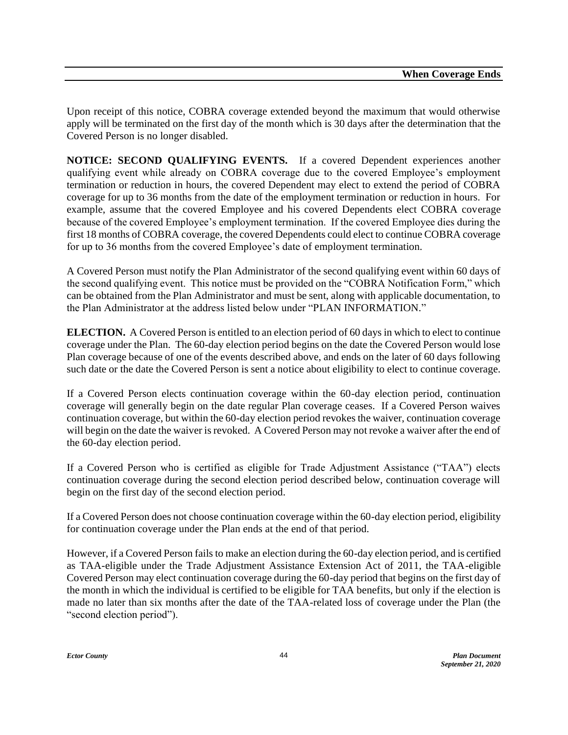Upon receipt of this notice, COBRA coverage extended beyond the maximum that would otherwise apply will be terminated on the first day of the month which is 30 days after the determination that the Covered Person is no longer disabled.

**NOTICE: SECOND QUALIFYING EVENTS.** If a covered Dependent experiences another qualifying event while already on COBRA coverage due to the covered Employee's employment termination or reduction in hours, the covered Dependent may elect to extend the period of COBRA coverage for up to 36 months from the date of the employment termination or reduction in hours. For example, assume that the covered Employee and his covered Dependents elect COBRA coverage because of the covered Employee's employment termination. If the covered Employee dies during the first 18 months of COBRA coverage, the covered Dependents could elect to continue COBRA coverage for up to 36 months from the covered Employee's date of employment termination.

A Covered Person must notify the Plan Administrator of the second qualifying event within 60 days of the second qualifying event. This notice must be provided on the "COBRA Notification Form," which can be obtained from the Plan Administrator and must be sent, along with applicable documentation, to the Plan Administrator at the address listed below under "PLAN INFORMATION."

**ELECTION.** A Covered Person is entitled to an election period of 60 days in which to elect to continue coverage under the Plan. The 60-day election period begins on the date the Covered Person would lose Plan coverage because of one of the events described above, and ends on the later of 60 days following such date or the date the Covered Person is sent a notice about eligibility to elect to continue coverage.

If a Covered Person elects continuation coverage within the 60-day election period, continuation coverage will generally begin on the date regular Plan coverage ceases. If a Covered Person waives continuation coverage, but within the 60-day election period revokes the waiver, continuation coverage will begin on the date the waiver is revoked. A Covered Person may not revoke a waiver after the end of the 60-day election period.

If a Covered Person who is certified as eligible for Trade Adjustment Assistance ("TAA") elects continuation coverage during the second election period described below, continuation coverage will begin on the first day of the second election period.

If a Covered Person does not choose continuation coverage within the 60-day election period, eligibility for continuation coverage under the Plan ends at the end of that period.

However, if a Covered Person fails to make an election during the 60-day election period, and is certified as TAA-eligible under the Trade Adjustment Assistance Extension Act of 2011, the TAA-eligible Covered Person may elect continuation coverage during the 60-day period that begins on the first day of the month in which the individual is certified to be eligible for TAA benefits, but only if the election is made no later than six months after the date of the TAA-related loss of coverage under the Plan (the "second election period").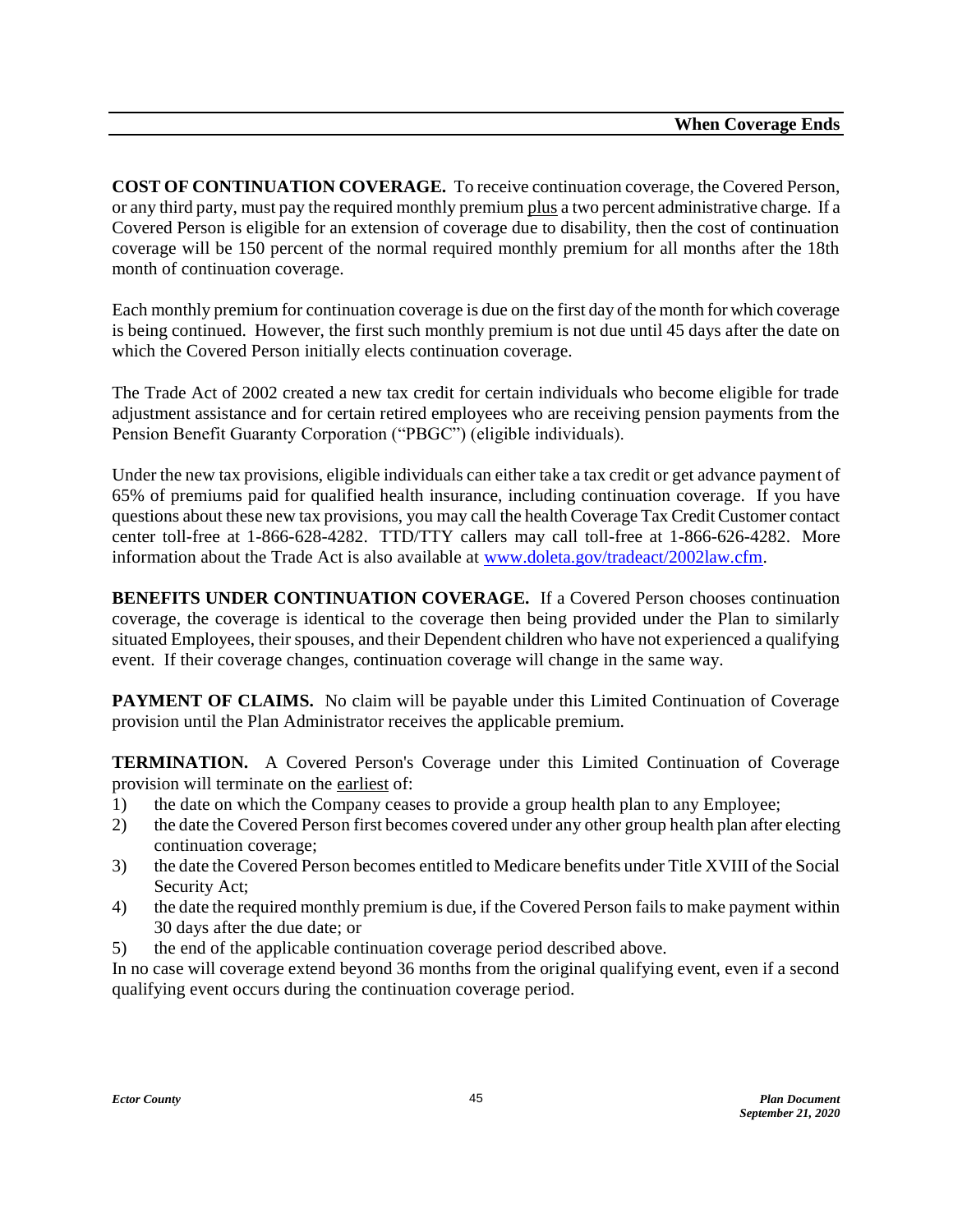**COST OF CONTINUATION COVERAGE.** To receive continuation coverage, the Covered Person, or any third party, must pay the required monthly premium plus a two percent administrative charge. If a Covered Person is eligible for an extension of coverage due to disability, then the cost of continuation coverage will be 150 percent of the normal required monthly premium for all months after the 18th month of continuation coverage.

Each monthly premium for continuation coverage is due on the first day of the month for which coverage is being continued. However, the first such monthly premium is not due until 45 days after the date on which the Covered Person initially elects continuation coverage.

The Trade Act of 2002 created a new tax credit for certain individuals who become eligible for trade adjustment assistance and for certain retired employees who are receiving pension payments from the Pension Benefit Guaranty Corporation ("PBGC") (eligible individuals).

Under the new tax provisions, eligible individuals can either take a tax credit or get advance payment of 65% of premiums paid for qualified health insurance, including continuation coverage. If you have questions about these new tax provisions, you may call the health Coverage Tax Credit Customer contact center toll-free at 1-866-628-4282. TTD/TTY callers may call toll-free at 1-866-626-4282. More information about the Trade Act is also available at [www.doleta.gov/tradeact/2002law.cfm](http://www.doleta.gov/tradeact/2002law.cfm).

**BENEFITS UNDER CONTINUATION COVERAGE.** If a Covered Person chooses continuation coverage, the coverage is identical to the coverage then being provided under the Plan to similarly situated Employees, their spouses, and their Dependent children who have not experienced a qualifying event. If their coverage changes, continuation coverage will change in the same way.

**PAYMENT OF CLAIMS.** No claim will be payable under this Limited Continuation of Coverage provision until the Plan Administrator receives the applicable premium.

**TERMINATION.** A Covered Person's Coverage under this Limited Continuation of Coverage provision will terminate on the earliest of:

1) the date on which the Company ceases to provide a group health plan to any Employee;
2) the date the Covered Person first becomes covered under any other group health plan after electing continuation coverage;
3) the date the Covered Person becomes entitled to Medicare benefits under Title XVIII of the Social Security Act;
4) the date the required monthly premium is due, if the Covered Person fails to make payment within 30 days after the due date; or
5) the end of the applicable continuation coverage period described above.

In no case will coverage extend beyond 36 months from the original qualifying event, even if a second qualifying event occurs during the continuation coverage period.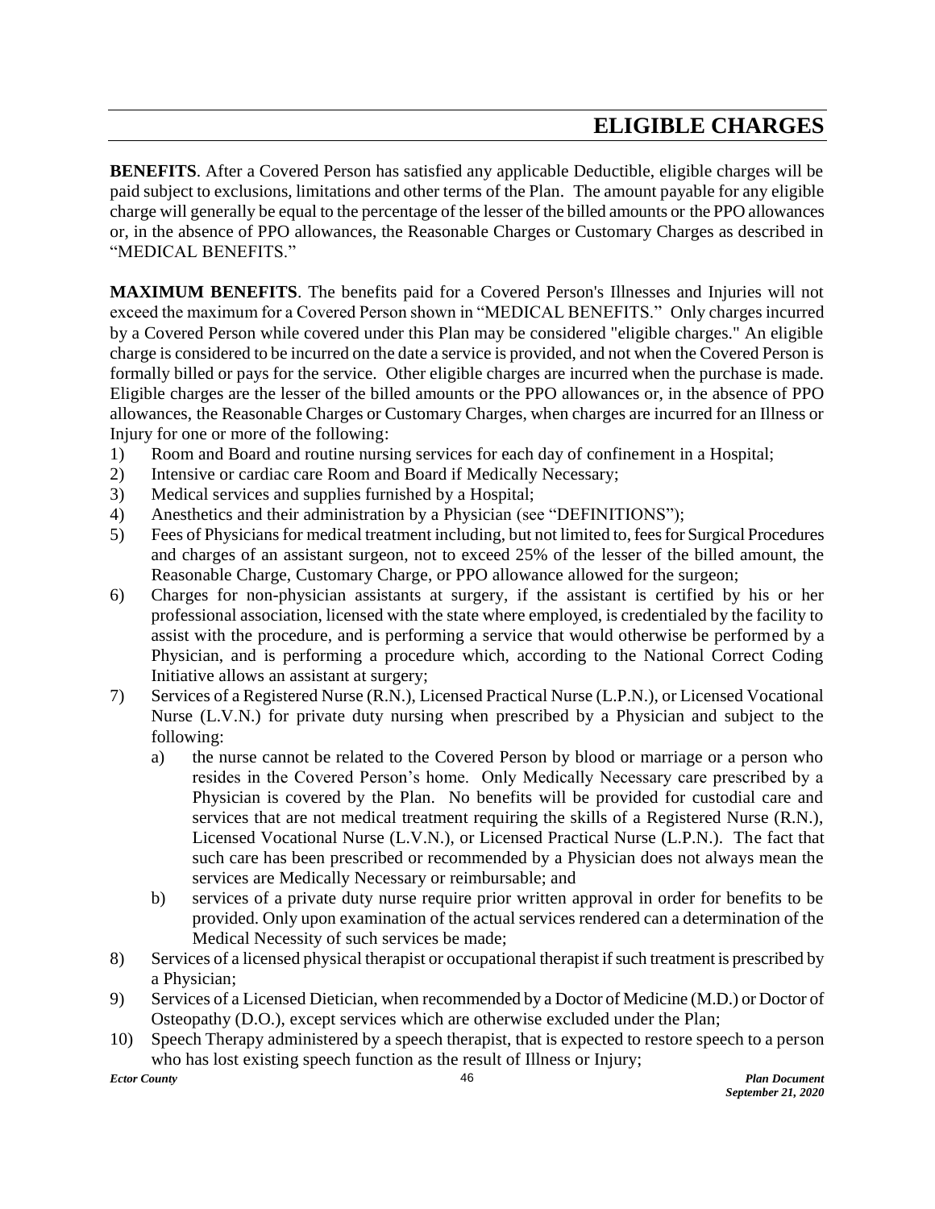# ELIGIBLE CHARGES

**BENEFITS**. After a Covered Person has satisfied any applicable Deductible, eligible charges will be paid subject to exclusions, limitations and other terms of the Plan. The amount payable for any eligible charge will generally be equal to the percentage of the lesser of the billed amounts or the PPO allowances or, in the absence of PPO allowances, the Reasonable Charges or Customary Charges as described in "MEDICAL BENEFITS."

**MAXIMUM BENEFITS**. The benefits paid for a Covered Person's Illnesses and Injuries will not exceed the maximum for a Covered Person shown in "MEDICAL BENEFITS." Only charges incurred by a Covered Person while covered under this Plan may be considered "eligible charges." An eligible charge is considered to be incurred on the date a service is provided, and not when the Covered Person is formally billed or pays for the service. Other eligible charges are incurred when the purchase is made. Eligible charges are the lesser of the billed amounts or the PPO allowances or, in the absence of PPO allowances, the Reasonable Charges or Customary Charges, when charges are incurred for an Illness or Injury for one or more of the following:

1) Room and Board and routine nursing services for each day of confinement in a Hospital;
2) Intensive or cardiac care Room and Board if Medically Necessary;
3) Medical services and supplies furnished by a Hospital;
4) Anesthetics and their administration by a Physician (see "DEFINITIONS");
5) Fees of Physicians for medical treatment including, but not limited to, fees for Surgical Procedures and charges of an assistant surgeon, not to exceed 25% of the lesser of the billed amount, the Reasonable Charge, Customary Charge, or PPO allowance allowed for the surgeon;
6) Charges for non-physician assistants at surgery, if the assistant is certified by his or her professional association, licensed with the state where employed, is credentialed by the facility to assist with the procedure, and is performing a service that would otherwise be performed by a Physician, and is performing a procedure which, according to the National Correct Coding Initiative allows an assistant at surgery;
7) Services of a Registered Nurse (R.N.), Licensed Practical Nurse (L.P.N.), or Licensed Vocational Nurse (L.V.N.) for private duty nursing when prescribed by a Physician and subject to the following:
   a) the nurse cannot be related to the Covered Person by blood or marriage or a person who resides in the Covered Person's home. Only Medically Necessary care prescribed by a Physician is covered by the Plan. No benefits will be provided for custodial care and services that are not medical treatment requiring the skills of a Registered Nurse (R.N.), Licensed Vocational Nurse (L.V.N.), or Licensed Practical Nurse (L.P.N.). The fact that such care has been prescribed or recommended by a Physician does not always mean the services are Medically Necessary or reimbursable; and
   b) services of a private duty nurse require prior written approval in order for benefits to be provided. Only upon examination of the actual services rendered can a determination of the Medical Necessity of such services be made;
8) Services of a licensed physical therapist or occupational therapist if such treatment is prescribed by a Physician;
9) Services of a Licensed Dietician, when recommended by a Doctor of Medicine (M.D.) or Doctor of Osteopathy (D.O.), except services which are otherwise excluded under the Plan;
10) Speech Therapy administered by a speech therapist, that is expected to restore speech to a person who has lost existing speech function as the result of Illness or Injury;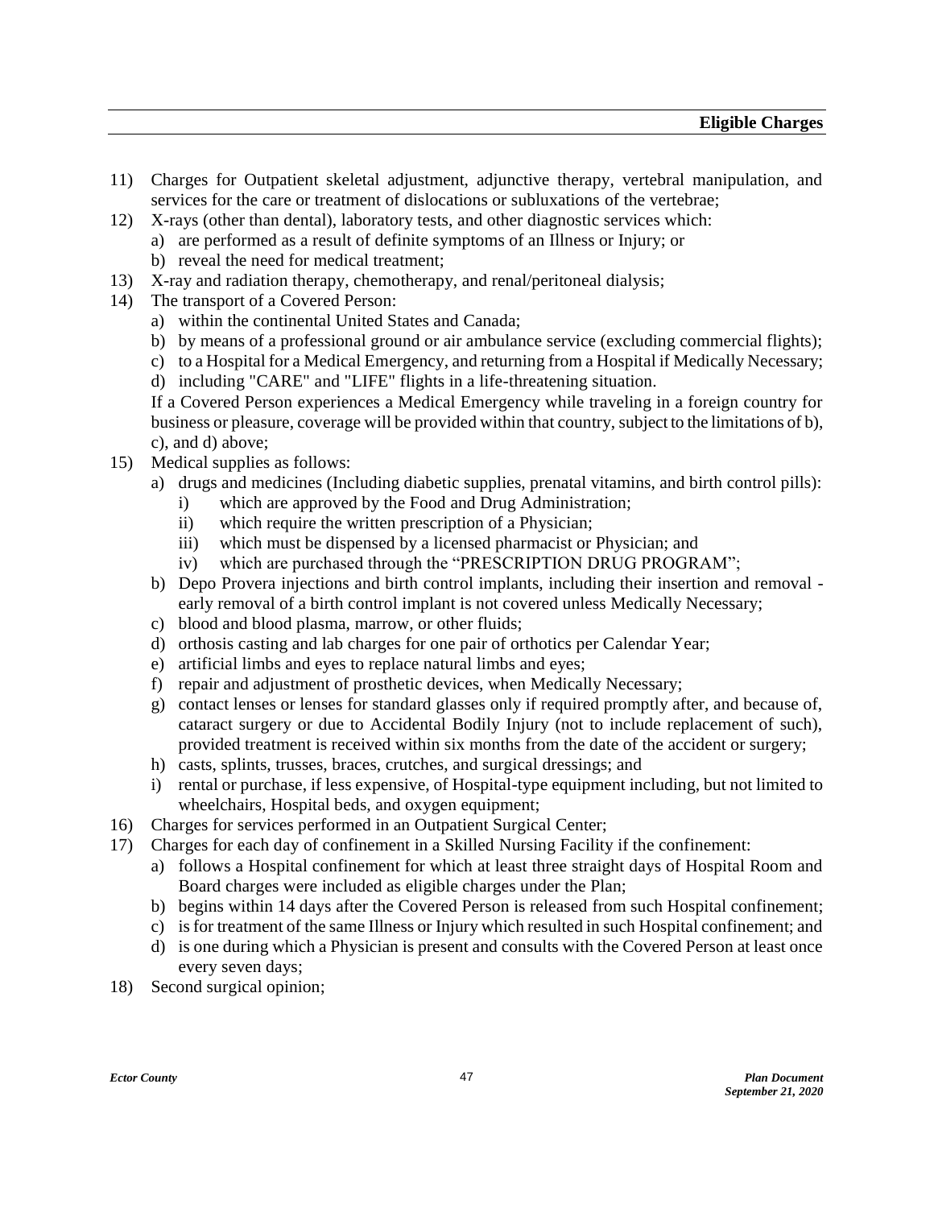11) Charges for Outpatient skeletal adjustment, adjunctive therapy, vertebral manipulation, and services for the care or treatment of dislocations or subluxations of the vertebrae;
12) X-rays (other than dental), laboratory tests, and other diagnostic services which:
    a) are performed as a result of definite symptoms of an Illness or Injury; or
    b) reveal the need for medical treatment;
13) X-ray and radiation therapy, chemotherapy, and renal/peritoneal dialysis;
14) The transport of a Covered Person:
    a) within the continental United States and Canada;
    b) by means of a professional ground or air ambulance service (excluding commercial flights);
    c) to a Hospital for a Medical Emergency, and returning from a Hospital if Medically Necessary;
    d) including "CARE" and "LIFE" flights in a life-threatening situation.

    If a Covered Person experiences a Medical Emergency while traveling in a foreign country for business or pleasure, coverage will be provided within that country, subject to the limitations of b), c), and d) above;
15) Medical supplies as follows:
    a) drugs and medicines (Including diabetic supplies, prenatal vitamins, and birth control pills):
        i) which are approved by the Food and Drug Administration;
        ii) which require the written prescription of a Physician;
        iii) which must be dispensed by a licensed pharmacist or Physician; and
        iv) which are purchased through the "PRESCRIPTION DRUG PROGRAM";
    b) Depo Provera injections and birth control implants, including their insertion and removal - early removal of a birth control implant is not covered unless Medically Necessary;
    c) blood and blood plasma, marrow, or other fluids;
    d) orthosis casting and lab charges for one pair of orthotics per Calendar Year;
    e) artificial limbs and eyes to replace natural limbs and eyes;
    f) repair and adjustment of prosthetic devices, when Medically Necessary;
    g) contact lenses or lenses for standard glasses only if required promptly after, and because of, cataract surgery or due to Accidental Bodily Injury (not to include replacement of such), provided treatment is received within six months from the date of the accident or surgery;
    h) casts, splints, trusses, braces, crutches, and surgical dressings; and
    i) rental or purchase, if less expensive, of Hospital-type equipment including, but not limited to wheelchairs, Hospital beds, and oxygen equipment;
16) Charges for services performed in an Outpatient Surgical Center;
17) Charges for each day of confinement in a Skilled Nursing Facility if the confinement:
    a) follows a Hospital confinement for which at least three straight days of Hospital Room and Board charges were included as eligible charges under the Plan;
    b) begins within 14 days after the Covered Person is released from such Hospital confinement;
    c) is for treatment of the same Illness or Injury which resulted in such Hospital confinement; and
    d) is one during which a Physician is present and consults with the Covered Person at least once every seven days;
18) Second surgical opinion;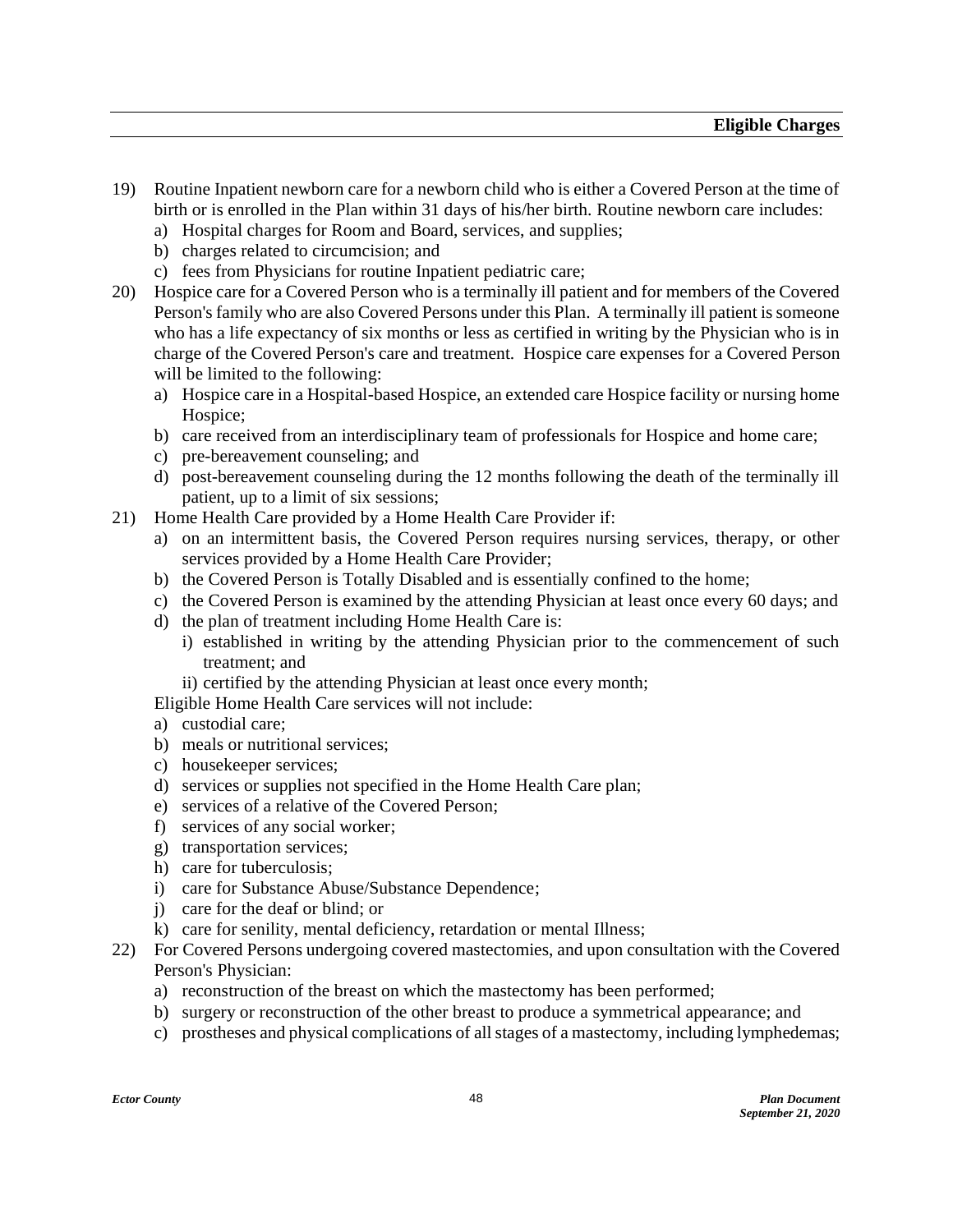19) Routine Inpatient newborn care for a newborn child who is either a Covered Person at the time of birth or is enrolled in the Plan within 31 days of his/her birth. Routine newborn care includes:
    a) Hospital charges for Room and Board, services, and supplies;
    b) charges related to circumcision; and
    c) fees from Physicians for routine Inpatient pediatric care;
20) Hospice care for a Covered Person who is a terminally ill patient and for members of the Covered Person's family who are also Covered Persons under this Plan. A terminally ill patient is someone who has a life expectancy of six months or less as certified in writing by the Physician who is in charge of the Covered Person's care and treatment. Hospice care expenses for a Covered Person will be limited to the following:
    a) Hospice care in a Hospital-based Hospice, an extended care Hospice facility or nursing home Hospice;
    b) care received from an interdisciplinary team of professionals for Hospice and home care;
    c) pre-bereavement counseling; and
    d) post-bereavement counseling during the 12 months following the death of the terminally ill patient, up to a limit of six sessions;
21) Home Health Care provided by a Home Health Care Provider if:
    a) on an intermittent basis, the Covered Person requires nursing services, therapy, or other services provided by a Home Health Care Provider;
    b) the Covered Person is Totally Disabled and is essentially confined to the home;
    c) the Covered Person is examined by the attending Physician at least once every 60 days; and
    d) the plan of treatment including Home Health Care is:
        i) established in writing by the attending Physician prior to the commencement of such treatment; and
        ii) certified by the attending Physician at least once every month;

    Eligible Home Health Care services will not include:
    a) custodial care;
    b) meals or nutritional services;
    c) housekeeper services;
    d) services or supplies not specified in the Home Health Care plan;
    e) services of a relative of the Covered Person;
    f) services of any social worker;
    g) transportation services;
    h) care for tuberculosis;
    i) care for Substance Abuse/Substance Dependence;
    j) care for the deaf or blind; or
    k) care for senility, mental deficiency, retardation or mental Illness;
22) For Covered Persons undergoing covered mastectomies, and upon consultation with the Covered Person's Physician:
    a) reconstruction of the breast on which the mastectomy has been performed;
    b) surgery or reconstruction of the other breast to produce a symmetrical appearance; and
    c) prostheses and physical complications of all stages of a mastectomy, including lymphedemas;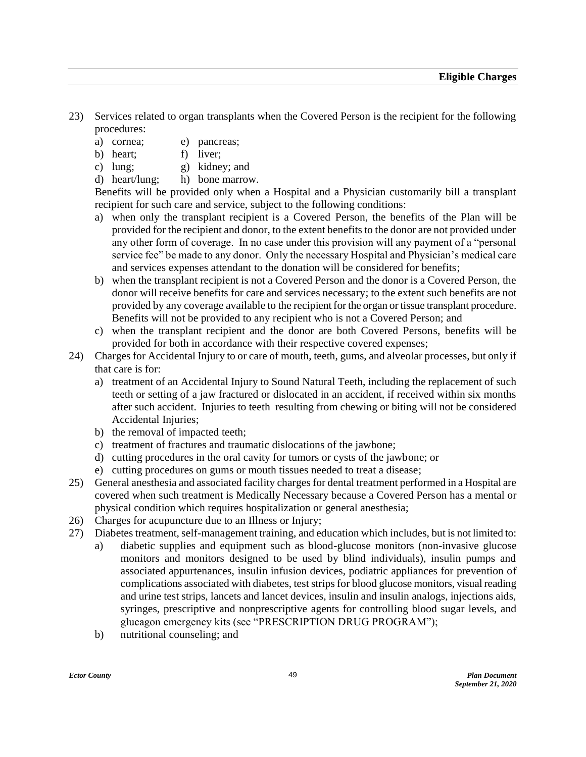23) Services related to organ transplants when the Covered Person is the recipient for the following procedures:
    a) cornea;
    b) heart;
    c) lung;
    d) heart/lung;
    e) pancreas;
    f) liver;
    g) kidney; and
    h) bone marrow.

    Benefits will be provided only when a Hospital and a Physician customarily bill a transplant recipient for such care and service, subject to the following conditions:
    a) when only the transplant recipient is a Covered Person, the benefits of the Plan will be provided for the recipient and donor, to the extent benefits to the donor are not provided under any other form of coverage. In no case under this provision will any payment of a "personal service fee" be made to any donor. Only the necessary Hospital and Physician's medical care and services expenses attendant to the donation will be considered for benefits;
    b) when the transplant recipient is not a Covered Person and the donor is a Covered Person, the donor will receive benefits for care and services necessary; to the extent such benefits are not provided by any coverage available to the recipient for the organ or tissue transplant procedure. Benefits will not be provided to any recipient who is not a Covered Person; and
    c) when the transplant recipient and the donor are both Covered Persons, benefits will be provided for both in accordance with their respective covered expenses;
24) Charges for Accidental Injury to or care of mouth, teeth, gums, and alveolar processes, but only if that care is for:
    a) treatment of an Accidental Injury to Sound Natural Teeth, including the replacement of such teeth or setting of a jaw fractured or dislocated in an accident, if received within six months after such accident. Injuries to teeth resulting from chewing or biting will not be considered Accidental Injuries;
    b) the removal of impacted teeth;
    c) treatment of fractures and traumatic dislocations of the jawbone;
    d) cutting procedures in the oral cavity for tumors or cysts of the jawbone; or
    e) cutting procedures on gums or mouth tissues needed to treat a disease;
25) General anesthesia and associated facility charges for dental treatment performed in a Hospital are covered when such treatment is Medically Necessary because a Covered Person has a mental or physical condition which requires hospitalization or general anesthesia;
26) Charges for acupuncture due to an Illness or Injury;
27) Diabetes treatment, self-management training, and education which includes, but is not limited to:
    a) diabetic supplies and equipment such as blood-glucose monitors (non-invasive glucose monitors and monitors designed to be used by blind individuals), insulin pumps and associated appurtenances, insulin infusion devices, podiatric appliances for prevention of complications associated with diabetes, test strips for blood glucose monitors, visual reading and urine test strips, lancets and lancet devices, insulin and insulin analogs, injections aids, syringes, prescriptive and nonprescriptive agents for controlling blood sugar levels, and glucagon emergency kits (see "PRESCRIPTION DRUG PROGRAM");
    b) nutritional counseling; and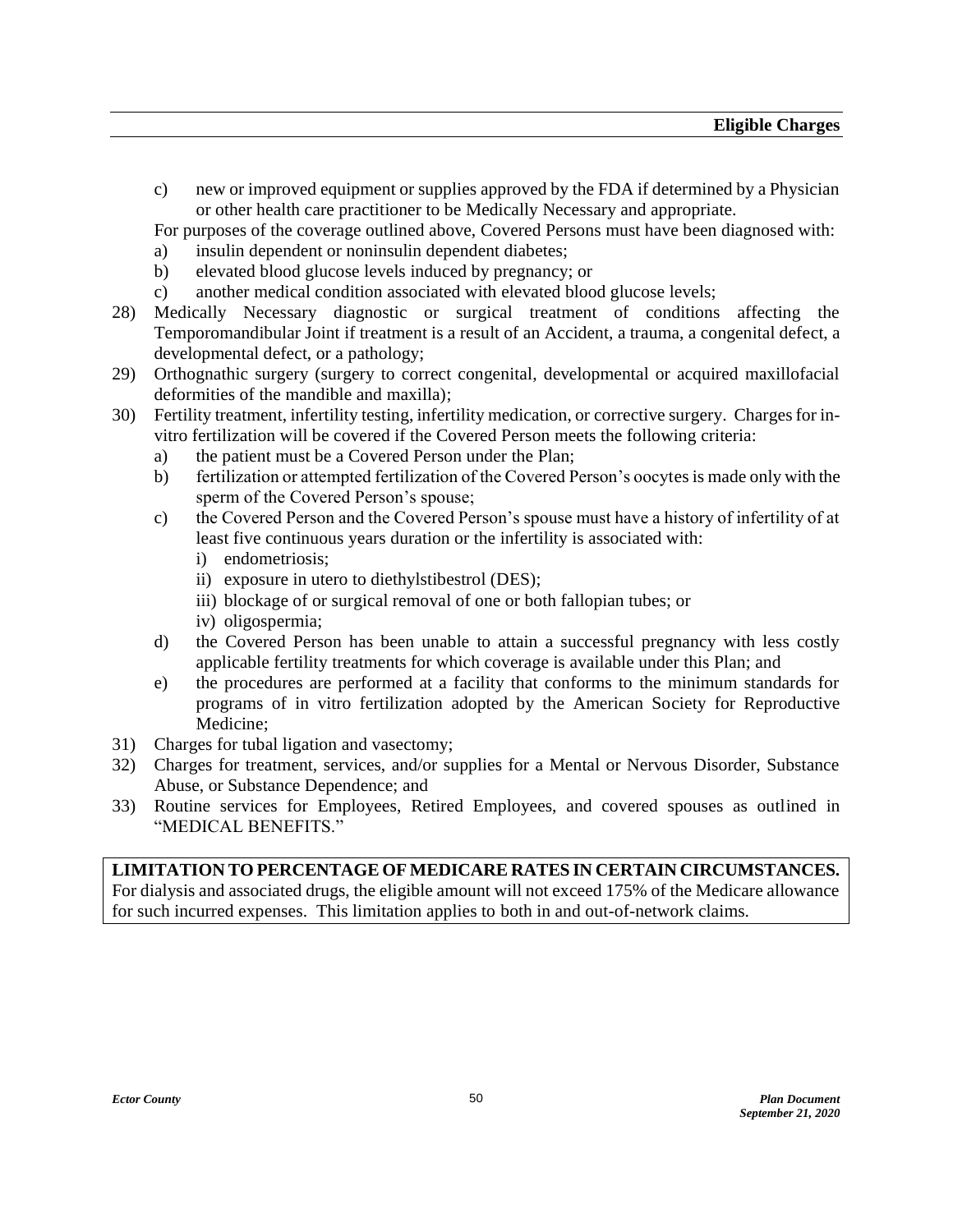c) new or improved equipment or supplies approved by the FDA if determined by a Physician or other health care practitioner to be Medically Necessary and appropriate.

For purposes of the coverage outlined above, Covered Persons must have been diagnosed with:

a) insulin dependent or noninsulin dependent diabetes;
b) elevated blood glucose levels induced by pregnancy; or
c) another medical condition associated with elevated blood glucose levels;

28) Medically Necessary diagnostic or surgical treatment of conditions affecting the Temporomandibular Joint if treatment is a result of an Accident, a trauma, a congenital defect, a developmental defect, or a pathology;

29) Orthognathic surgery (surgery to correct congenital, developmental or acquired maxillofacial deformities of the mandible and maxilla);

30) Fertility treatment, infertility testing, infertility medication, or corrective surgery. Charges for in-vitro fertilization will be covered if the Covered Person meets the following criteria:
   a) the patient must be a Covered Person under the Plan;
   b) fertilization or attempted fertilization of the Covered Person's oocytes is made only with the sperm of the Covered Person's spouse;
   c) the Covered Person and the Covered Person's spouse must have a history of infertility of at least five continuous years duration or the infertility is associated with:
      i) endometriosis;
      ii) exposure in utero to diethylstibestrol (DES);
      iii) blockage of or surgical removal of one or both fallopian tubes; or
      iv) oligospermia;
   d) the Covered Person has been unable to attain a successful pregnancy with less costly applicable fertility treatments for which coverage is available under this Plan; and
   e) the procedures are performed at a facility that conforms to the minimum standards for programs of in vitro fertilization adopted by the American Society for Reproductive Medicine;

31) Charges for tubal ligation and vasectomy;

32) Charges for treatment, services, and/or supplies for a Mental or Nervous Disorder, Substance Abuse, or Substance Dependence; and

33) Routine services for Employees, Retired Employees, and covered spouses as outlined in "MEDICAL BENEFITS."

**LIMITATION TO PERCENTAGE OF MEDICARE RATES IN CERTAIN CIRCUMSTANCES.** For dialysis and associated drugs, the eligible amount will not exceed 175% of the Medicare allowance for such incurred expenses. This limitation applies to both in and out-of-network claims.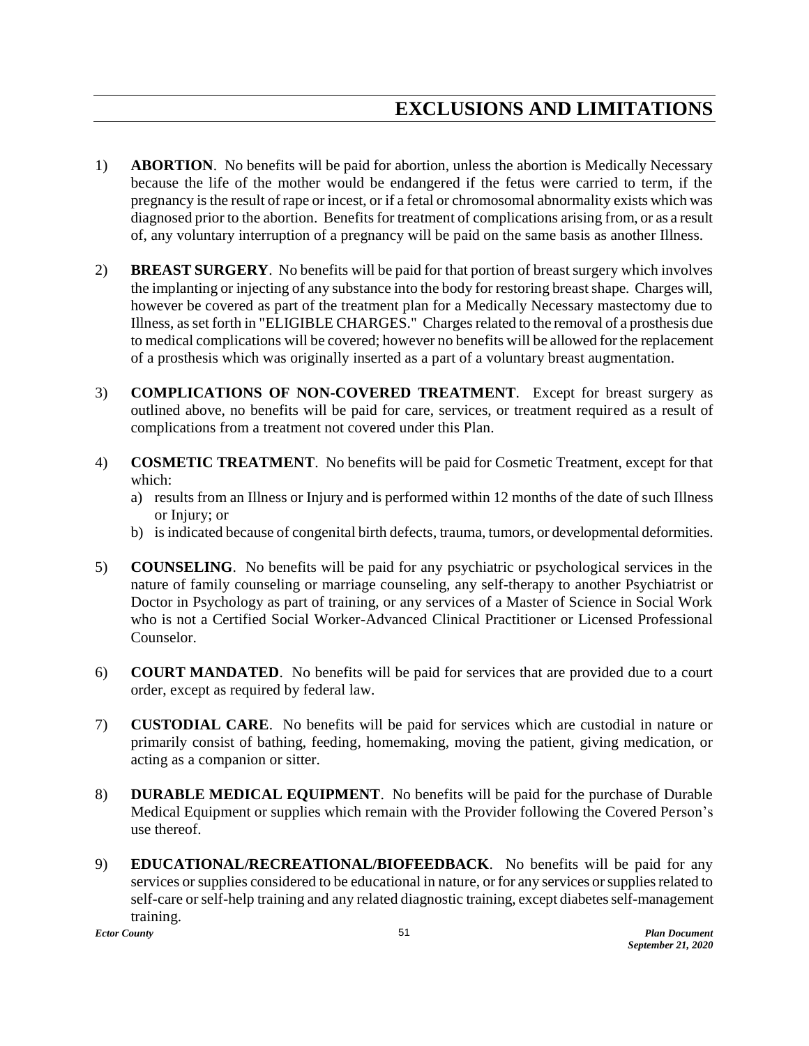# EXCLUSIONS AND LIMITATIONS

1) **ABORTION**. No benefits will be paid for abortion, unless the abortion is Medically Necessary because the life of the mother would be endangered if the fetus were carried to term, if the pregnancy is the result of rape or incest, or if a fetal or chromosomal abnormality exists which was diagnosed prior to the abortion. Benefits for treatment of complications arising from, or as a result of, any voluntary interruption of a pregnancy will be paid on the same basis as another Illness.

2) **BREAST SURGERY**. No benefits will be paid for that portion of breast surgery which involves the implanting or injecting of any substance into the body for restoring breast shape. Charges will, however be covered as part of the treatment plan for a Medically Necessary mastectomy due to Illness, as set forth in "ELIGIBLE CHARGES." Charges related to the removal of a prosthesis due to medical complications will be covered; however no benefits will be allowed for the replacement of a prosthesis which was originally inserted as a part of a voluntary breast augmentation.

3) **COMPLICATIONS OF NON-COVERED TREATMENT**. Except for breast surgery as outlined above, no benefits will be paid for care, services, or treatment required as a result of complications from a treatment not covered under this Plan.

4) **COSMETIC TREATMENT**. No benefits will be paid for Cosmetic Treatment, except for that which:
   a) results from an Illness or Injury and is performed within 12 months of the date of such Illness or Injury; or
   b) is indicated because of congenital birth defects, trauma, tumors, or developmental deformities.

5) **COUNSELING**. No benefits will be paid for any psychiatric or psychological services in the nature of family counseling or marriage counseling, any self-therapy to another Psychiatrist or Doctor in Psychology as part of training, or any services of a Master of Science in Social Work who is not a Certified Social Worker-Advanced Clinical Practitioner or Licensed Professional Counselor.

6) **COURT MANDATED**. No benefits will be paid for services that are provided due to a court order, except as required by federal law.

7) **CUSTODIAL CARE**. No benefits will be paid for services which are custodial in nature or primarily consist of bathing, feeding, homemaking, moving the patient, giving medication, or acting as a companion or sitter.

8) **DURABLE MEDICAL EQUIPMENT**. No benefits will be paid for the purchase of Durable Medical Equipment or supplies which remain with the Provider following the Covered Person's use thereof.

9) **EDUCATIONAL/RECREATIONAL/BIOFEEDBACK**. No benefits will be paid for any services or supplies considered to be educational in nature, or for any services or supplies related to self-care or self-help training and any related diagnostic training, except diabetes self-management training.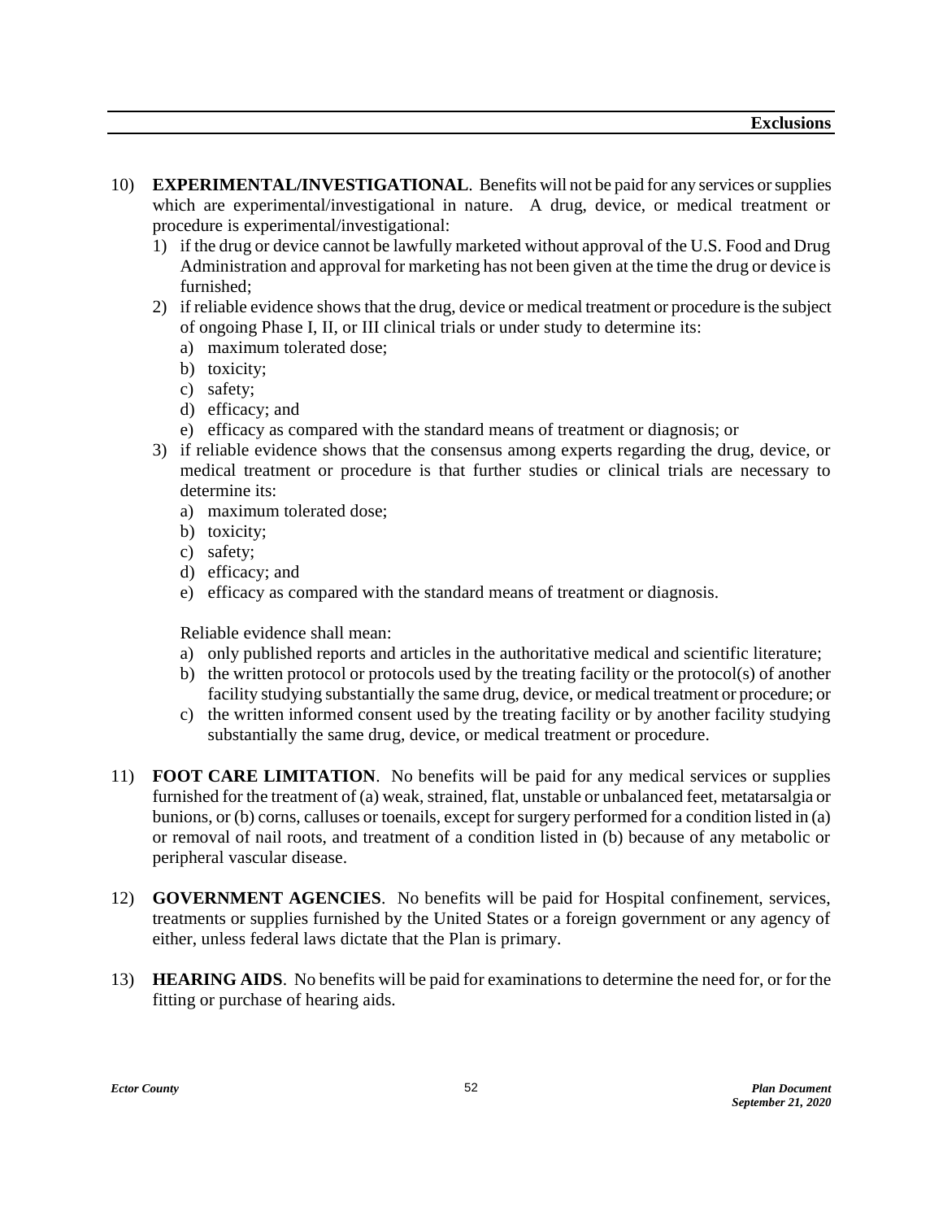10) **EXPERIMENTAL/INVESTIGATIONAL**. Benefits will not be paid for any services or supplies which are experimental/investigational in nature. A drug, device, or medical treatment or procedure is experimental/investigational:

    1) if the drug or device cannot be lawfully marketed without approval of the U.S. Food and Drug Administration and approval for marketing has not been given at the time the drug or device is furnished;
    2) if reliable evidence shows that the drug, device or medical treatment or procedure is the subject of ongoing Phase I, II, or III clinical trials or under study to determine its:
        a) maximum tolerated dose;
        b) toxicity;
        c) safety;
        d) efficacy; and
        e) efficacy as compared with the standard means of treatment or diagnosis; or
    3) if reliable evidence shows that the consensus among experts regarding the drug, device, or medical treatment or procedure is that further studies or clinical trials are necessary to determine its:
        a) maximum tolerated dose;
        b) toxicity;
        c) safety;
        d) efficacy; and
        e) efficacy as compared with the standard means of treatment or diagnosis.

    Reliable evidence shall mean:

    a) only published reports and articles in the authoritative medical and scientific literature;
    b) the written protocol or protocols used by the treating facility or the protocol(s) of another facility studying substantially the same drug, device, or medical treatment or procedure; or
    c) the written informed consent used by the treating facility or by another facility studying substantially the same drug, device, or medical treatment or procedure.

11) **FOOT CARE LIMITATION**. No benefits will be paid for any medical services or supplies furnished for the treatment of (a) weak, strained, flat, unstable or unbalanced feet, metatarsalgia or bunions, or (b) corns, calluses or toenails, except for surgery performed for a condition listed in (a) or removal of nail roots, and treatment of a condition listed in (b) because of any metabolic or peripheral vascular disease.

12) **GOVERNMENT AGENCIES**. No benefits will be paid for Hospital confinement, services, treatments or supplies furnished by the United States or a foreign government or any agency of either, unless federal laws dictate that the Plan is primary.

13) **HEARING AIDS**. No benefits will be paid for examinations to determine the need for, or for the fitting or purchase of hearing aids.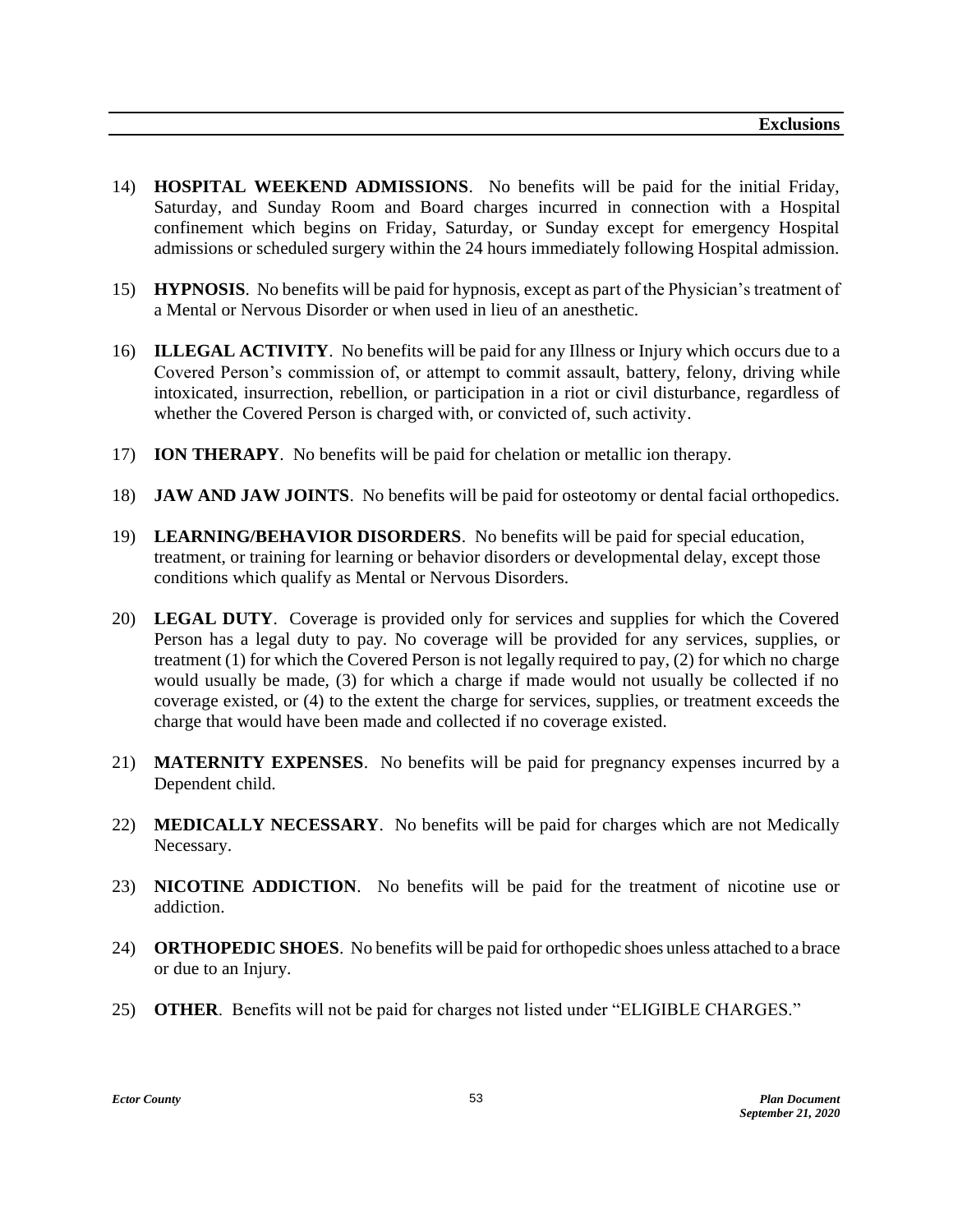14) **HOSPITAL WEEKEND ADMISSIONS**. No benefits will be paid for the initial Friday, Saturday, and Sunday Room and Board charges incurred in connection with a Hospital confinement which begins on Friday, Saturday, or Sunday except for emergency Hospital admissions or scheduled surgery within the 24 hours immediately following Hospital admission.

15) **HYPNOSIS**. No benefits will be paid for hypnosis, except as part of the Physician's treatment of a Mental or Nervous Disorder or when used in lieu of an anesthetic.

16) **ILLEGAL ACTIVITY**. No benefits will be paid for any Illness or Injury which occurs due to a Covered Person's commission of, or attempt to commit assault, battery, felony, driving while intoxicated, insurrection, rebellion, or participation in a riot or civil disturbance, regardless of whether the Covered Person is charged with, or convicted of, such activity.

17) **ION THERAPY**. No benefits will be paid for chelation or metallic ion therapy.

18) **JAW AND JAW JOINTS**. No benefits will be paid for osteotomy or dental facial orthopedics.

19) **LEARNING/BEHAVIOR DISORDERS**. No benefits will be paid for special education, treatment, or training for learning or behavior disorders or developmental delay, except those conditions which qualify as Mental or Nervous Disorders.

20) **LEGAL DUTY**. Coverage is provided only for services and supplies for which the Covered Person has a legal duty to pay. No coverage will be provided for any services, supplies, or treatment (1) for which the Covered Person is not legally required to pay, (2) for which no charge would usually be made, (3) for which a charge if made would not usually be collected if no coverage existed, or (4) to the extent the charge for services, supplies, or treatment exceeds the charge that would have been made and collected if no coverage existed.

21) **MATERNITY EXPENSES**. No benefits will be paid for pregnancy expenses incurred by a Dependent child.

22) **MEDICALLY NECESSARY**. No benefits will be paid for charges which are not Medically Necessary.

23) **NICOTINE ADDICTION**. No benefits will be paid for the treatment of nicotine use or addiction.

24) **ORTHOPEDIC SHOES**. No benefits will be paid for orthopedic shoes unless attached to a brace or due to an Injury.

25) **OTHER**. Benefits will not be paid for charges not listed under "ELIGIBLE CHARGES."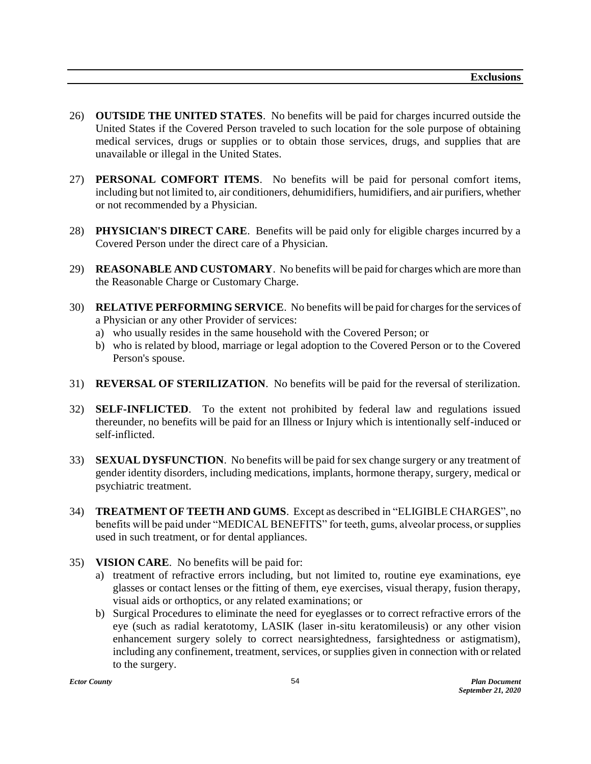26) **OUTSIDE THE UNITED STATES**. No benefits will be paid for charges incurred outside the United States if the Covered Person traveled to such location for the sole purpose of obtaining medical services, drugs or supplies or to obtain those services, drugs, and supplies that are unavailable or illegal in the United States.

27) **PERSONAL COMFORT ITEMS**. No benefits will be paid for personal comfort items, including but not limited to, air conditioners, dehumidifiers, humidifiers, and air purifiers, whether or not recommended by a Physician.

28) **PHYSICIAN'S DIRECT CARE**. Benefits will be paid only for eligible charges incurred by a Covered Person under the direct care of a Physician.

29) **REASONABLE AND CUSTOMARY**. No benefits will be paid for charges which are more than the Reasonable Charge or Customary Charge.

30) **RELATIVE PERFORMING SERVICE**. No benefits will be paid for charges for the services of a Physician or any other Provider of services:
    a) who usually resides in the same household with the Covered Person; or
    b) who is related by blood, marriage or legal adoption to the Covered Person or to the Covered Person's spouse.

31) **REVERSAL OF STERILIZATION**. No benefits will be paid for the reversal of sterilization.

32) **SELF-INFLICTED**. To the extent not prohibited by federal law and regulations issued thereunder, no benefits will be paid for an Illness or Injury which is intentionally self-induced or self-inflicted.

33) **SEXUAL DYSFUNCTION**. No benefits will be paid for sex change surgery or any treatment of gender identity disorders, including medications, implants, hormone therapy, surgery, medical or psychiatric treatment.

34) **TREATMENT OF TEETH AND GUMS**. Except as described in "ELIGIBLE CHARGES", no benefits will be paid under "MEDICAL BENEFITS" for teeth, gums, alveolar process, or supplies used in such treatment, or for dental appliances.

35) **VISION CARE**. No benefits will be paid for:
    a) treatment of refractive errors including, but not limited to, routine eye examinations, eye glasses or contact lenses or the fitting of them, eye exercises, visual therapy, fusion therapy, visual aids or orthoptics, or any related examinations; or
    b) Surgical Procedures to eliminate the need for eyeglasses or to correct refractive errors of the eye (such as radial keratotomy, LASIK (laser in-situ keratomileusis) or any other vision enhancement surgery solely to correct nearsightedness, farsightedness or astigmatism), including any confinement, treatment, services, or supplies given in connection with or related to the surgery.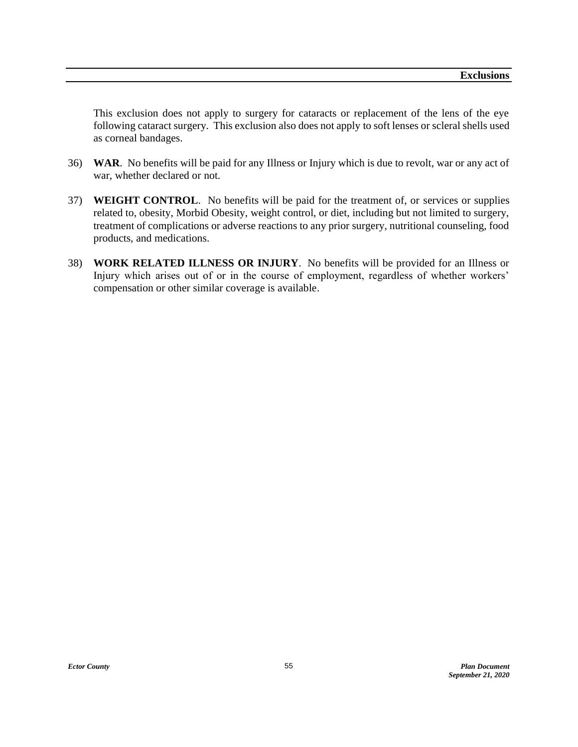This exclusion does not apply to surgery for cataracts or replacement of the lens of the eye following cataract surgery. This exclusion also does not apply to soft lenses or scleral shells used as corneal bandages.

36) **WAR**. No benefits will be paid for any Illness or Injury which is due to revolt, war or any act of war, whether declared or not.

37) **WEIGHT CONTROL**. No benefits will be paid for the treatment of, or services or supplies related to, obesity, Morbid Obesity, weight control, or diet, including but not limited to surgery, treatment of complications or adverse reactions to any prior surgery, nutritional counseling, food products, and medications.

38) **WORK RELATED ILLNESS OR INJURY**. No benefits will be provided for an Illness or Injury which arises out of or in the course of employment, regardless of whether workers' compensation or other similar coverage is available.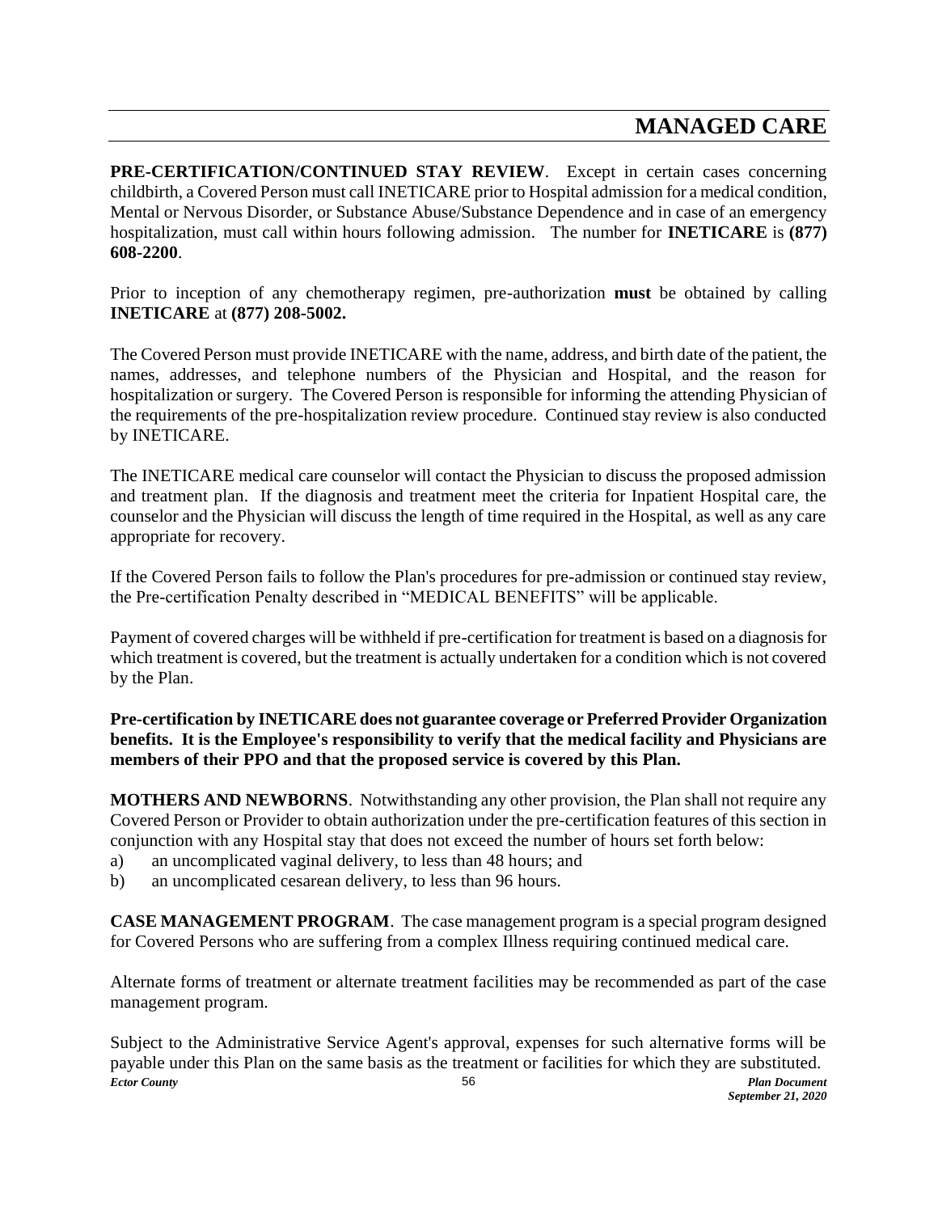# MANAGED CARE

**PRE-CERTIFICATION/CONTINUED STAY REVIEW**. Except in certain cases concerning childbirth, a Covered Person must call INETICARE prior to Hospital admission for a medical condition, Mental or Nervous Disorder, or Substance Abuse/Substance Dependence and in case of an emergency hospitalization, must call within hours following admission. The number for **INETICARE** is **(877) 608-2200**.

Prior to inception of any chemotherapy regimen, pre-authorization **must** be obtained by calling **INETICARE** at **(877) 208-5002.**

The Covered Person must provide INETICARE with the name, address, and birth date of the patient, the names, addresses, and telephone numbers of the Physician and Hospital, and the reason for hospitalization or surgery. The Covered Person is responsible for informing the attending Physician of the requirements of the pre-hospitalization review procedure. Continued stay review is also conducted by INETICARE.

The INETICARE medical care counselor will contact the Physician to discuss the proposed admission and treatment plan. If the diagnosis and treatment meet the criteria for Inpatient Hospital care, the counselor and the Physician will discuss the length of time required in the Hospital, as well as any care appropriate for recovery.

If the Covered Person fails to follow the Plan's procedures for pre-admission or continued stay review, the Pre-certification Penalty described in "MEDICAL BENEFITS" will be applicable.

Payment of covered charges will be withheld if pre-certification for treatment is based on a diagnosis for which treatment is covered, but the treatment is actually undertaken for a condition which is not covered by the Plan.

**Pre-certification by INETICARE does not guarantee coverage or Preferred Provider Organization benefits. It is the Employee's responsibility to verify that the medical facility and Physicians are members of their PPO and that the proposed service is covered by this Plan.**

**MOTHERS AND NEWBORNS**. Notwithstanding any other provision, the Plan shall not require any Covered Person or Provider to obtain authorization under the pre-certification features of this section in conjunction with any Hospital stay that does not exceed the number of hours set forth below:

a) an uncomplicated vaginal delivery, to less than 48 hours; and
b) an uncomplicated cesarean delivery, to less than 96 hours.

**CASE MANAGEMENT PROGRAM**. The case management program is a special program designed for Covered Persons who are suffering from a complex Illness requiring continued medical care.

Alternate forms of treatment or alternate treatment facilities may be recommended as part of the case management program.

Subject to the Administrative Service Agent's approval, expenses for such alternative forms will be payable under this Plan on the same basis as the treatment or facilities for which they are substituted.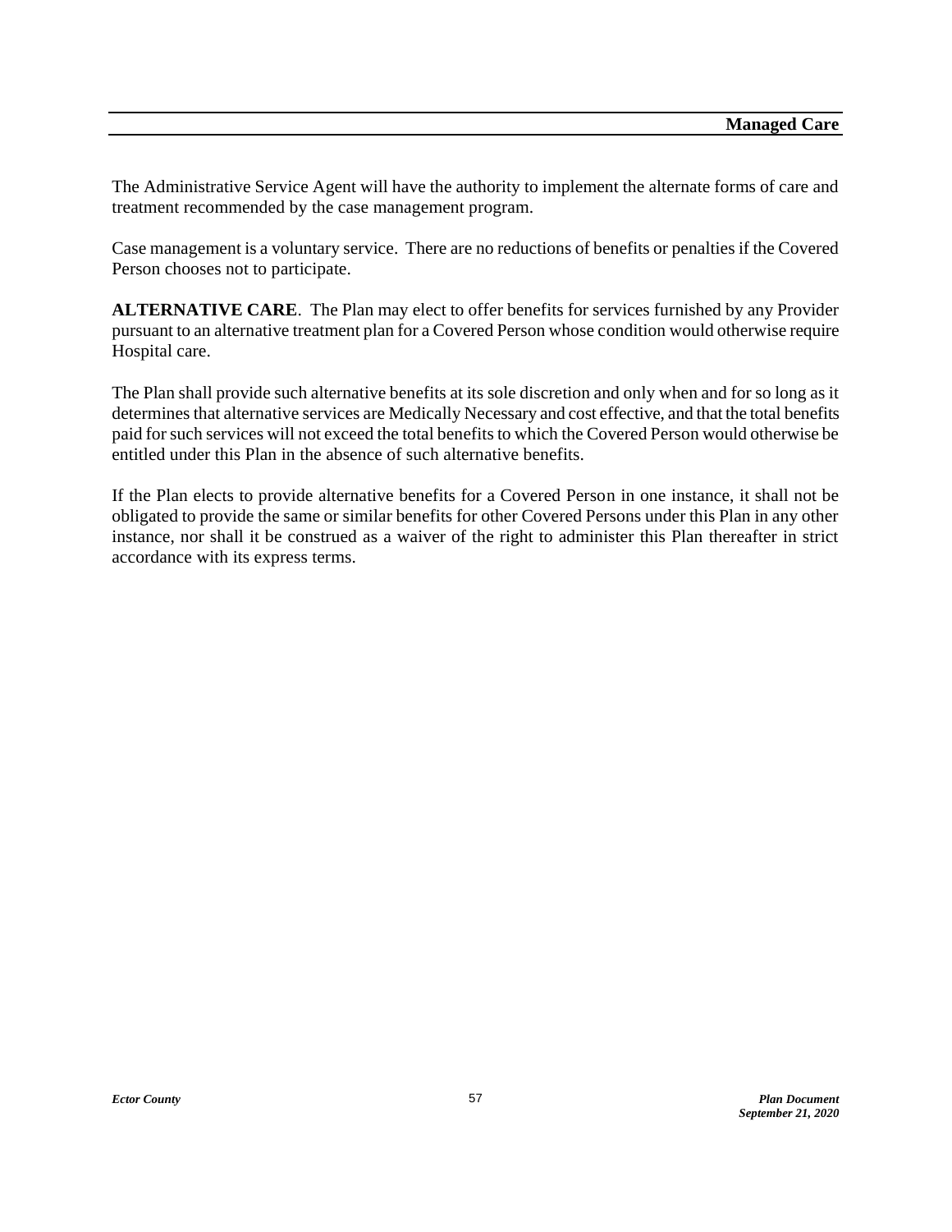The Administrative Service Agent will have the authority to implement the alternate forms of care and treatment recommended by the case management program.

Case management is a voluntary service. There are no reductions of benefits or penalties if the Covered Person chooses not to participate.

**ALTERNATIVE CARE**. The Plan may elect to offer benefits for services furnished by any Provider pursuant to an alternative treatment plan for a Covered Person whose condition would otherwise require Hospital care.

The Plan shall provide such alternative benefits at its sole discretion and only when and for so long as it determines that alternative services are Medically Necessary and cost effective, and that the total benefits paid for such services will not exceed the total benefits to which the Covered Person would otherwise be entitled under this Plan in the absence of such alternative benefits.

If the Plan elects to provide alternative benefits for a Covered Person in one instance, it shall not be obligated to provide the same or similar benefits for other Covered Persons under this Plan in any other instance, nor shall it be construed as a waiver of the right to administer this Plan thereafter in strict accordance with its express terms.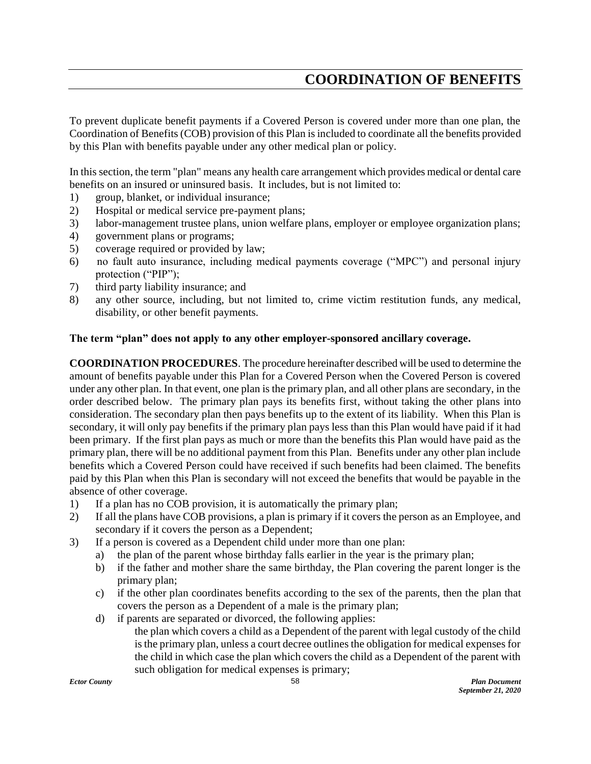# COORDINATION OF BENEFITS

To prevent duplicate benefit payments if a Covered Person is covered under more than one plan, the Coordination of Benefits (COB) provision of this Plan is included to coordinate all the benefits provided by this Plan with benefits payable under any other medical plan or policy.

In this section, the term "plan" means any health care arrangement which provides medical or dental care benefits on an insured or uninsured basis. It includes, but is not limited to:

1) group, blanket, or individual insurance;
2) Hospital or medical service pre-payment plans;
3) labor-management trustee plans, union welfare plans, employer or employee organization plans;
4) government plans or programs;
5) coverage required or provided by law;
6) no fault auto insurance, including medical payments coverage ("MPC") and personal injury protection ("PIP");
7) third party liability insurance; and
8) any other source, including, but not limited to, crime victim restitution funds, any medical, disability, or other benefit payments.

**The term "plan" does not apply to any other employer-sponsored ancillary coverage.**

**COORDINATION PROCEDURES**. The procedure hereinafter described will be used to determine the amount of benefits payable under this Plan for a Covered Person when the Covered Person is covered under any other plan. In that event, one plan is the primary plan, and all other plans are secondary, in the order described below. The primary plan pays its benefits first, without taking the other plans into consideration. The secondary plan then pays benefits up to the extent of its liability. When this Plan is secondary, it will only pay benefits if the primary plan pays less than this Plan would have paid if it had been primary. If the first plan pays as much or more than the benefits this Plan would have paid as the primary plan, there will be no additional payment from this Plan. Benefits under any other plan include benefits which a Covered Person could have received if such benefits had been claimed. The benefits paid by this Plan when this Plan is secondary will not exceed the benefits that would be payable in the absence of other coverage.

1) If a plan has no COB provision, it is automatically the primary plan;
2) If all the plans have COB provisions, a plan is primary if it covers the person as an Employee, and secondary if it covers the person as a Dependent;
3) If a person is covered as a Dependent child under more than one plan:
   a) the plan of the parent whose birthday falls earlier in the year is the primary plan;
   b) if the father and mother share the same birthday, the Plan covering the parent longer is the primary plan;
   c) if the other plan coordinates benefits according to the sex of the parents, then the plan that covers the person as a Dependent of a male is the primary plan;
   d) if parents are separated or divorced, the following applies:
      the plan which covers a child as a Dependent of the parent with legal custody of the child is the primary plan, unless a court decree outlines the obligation for medical expenses for the child in which case the plan which covers the child as a Dependent of the parent with such obligation for medical expenses is primary;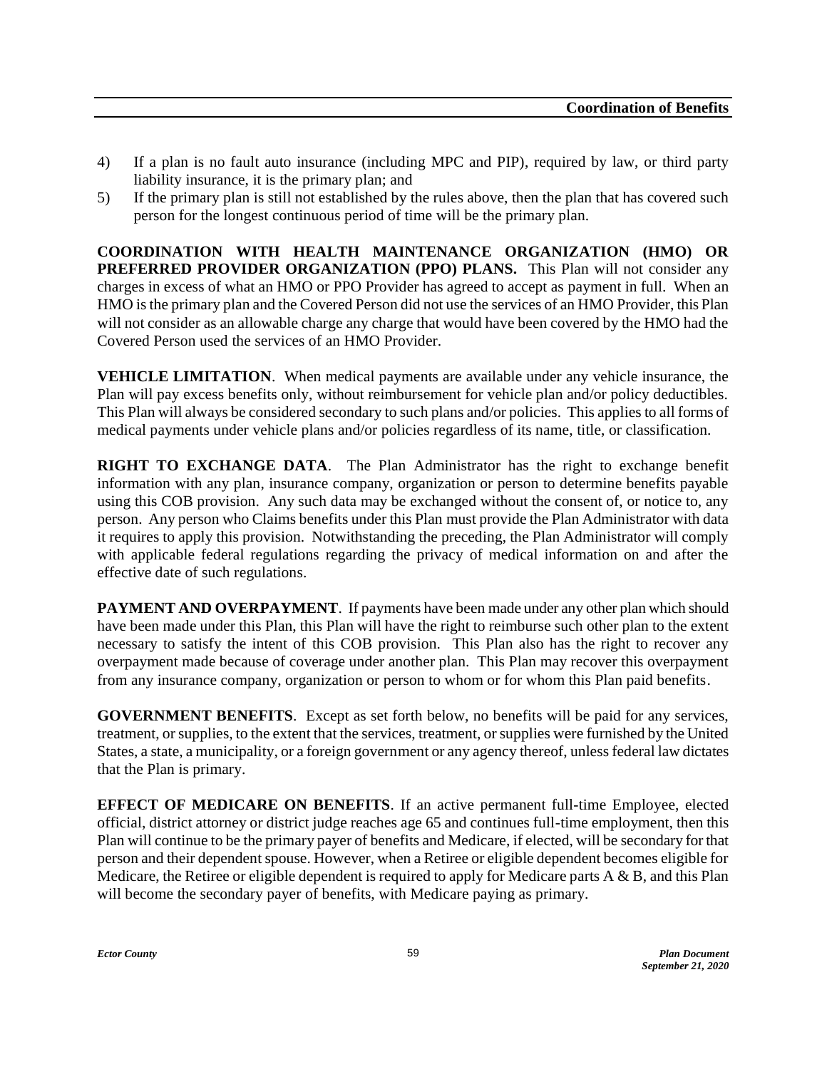4) If a plan is no fault auto insurance (including MPC and PIP), required by law, or third party liability insurance, it is the primary plan; and
5) If the primary plan is still not established by the rules above, then the plan that has covered such person for the longest continuous period of time will be the primary plan.

**COORDINATION WITH HEALTH MAINTENANCE ORGANIZATION (HMO) OR PREFERRED PROVIDER ORGANIZATION (PPO) PLANS.** This Plan will not consider any charges in excess of what an HMO or PPO Provider has agreed to accept as payment in full. When an HMO is the primary plan and the Covered Person did not use the services of an HMO Provider, this Plan will not consider as an allowable charge any charge that would have been covered by the HMO had the Covered Person used the services of an HMO Provider.

**VEHICLE LIMITATION**. When medical payments are available under any vehicle insurance, the Plan will pay excess benefits only, without reimbursement for vehicle plan and/or policy deductibles. This Plan will always be considered secondary to such plans and/or policies. This applies to all forms of medical payments under vehicle plans and/or policies regardless of its name, title, or classification.

**RIGHT TO EXCHANGE DATA**. The Plan Administrator has the right to exchange benefit information with any plan, insurance company, organization or person to determine benefits payable using this COB provision. Any such data may be exchanged without the consent of, or notice to, any person. Any person who Claims benefits under this Plan must provide the Plan Administrator with data it requires to apply this provision. Notwithstanding the preceding, the Plan Administrator will comply with applicable federal regulations regarding the privacy of medical information on and after the effective date of such regulations.

**PAYMENT AND OVERPAYMENT**. If payments have been made under any other plan which should have been made under this Plan, this Plan will have the right to reimburse such other plan to the extent necessary to satisfy the intent of this COB provision. This Plan also has the right to recover any overpayment made because of coverage under another plan. This Plan may recover this overpayment from any insurance company, organization or person to whom or for whom this Plan paid benefits.

**GOVERNMENT BENEFITS**. Except as set forth below, no benefits will be paid for any services, treatment, or supplies, to the extent that the services, treatment, or supplies were furnished by the United States, a state, a municipality, or a foreign government or any agency thereof, unless federal law dictates that the Plan is primary.

**EFFECT OF MEDICARE ON BENEFITS**. If an active permanent full-time Employee, elected official, district attorney or district judge reaches age 65 and continues full-time employment, then this Plan will continue to be the primary payer of benefits and Medicare, if elected, will be secondary for that person and their dependent spouse. However, when a Retiree or eligible dependent becomes eligible for Medicare, the Retiree or eligible dependent is required to apply for Medicare parts A & B, and this Plan will become the secondary payer of benefits, with Medicare paying as primary.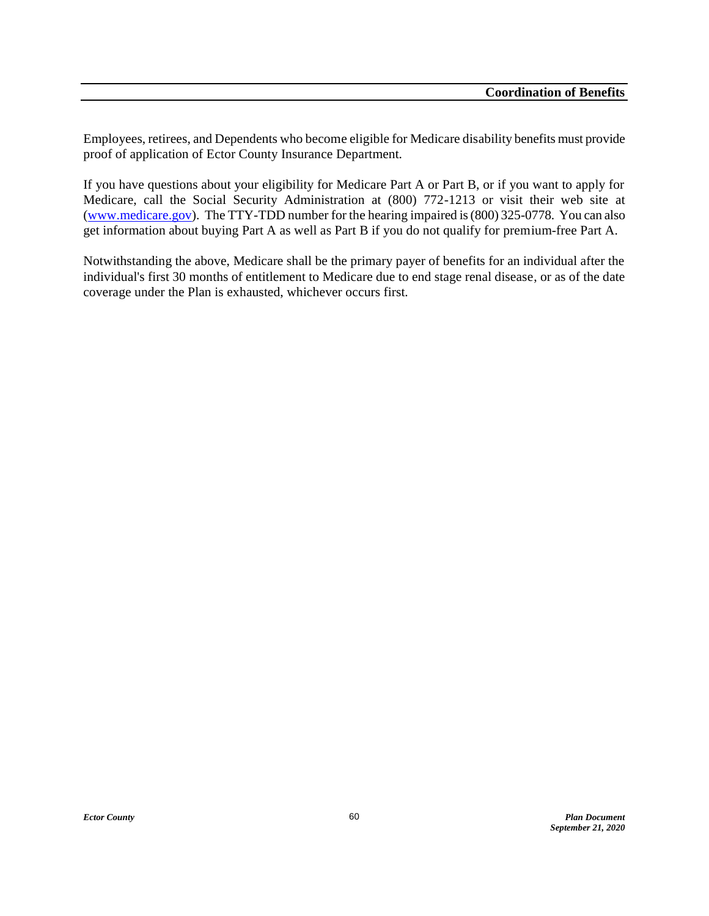Employees, retirees, and Dependents who become eligible for Medicare disability benefits must provide proof of application of Ector County Insurance Department.

If you have questions about your eligibility for Medicare Part A or Part B, or if you want to apply for Medicare, call the Social Security Administration at (800) 772-1213 or visit their web site at (www.medicare.gov). The TTY-TDD number for the hearing impaired is (800) 325-0778. You can also get information about buying Part A as well as Part B if you do not qualify for premium-free Part A.

Notwithstanding the above, Medicare shall be the primary payer of benefits for an individual after the individual's first 30 months of entitlement to Medicare due to end stage renal disease, or as of the date coverage under the Plan is exhausted, whichever occurs first.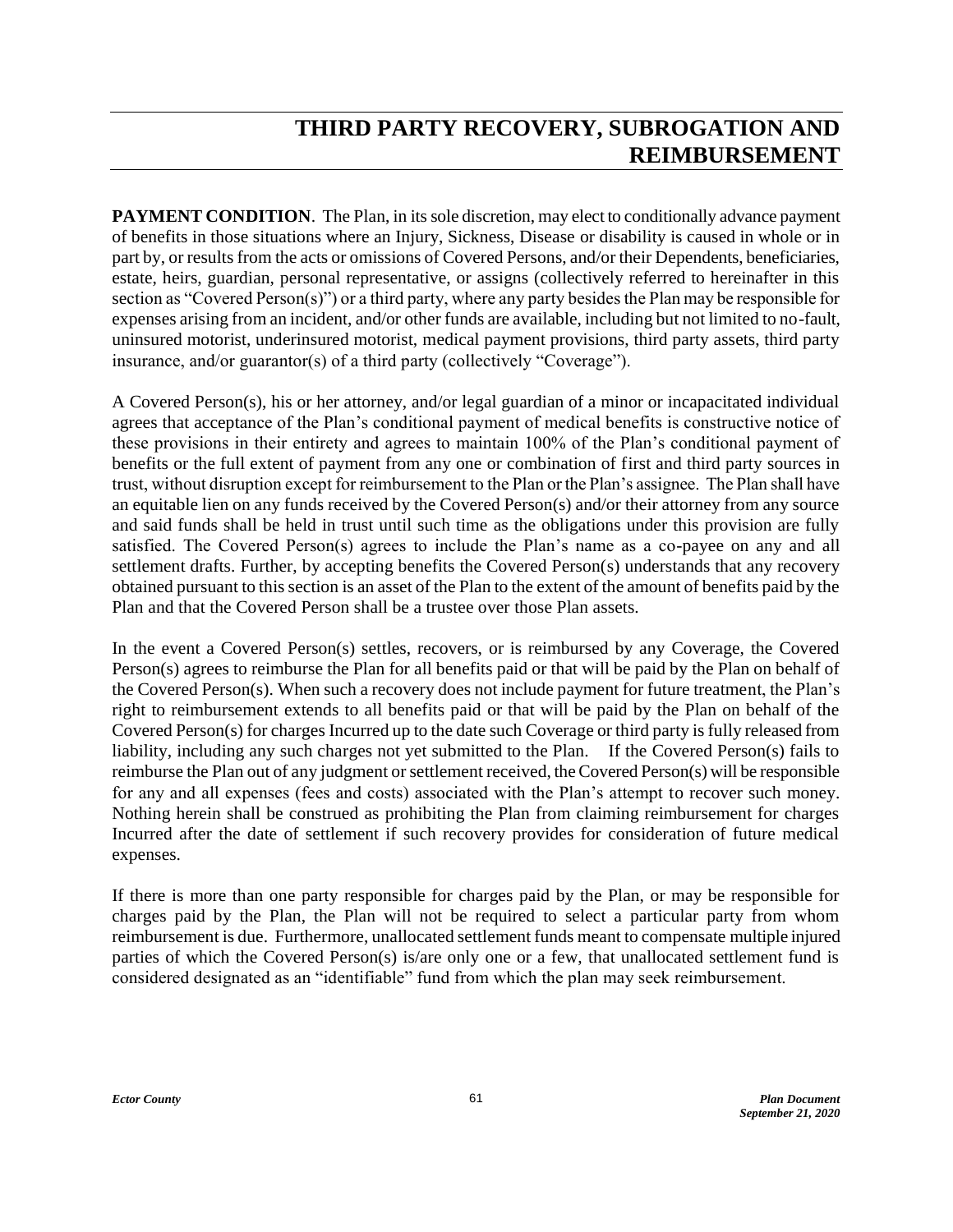# THIRD PARTY RECOVERY, SUBROGATION AND REIMBURSEMENT

**PAYMENT CONDITION**. The Plan, in its sole discretion, may elect to conditionally advance payment of benefits in those situations where an Injury, Sickness, Disease or disability is caused in whole or in part by, or results from the acts or omissions of Covered Persons, and/or their Dependents, beneficiaries, estate, heirs, guardian, personal representative, or assigns (collectively referred to hereinafter in this section as "Covered Person(s)") or a third party, where any party besides the Plan may be responsible for expenses arising from an incident, and/or other funds are available, including but not limited to no-fault, uninsured motorist, underinsured motorist, medical payment provisions, third party assets, third party insurance, and/or guarantor(s) of a third party (collectively "Coverage").

A Covered Person(s), his or her attorney, and/or legal guardian of a minor or incapacitated individual agrees that acceptance of the Plan's conditional payment of medical benefits is constructive notice of these provisions in their entirety and agrees to maintain 100% of the Plan's conditional payment of benefits or the full extent of payment from any one or combination of first and third party sources in trust, without disruption except for reimbursement to the Plan or the Plan's assignee. The Plan shall have an equitable lien on any funds received by the Covered Person(s) and/or their attorney from any source and said funds shall be held in trust until such time as the obligations under this provision are fully satisfied. The Covered Person(s) agrees to include the Plan's name as a co-payee on any and all settlement drafts. Further, by accepting benefits the Covered Person(s) understands that any recovery obtained pursuant to this section is an asset of the Plan to the extent of the amount of benefits paid by the Plan and that the Covered Person shall be a trustee over those Plan assets.

In the event a Covered Person(s) settles, recovers, or is reimbursed by any Coverage, the Covered Person(s) agrees to reimburse the Plan for all benefits paid or that will be paid by the Plan on behalf of the Covered Person(s). When such a recovery does not include payment for future treatment, the Plan's right to reimbursement extends to all benefits paid or that will be paid by the Plan on behalf of the Covered Person(s) for charges Incurred up to the date such Coverage or third party is fully released from liability, including any such charges not yet submitted to the Plan. If the Covered Person(s) fails to reimburse the Plan out of any judgment or settlement received, the Covered Person(s) will be responsible for any and all expenses (fees and costs) associated with the Plan's attempt to recover such money. Nothing herein shall be construed as prohibiting the Plan from claiming reimbursement for charges Incurred after the date of settlement if such recovery provides for consideration of future medical expenses.

If there is more than one party responsible for charges paid by the Plan, or may be responsible for charges paid by the Plan, the Plan will not be required to select a particular party from whom reimbursement is due. Furthermore, unallocated settlement funds meant to compensate multiple injured parties of which the Covered Person(s) is/are only one or a few, that unallocated settlement fund is considered designated as an "identifiable" fund from which the plan may seek reimbursement.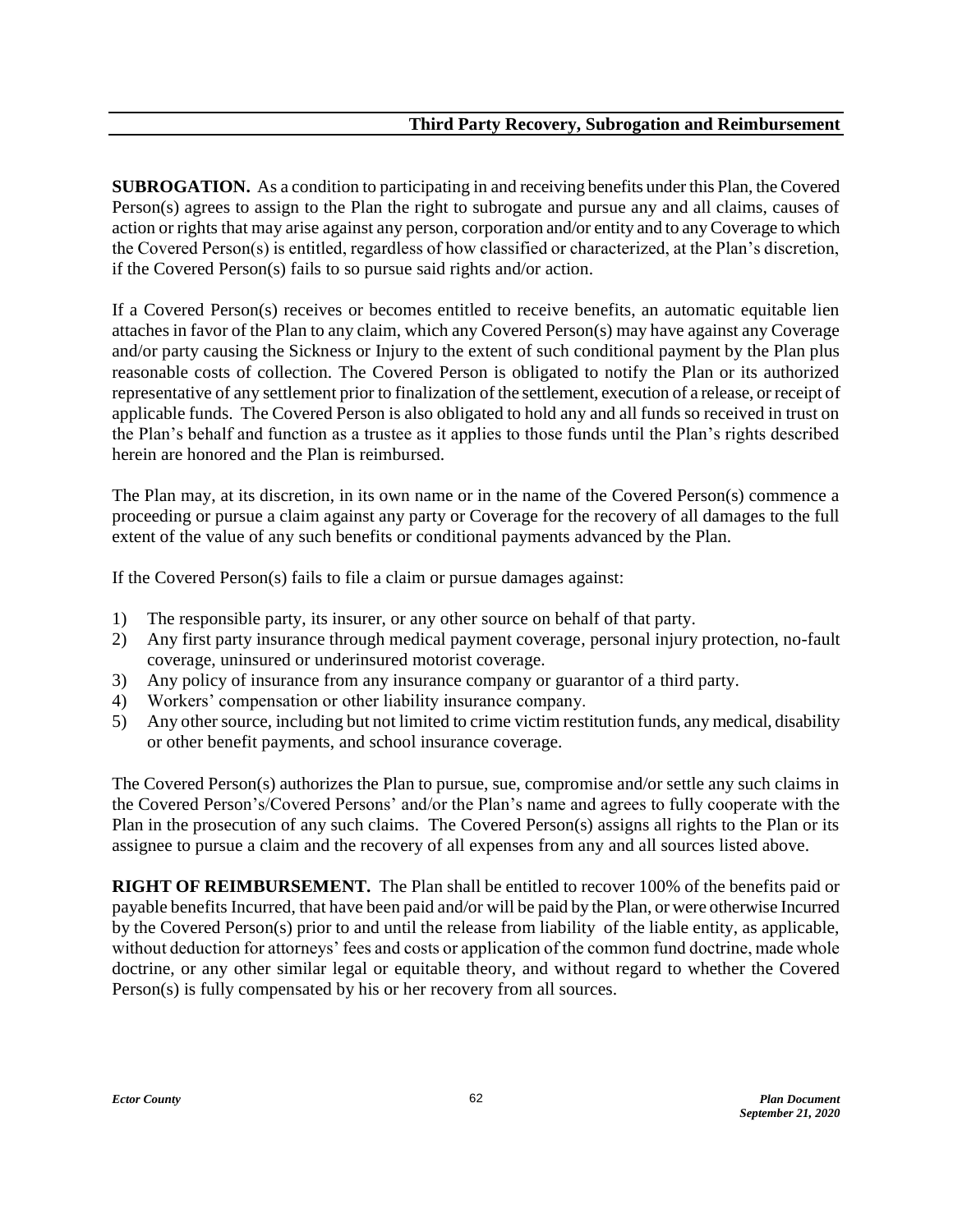## Third Party Recovery, Subrogation and Reimbursement

**SUBROGATION.** As a condition to participating in and receiving benefits under this Plan, the Covered Person(s) agrees to assign to the Plan the right to subrogate and pursue any and all claims, causes of action or rights that may arise against any person, corporation and/or entity and to any Coverage to which the Covered Person(s) is entitled, regardless of how classified or characterized, at the Plan's discretion, if the Covered Person(s) fails to so pursue said rights and/or action.

If a Covered Person(s) receives or becomes entitled to receive benefits, an automatic equitable lien attaches in favor of the Plan to any claim, which any Covered Person(s) may have against any Coverage and/or party causing the Sickness or Injury to the extent of such conditional payment by the Plan plus reasonable costs of collection. The Covered Person is obligated to notify the Plan or its authorized representative of any settlement prior to finalization of the settlement, execution of a release, or receipt of applicable funds. The Covered Person is also obligated to hold any and all funds so received in trust on the Plan's behalf and function as a trustee as it applies to those funds until the Plan's rights described herein are honored and the Plan is reimbursed.

The Plan may, at its discretion, in its own name or in the name of the Covered Person(s) commence a proceeding or pursue a claim against any party or Coverage for the recovery of all damages to the full extent of the value of any such benefits or conditional payments advanced by the Plan.

If the Covered Person(s) fails to file a claim or pursue damages against:

1) The responsible party, its insurer, or any other source on behalf of that party.
2) Any first party insurance through medical payment coverage, personal injury protection, no-fault coverage, uninsured or underinsured motorist coverage.
3) Any policy of insurance from any insurance company or guarantor of a third party.
4) Workers' compensation or other liability insurance company.
5) Any other source, including but not limited to crime victim restitution funds, any medical, disability or other benefit payments, and school insurance coverage.

The Covered Person(s) authorizes the Plan to pursue, sue, compromise and/or settle any such claims in the Covered Person's/Covered Persons' and/or the Plan's name and agrees to fully cooperate with the Plan in the prosecution of any such claims. The Covered Person(s) assigns all rights to the Plan or its assignee to pursue a claim and the recovery of all expenses from any and all sources listed above.

**RIGHT OF REIMBURSEMENT.** The Plan shall be entitled to recover 100% of the benefits paid or payable benefits Incurred, that have been paid and/or will be paid by the Plan, or were otherwise Incurred by the Covered Person(s) prior to and until the release from liability of the liable entity, as applicable, without deduction for attorneys' fees and costs or application of the common fund doctrine, made whole doctrine, or any other similar legal or equitable theory, and without regard to whether the Covered Person(s) is fully compensated by his or her recovery from all sources.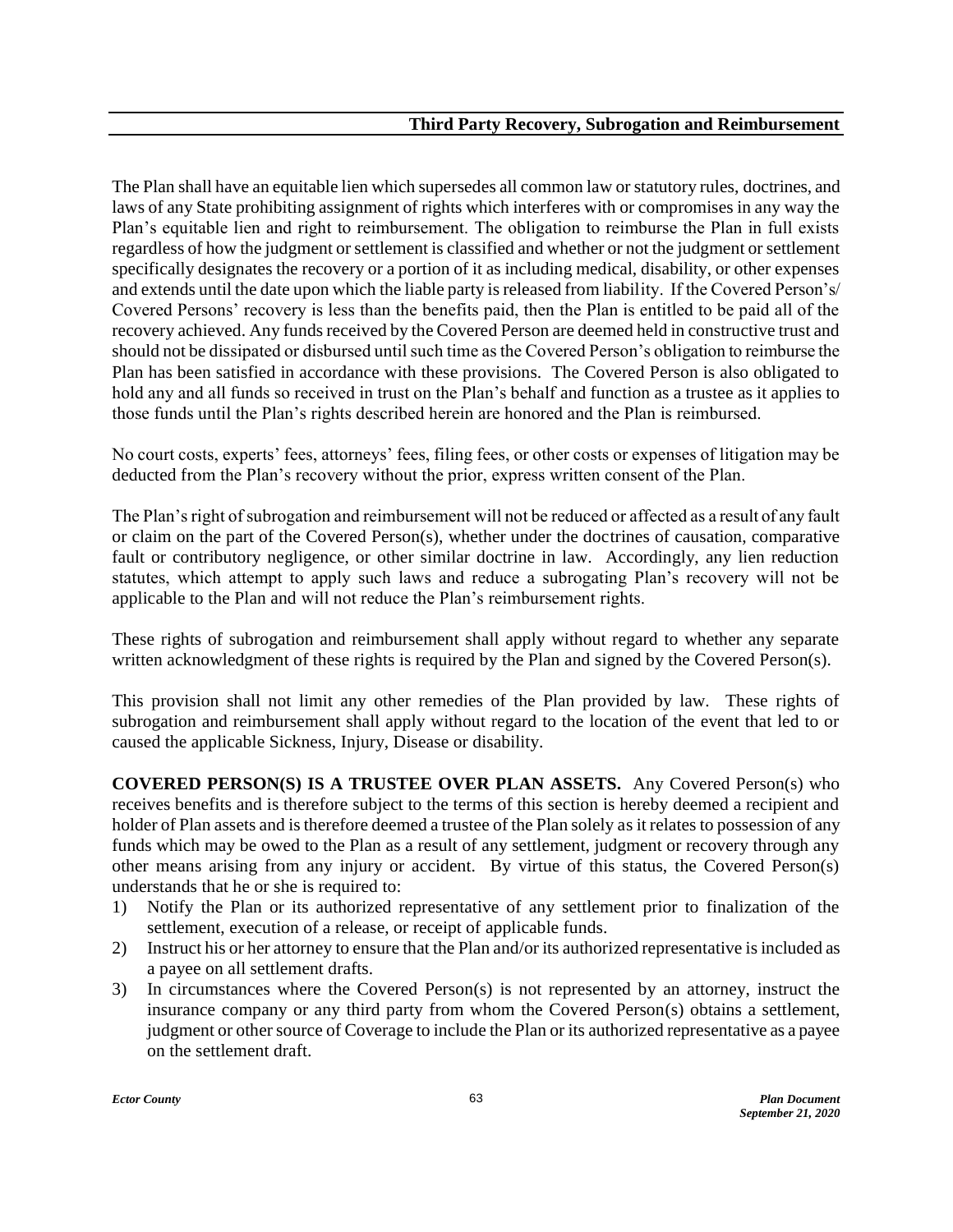The Plan shall have an equitable lien which supersedes all common law or statutory rules, doctrines, and laws of any State prohibiting assignment of rights which interferes with or compromises in any way the Plan's equitable lien and right to reimbursement. The obligation to reimburse the Plan in full exists regardless of how the judgment or settlement is classified and whether or not the judgment or settlement specifically designates the recovery or a portion of it as including medical, disability, or other expenses and extends until the date upon which the liable party is released from liability. If the Covered Person's/ Covered Persons' recovery is less than the benefits paid, then the Plan is entitled to be paid all of the recovery achieved. Any funds received by the Covered Person are deemed held in constructive trust and should not be dissipated or disbursed until such time as the Covered Person's obligation to reimburse the Plan has been satisfied in accordance with these provisions. The Covered Person is also obligated to hold any and all funds so received in trust on the Plan's behalf and function as a trustee as it applies to those funds until the Plan's rights described herein are honored and the Plan is reimbursed.

No court costs, experts' fees, attorneys' fees, filing fees, or other costs or expenses of litigation may be deducted from the Plan's recovery without the prior, express written consent of the Plan.

The Plan's right of subrogation and reimbursement will not be reduced or affected as a result of any fault or claim on the part of the Covered Person(s), whether under the doctrines of causation, comparative fault or contributory negligence, or other similar doctrine in law. Accordingly, any lien reduction statutes, which attempt to apply such laws and reduce a subrogating Plan's recovery will not be applicable to the Plan and will not reduce the Plan's reimbursement rights.

These rights of subrogation and reimbursement shall apply without regard to whether any separate written acknowledgment of these rights is required by the Plan and signed by the Covered Person(s).

This provision shall not limit any other remedies of the Plan provided by law. These rights of subrogation and reimbursement shall apply without regard to the location of the event that led to or caused the applicable Sickness, Injury, Disease or disability.

**COVERED PERSON(S) IS A TRUSTEE OVER PLAN ASSETS.** Any Covered Person(s) who receives benefits and is therefore subject to the terms of this section is hereby deemed a recipient and holder of Plan assets and is therefore deemed a trustee of the Plan solely as it relates to possession of any funds which may be owed to the Plan as a result of any settlement, judgment or recovery through any other means arising from any injury or accident. By virtue of this status, the Covered Person(s) understands that he or she is required to:

1) Notify the Plan or its authorized representative of any settlement prior to finalization of the settlement, execution of a release, or receipt of applicable funds.
2) Instruct his or her attorney to ensure that the Plan and/or its authorized representative is included as a payee on all settlement drafts.
3) In circumstances where the Covered Person(s) is not represented by an attorney, instruct the insurance company or any third party from whom the Covered Person(s) obtains a settlement, judgment or other source of Coverage to include the Plan or its authorized representative as a payee on the settlement draft.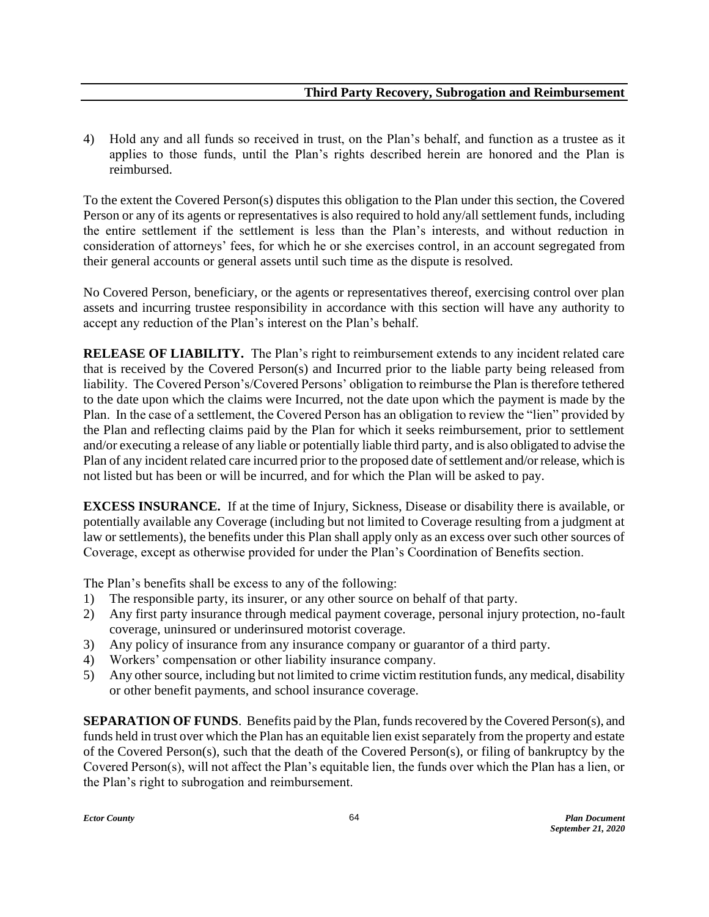4) Hold any and all funds so received in trust, on the Plan's behalf, and function as a trustee as it applies to those funds, until the Plan's rights described herein are honored and the Plan is reimbursed.

To the extent the Covered Person(s) disputes this obligation to the Plan under this section, the Covered Person or any of its agents or representatives is also required to hold any/all settlement funds, including the entire settlement if the settlement is less than the Plan's interests, and without reduction in consideration of attorneys' fees, for which he or she exercises control, in an account segregated from their general accounts or general assets until such time as the dispute is resolved.

No Covered Person, beneficiary, or the agents or representatives thereof, exercising control over plan assets and incurring trustee responsibility in accordance with this section will have any authority to accept any reduction of the Plan's interest on the Plan's behalf.

**RELEASE OF LIABILITY.** The Plan's right to reimbursement extends to any incident related care that is received by the Covered Person(s) and Incurred prior to the liable party being released from liability. The Covered Person's/Covered Persons' obligation to reimburse the Plan is therefore tethered to the date upon which the claims were Incurred, not the date upon which the payment is made by the Plan. In the case of a settlement, the Covered Person has an obligation to review the "lien" provided by the Plan and reflecting claims paid by the Plan for which it seeks reimbursement, prior to settlement and/or executing a release of any liable or potentially liable third party, and is also obligated to advise the Plan of any incident related care incurred prior to the proposed date of settlement and/or release, which is not listed but has been or will be incurred, and for which the Plan will be asked to pay.

**EXCESS INSURANCE.** If at the time of Injury, Sickness, Disease or disability there is available, or potentially available any Coverage (including but not limited to Coverage resulting from a judgment at law or settlements), the benefits under this Plan shall apply only as an excess over such other sources of Coverage, except as otherwise provided for under the Plan's Coordination of Benefits section.

The Plan's benefits shall be excess to any of the following:

1) The responsible party, its insurer, or any other source on behalf of that party.
2) Any first party insurance through medical payment coverage, personal injury protection, no-fault coverage, uninsured or underinsured motorist coverage.
3) Any policy of insurance from any insurance company or guarantor of a third party.
4) Workers' compensation or other liability insurance company.
5) Any other source, including but not limited to crime victim restitution funds, any medical, disability or other benefit payments, and school insurance coverage.

**SEPARATION OF FUNDS**. Benefits paid by the Plan, funds recovered by the Covered Person(s), and funds held in trust over which the Plan has an equitable lien exist separately from the property and estate of the Covered Person(s), such that the death of the Covered Person(s), or filing of bankruptcy by the Covered Person(s), will not affect the Plan's equitable lien, the funds over which the Plan has a lien, or the Plan's right to subrogation and reimbursement.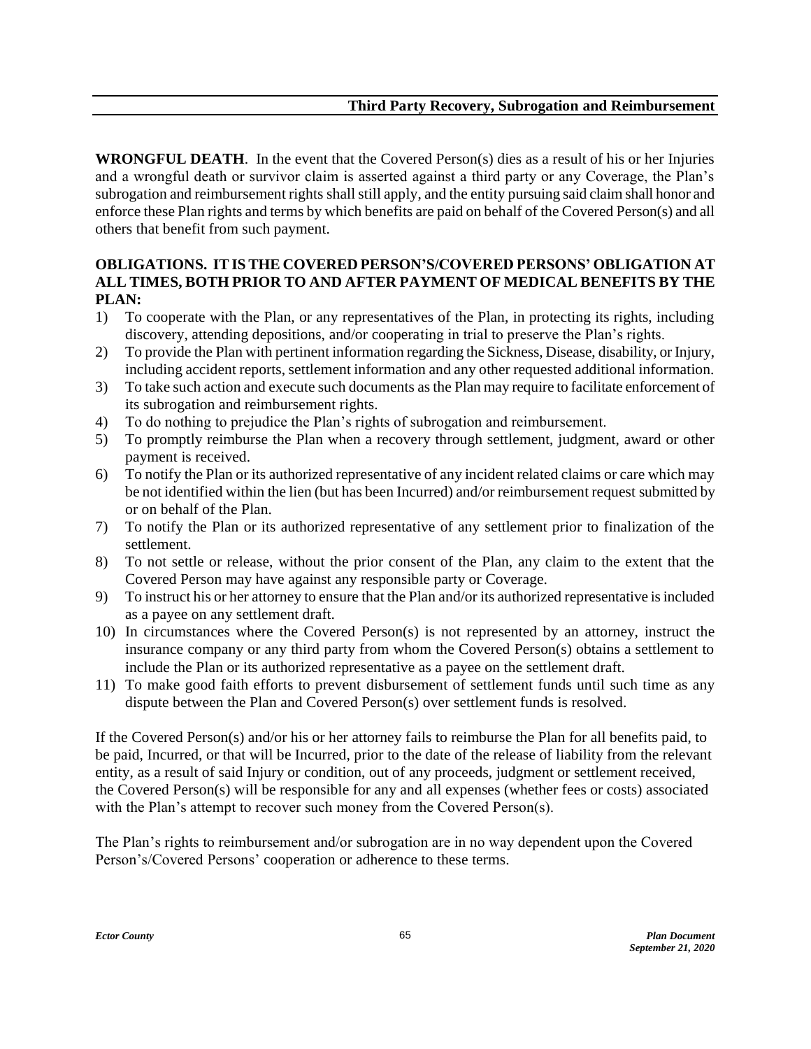**WRONGFUL DEATH**. In the event that the Covered Person(s) dies as a result of his or her Injuries and a wrongful death or survivor claim is asserted against a third party or any Coverage, the Plan's subrogation and reimbursement rights shall still apply, and the entity pursuing said claim shall honor and enforce these Plan rights and terms by which benefits are paid on behalf of the Covered Person(s) and all others that benefit from such payment.

**OBLIGATIONS. IT IS THE COVERED PERSON'S/COVERED PERSONS' OBLIGATION AT ALL TIMES, BOTH PRIOR TO AND AFTER PAYMENT OF MEDICAL BENEFITS BY THE PLAN:**

1) To cooperate with the Plan, or any representatives of the Plan, in protecting its rights, including discovery, attending depositions, and/or cooperating in trial to preserve the Plan's rights.
2) To provide the Plan with pertinent information regarding the Sickness, Disease, disability, or Injury, including accident reports, settlement information and any other requested additional information.
3) To take such action and execute such documents as the Plan may require to facilitate enforcement of its subrogation and reimbursement rights.
4) To do nothing to prejudice the Plan's rights of subrogation and reimbursement.
5) To promptly reimburse the Plan when a recovery through settlement, judgment, award or other payment is received.
6) To notify the Plan or its authorized representative of any incident related claims or care which may be not identified within the lien (but has been Incurred) and/or reimbursement request submitted by or on behalf of the Plan.
7) To notify the Plan or its authorized representative of any settlement prior to finalization of the settlement.
8) To not settle or release, without the prior consent of the Plan, any claim to the extent that the Covered Person may have against any responsible party or Coverage.
9) To instruct his or her attorney to ensure that the Plan and/or its authorized representative is included as a payee on any settlement draft.
10) In circumstances where the Covered Person(s) is not represented by an attorney, instruct the insurance company or any third party from whom the Covered Person(s) obtains a settlement to include the Plan or its authorized representative as a payee on the settlement draft.
11) To make good faith efforts to prevent disbursement of settlement funds until such time as any dispute between the Plan and Covered Person(s) over settlement funds is resolved.

If the Covered Person(s) and/or his or her attorney fails to reimburse the Plan for all benefits paid, to be paid, Incurred, or that will be Incurred, prior to the date of the release of liability from the relevant entity, as a result of said Injury or condition, out of any proceeds, judgment or settlement received, the Covered Person(s) will be responsible for any and all expenses (whether fees or costs) associated with the Plan's attempt to recover such money from the Covered Person(s).

The Plan's rights to reimbursement and/or subrogation are in no way dependent upon the Covered Person's/Covered Persons' cooperation or adherence to these terms.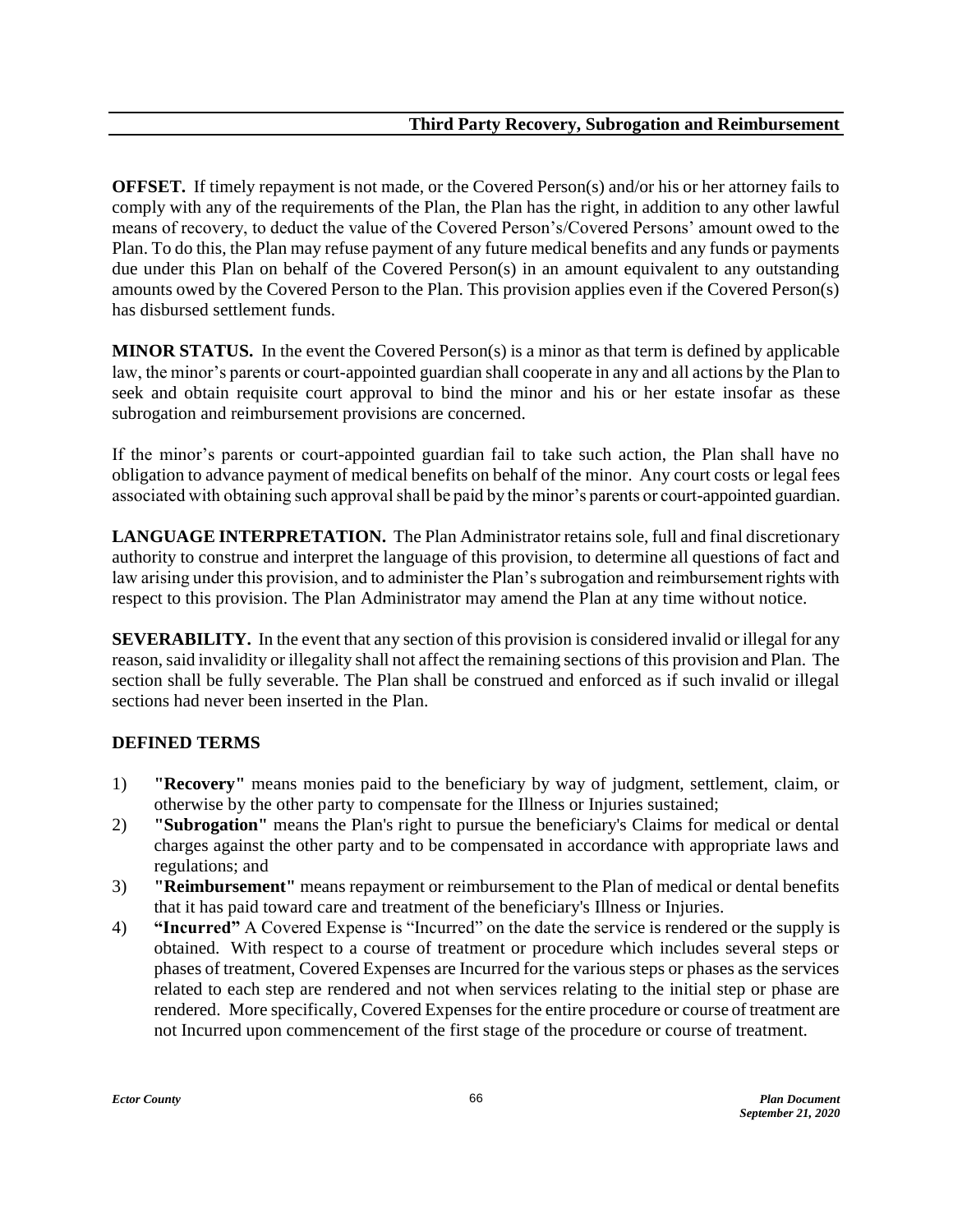**OFFSET.** If timely repayment is not made, or the Covered Person(s) and/or his or her attorney fails to comply with any of the requirements of the Plan, the Plan has the right, in addition to any other lawful means of recovery, to deduct the value of the Covered Person's/Covered Persons' amount owed to the Plan. To do this, the Plan may refuse payment of any future medical benefits and any funds or payments due under this Plan on behalf of the Covered Person(s) in an amount equivalent to any outstanding amounts owed by the Covered Person to the Plan. This provision applies even if the Covered Person(s) has disbursed settlement funds.

**MINOR STATUS.** In the event the Covered Person(s) is a minor as that term is defined by applicable law, the minor's parents or court-appointed guardian shall cooperate in any and all actions by the Plan to seek and obtain requisite court approval to bind the minor and his or her estate insofar as these subrogation and reimbursement provisions are concerned.

If the minor's parents or court-appointed guardian fail to take such action, the Plan shall have no obligation to advance payment of medical benefits on behalf of the minor. Any court costs or legal fees associated with obtaining such approval shall be paid by the minor's parents or court-appointed guardian.

**LANGUAGE INTERPRETATION.** The Plan Administrator retains sole, full and final discretionary authority to construe and interpret the language of this provision, to determine all questions of fact and law arising under this provision, and to administer the Plan's subrogation and reimbursement rights with respect to this provision. The Plan Administrator may amend the Plan at any time without notice.

**SEVERABILITY.** In the event that any section of this provision is considered invalid or illegal for any reason, said invalidity or illegality shall not affect the remaining sections of this provision and Plan. The section shall be fully severable. The Plan shall be construed and enforced as if such invalid or illegal sections had never been inserted in the Plan.

**DEFINED TERMS**

1) **"Recovery"** means monies paid to the beneficiary by way of judgment, settlement, claim, or otherwise by the other party to compensate for the Illness or Injuries sustained;
2) **"Subrogation"** means the Plan's right to pursue the beneficiary's Claims for medical or dental charges against the other party and to be compensated in accordance with appropriate laws and regulations; and
3) **"Reimbursement"** means repayment or reimbursement to the Plan of medical or dental benefits that it has paid toward care and treatment of the beneficiary's Illness or Injuries.
4) **"Incurred"** A Covered Expense is "Incurred" on the date the service is rendered or the supply is obtained. With respect to a course of treatment or procedure which includes several steps or phases of treatment, Covered Expenses are Incurred for the various steps or phases as the services related to each step are rendered and not when services relating to the initial step or phase are rendered. More specifically, Covered Expenses for the entire procedure or course of treatment are not Incurred upon commencement of the first stage of the procedure or course of treatment.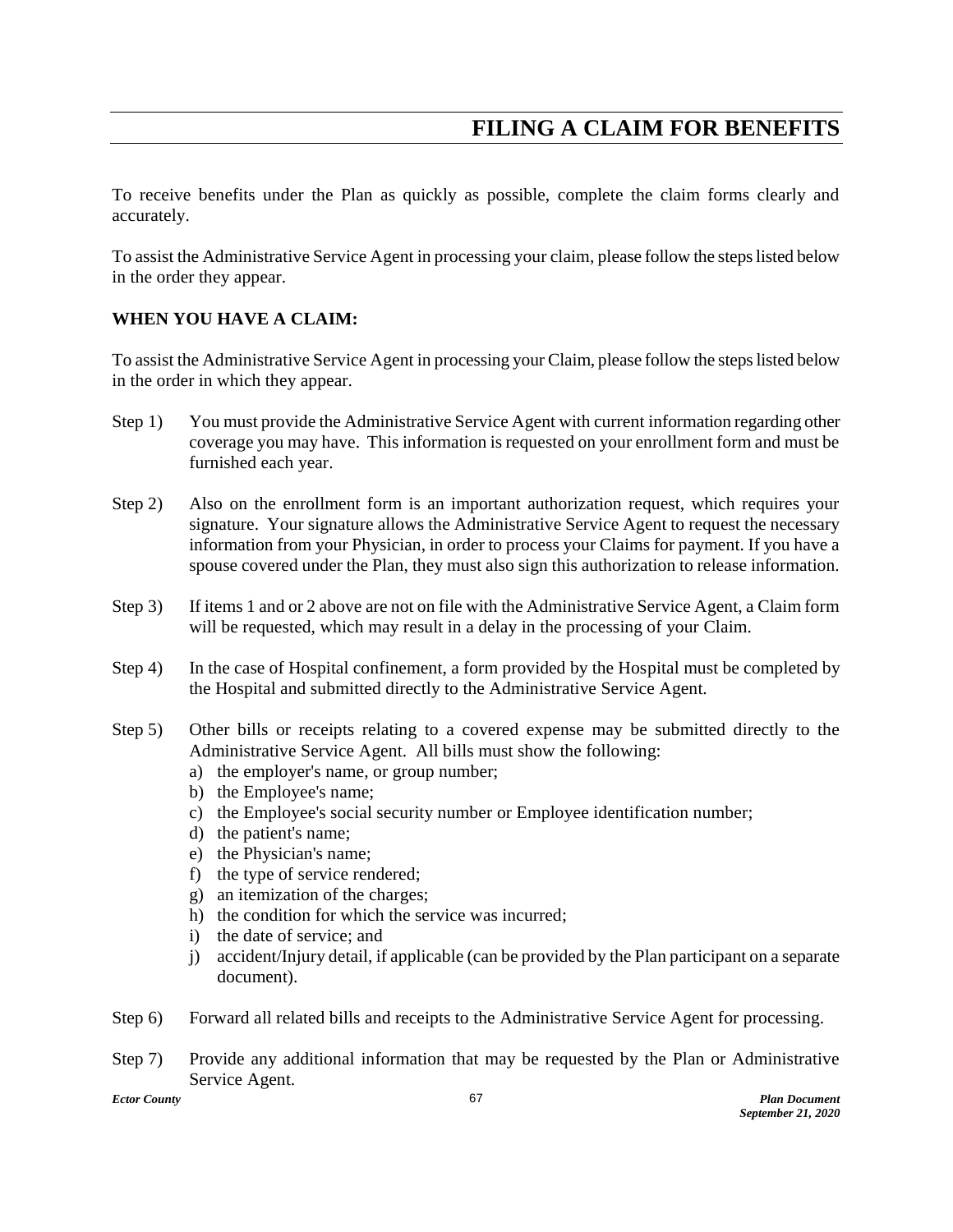# FILING A CLAIM FOR BENEFITS

To receive benefits under the Plan as quickly as possible, complete the claim forms clearly and accurately.

To assist the Administrative Service Agent in processing your claim, please follow the steps listed below in the order they appear.

**WHEN YOU HAVE A CLAIM:**

To assist the Administrative Service Agent in processing your Claim, please follow the steps listed below in the order in which they appear.

Step 1) You must provide the Administrative Service Agent with current information regarding other coverage you may have. This information is requested on your enrollment form and must be furnished each year.

Step 2) Also on the enrollment form is an important authorization request, which requires your signature. Your signature allows the Administrative Service Agent to request the necessary information from your Physician, in order to process your Claims for payment. If you have a spouse covered under the Plan, they must also sign this authorization to release information.

Step 3) If items 1 and or 2 above are not on file with the Administrative Service Agent, a Claim form will be requested, which may result in a delay in the processing of your Claim.

Step 4) In the case of Hospital confinement, a form provided by the Hospital must be completed by the Hospital and submitted directly to the Administrative Service Agent.

Step 5) Other bills or receipts relating to a covered expense may be submitted directly to the Administrative Service Agent. All bills must show the following:

a) the employer's name, or group number;
b) the Employee's name;
c) the Employee's social security number or Employee identification number;
d) the patient's name;
e) the Physician's name;
f) the type of service rendered;
g) an itemization of the charges;
h) the condition for which the service was incurred;
i) the date of service; and
j) accident/Injury detail, if applicable (can be provided by the Plan participant on a separate document).

Step 6) Forward all related bills and receipts to the Administrative Service Agent for processing.

Step 7) Provide any additional information that may be requested by the Plan or Administrative Service Agent.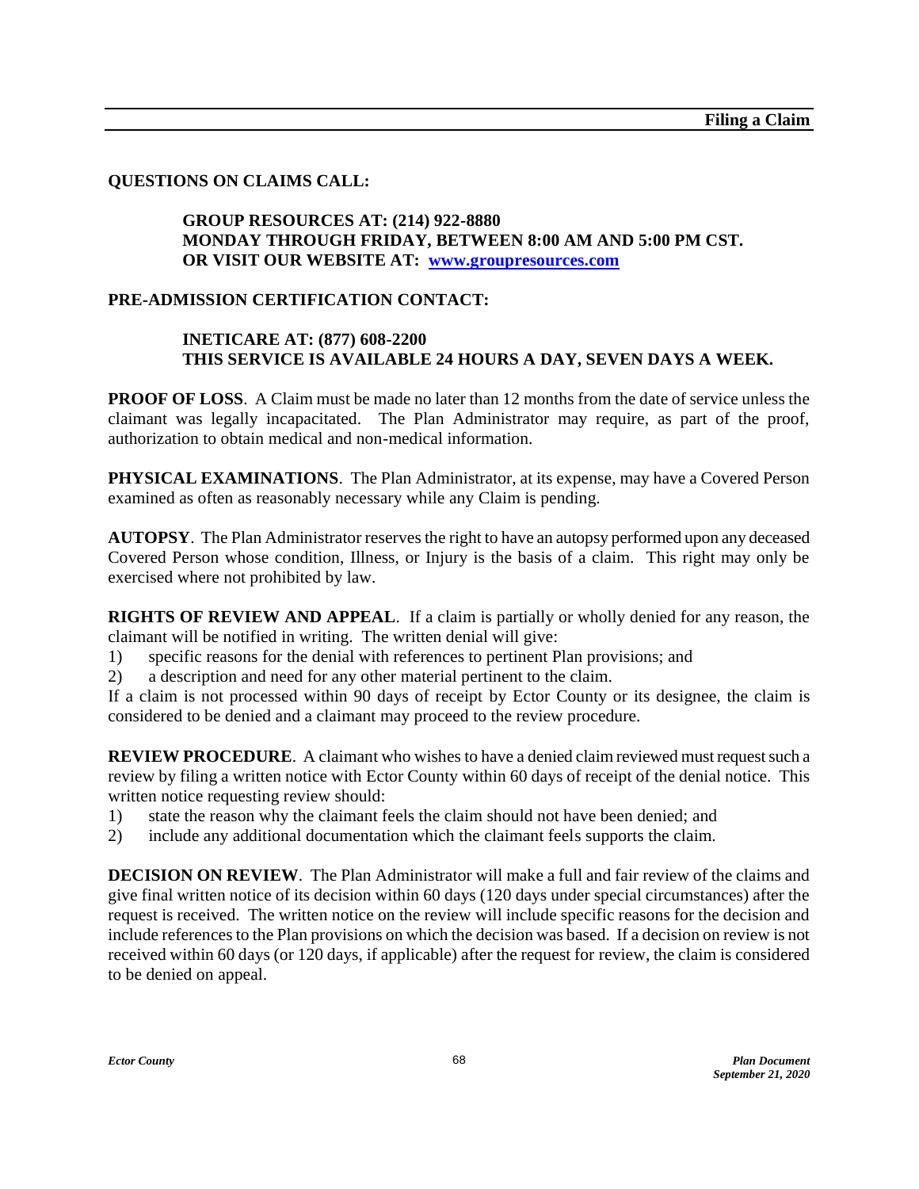**QUESTIONS ON CLAIMS CALL:**

> **GROUP RESOURCES AT: (214) 922-8880**
> **MONDAY THROUGH FRIDAY, BETWEEN 8:00 AM AND 5:00 PM CST.**
> **OR VISIT OUR WEBSITE AT: [www.groupresources.com](http://www.groupresources.com)**

**PRE-ADMISSION CERTIFICATION CONTACT:**

> **INETICARE AT: (877) 608-2200**
> **THIS SERVICE IS AVAILABLE 24 HOURS A DAY, SEVEN DAYS A WEEK.**

**PROOF OF LOSS**. A Claim must be made no later than 12 months from the date of service unless the claimant was legally incapacitated. The Plan Administrator may require, as part of the proof, authorization to obtain medical and non-medical information.

**PHYSICAL EXAMINATIONS**. The Plan Administrator, at its expense, may have a Covered Person examined as often as reasonably necessary while any Claim is pending.

**AUTOPSY**. The Plan Administrator reserves the right to have an autopsy performed upon any deceased Covered Person whose condition, Illness, or Injury is the basis of a claim. This right may only be exercised where not prohibited by law.

**RIGHTS OF REVIEW AND APPEAL**. If a claim is partially or wholly denied for any reason, the claimant will be notified in writing. The written denial will give:

1) specific reasons for the denial with references to pertinent Plan provisions; and
2) a description and need for any other material pertinent to the claim.

If a claim is not processed within 90 days of receipt by Ector County or its designee, the claim is considered to be denied and a claimant may proceed to the review procedure.

**REVIEW PROCEDURE**. A claimant who wishes to have a denied claim reviewed must request such a review by filing a written notice with Ector County within 60 days of receipt of the denial notice. This written notice requesting review should:

1) state the reason why the claimant feels the claim should not have been denied; and
2) include any additional documentation which the claimant feels supports the claim.

**DECISION ON REVIEW**. The Plan Administrator will make a full and fair review of the claims and give final written notice of its decision within 60 days (120 days under special circumstances) after the request is received. The written notice on the review will include specific reasons for the decision and include references to the Plan provisions on which the decision was based. If a decision on review is not received within 60 days (or 120 days, if applicable) after the request for review, the claim is considered to be denied on appeal.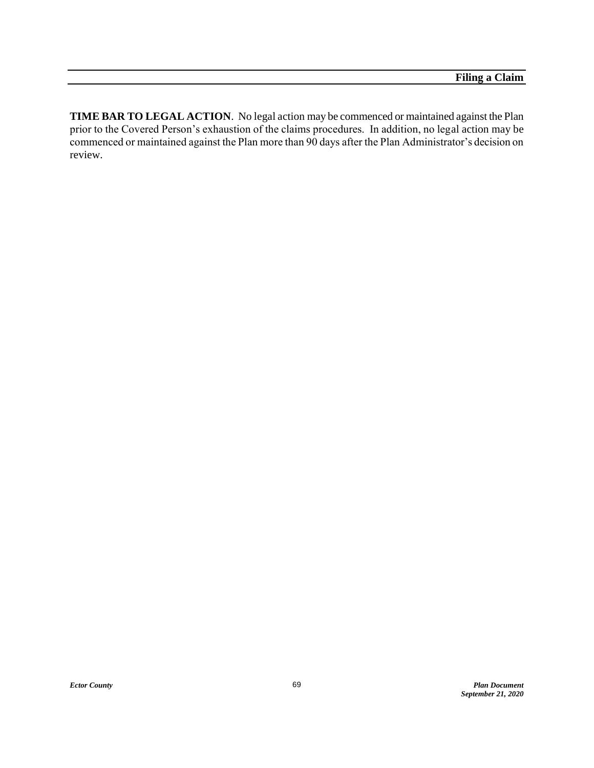**TIME BAR TO LEGAL ACTION**. No legal action may be commenced or maintained against the Plan prior to the Covered Person's exhaustion of the claims procedures. In addition, no legal action may be commenced or maintained against the Plan more than 90 days after the Plan Administrator's decision on review.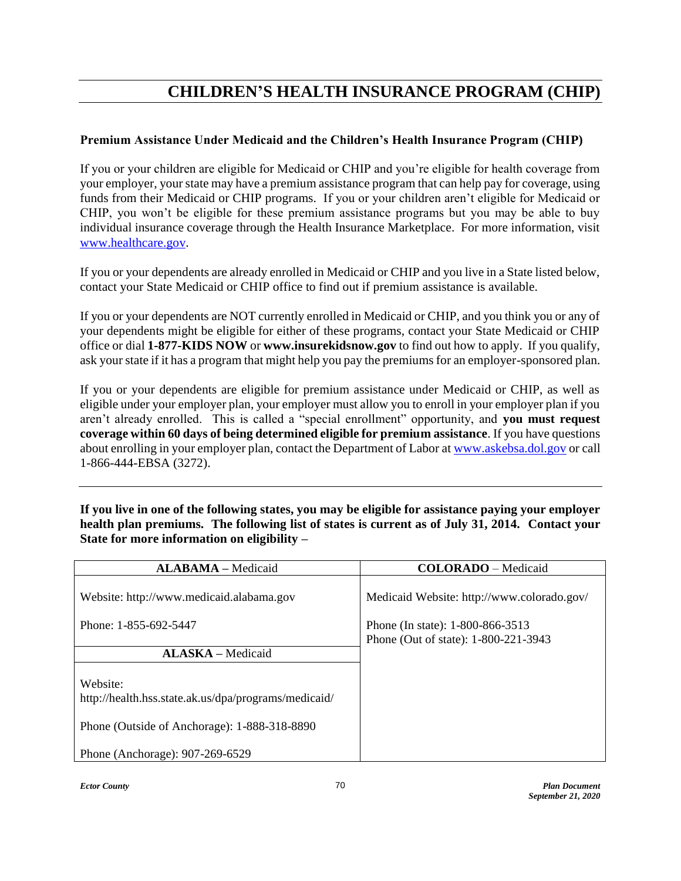# CHILDREN'S HEALTH INSURANCE PROGRAM (CHIP)

**Premium Assistance Under Medicaid and the Children's Health Insurance Program (CHIP)**

If you or your children are eligible for Medicaid or CHIP and you're eligible for health coverage from your employer, your state may have a premium assistance program that can help pay for coverage, using funds from their Medicaid or CHIP programs. If you or your children aren't eligible for Medicaid or CHIP, you won't be eligible for these premium assistance programs but you may be able to buy individual insurance coverage through the Health Insurance Marketplace. For more information, visit www.healthcare.gov.

If you or your dependents are already enrolled in Medicaid or CHIP and you live in a State listed below, contact your State Medicaid or CHIP office to find out if premium assistance is available.

If you or your dependents are NOT currently enrolled in Medicaid or CHIP, and you think you or any of your dependents might be eligible for either of these programs, contact your State Medicaid or CHIP office or dial **1-877-KIDS NOW** or **www.insurekidsnow.gov** to find out how to apply. If you qualify, ask your state if it has a program that might help you pay the premiums for an employer-sponsored plan.

If you or your dependents are eligible for premium assistance under Medicaid or CHIP, as well as eligible under your employer plan, your employer must allow you to enroll in your employer plan if you aren't already enrolled. This is called a "special enrollment" opportunity, and **you must request coverage within 60 days of being determined eligible for premium assistance**. If you have questions about enrolling in your employer plan, contact the Department of Labor at www.askebsa.dol.gov or call 1-866-444-EBSA (3272).

---

**If you live in one of the following states, you may be eligible for assistance paying your employer health plan premiums. The following list of states is current as of July 31, 2014. Contact your State for more information on eligibility –**

| **ALABAMA** – Medicaid | **COLORADO** – Medicaid |
|---|---|
| Website: http://www.medicaid.alabama.gov<br><br>Phone: 1-855-692-5447 | Medicaid Website: http://www.colorado.gov/<br><br>Phone (In state): 1-800-866-3513<br>Phone (Out of state): 1-800-221-3943 |
| **ALASKA** – Medicaid | |
| Website: http://health.hss.state.ak.us/dpa/programs/medicaid/<br><br>Phone (Outside of Anchorage): 1-888-318-8890<br><br>Phone (Anchorage): 907-269-6529 | |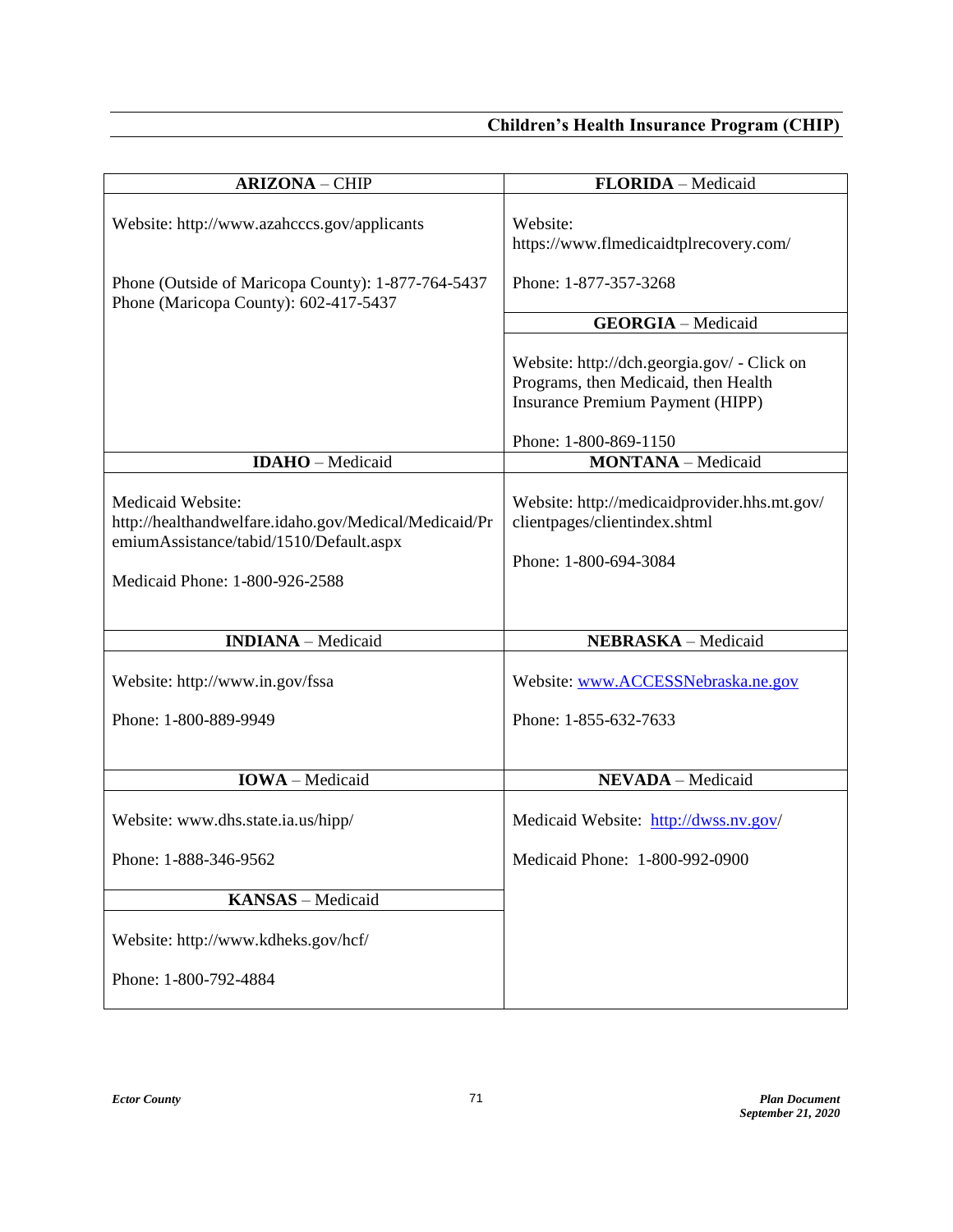| **ARIZONA** – CHIP | **FLORIDA** – Medicaid |
|---|---|
| Website: http://www.azahcccs.gov/applicants<br><br>Phone (Outside of Maricopa County): 1-877-764-5437<br>Phone (Maricopa County): 602-417-5437 | Website: https://www.flmedicaidtplrecovery.com/<br><br>Phone: 1-877-357-3268 |
| | **GEORGIA** – Medicaid |
| | Website: http://dch.georgia.gov/ - Click on Programs, then Medicaid, then Health Insurance Premium Payment (HIPP)<br><br>Phone: 1-800-869-1150 |
| **IDAHO** – Medicaid | **MONTANA** – Medicaid |
| Medicaid Website: http://healthandwelfare.idaho.gov/Medical/Medicaid/PremiumAssistance/tabid/1510/Default.aspx<br><br>Medicaid Phone: 1-800-926-2588 | Website: http://medicaidprovider.hhs.mt.gov/clientpages/clientindex.shtml<br><br>Phone: 1-800-694-3084 |
| **INDIANA** – Medicaid | **NEBRASKA** – Medicaid |
| Website: http://www.in.gov/fssa<br><br>Phone: 1-800-889-9949 | Website: www.ACCESSNebraska.ne.gov<br><br>Phone: 1-855-632-7633 |
| **IOWA** – Medicaid | **NEVADA** – Medicaid |
| Website: www.dhs.state.ia.us/hipp/<br><br>Phone: 1-888-346-9562 | Medicaid Website: http://dwss.nv.gov/<br><br>Medicaid Phone: 1-800-992-0900 |
| **KANSAS** – Medicaid | |
| Website: http://www.kdheks.gov/hcf/<br><br>Phone: 1-800-792-4884 | |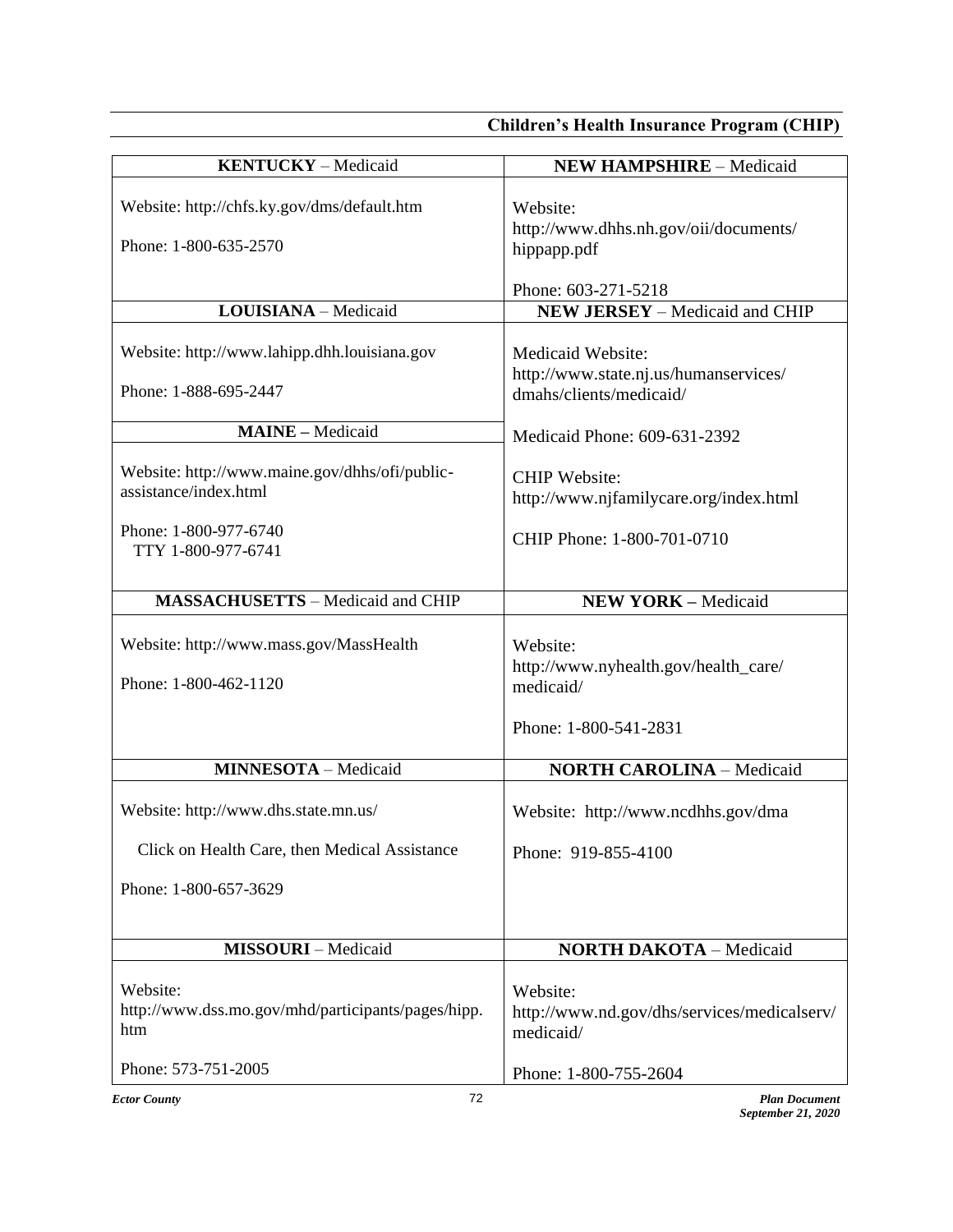| **KENTUCKY** – Medicaid | **NEW HAMPSHIRE** – Medicaid |
|---|---|
| Website: http://chfs.ky.gov/dms/default.htm<br><br>Phone: 1-800-635-2570 | Website:<br>http://www.dhhs.nh.gov/oii/documents/hippapp.pdf<br><br>Phone: 603-271-5218 |
| **LOUISIANA** – Medicaid | **NEW JERSEY** – Medicaid and CHIP |
| Website: http://www.lahipp.dhh.louisiana.gov<br><br>Phone: 1-888-695-2447<br><br>**MAINE** – Medicaid<br><br>Website: http://www.maine.gov/dhhs/ofi/public-assistance/index.html<br><br>Phone: 1-800-977-6740<br>TTY 1-800-977-6741 | Medicaid Website:<br>http://www.state.nj.us/humanservices/dmahs/clients/medicaid/<br><br>Medicaid Phone: 609-631-2392<br><br>CHIP Website:<br>http://www.njfamilycare.org/index.html<br><br>CHIP Phone: 1-800-701-0710 |
| **MASSACHUSETTS** – Medicaid and CHIP | **NEW YORK** – Medicaid |
| Website: http://www.mass.gov/MassHealth<br><br>Phone: 1-800-462-1120 | Website:<br>http://www.nyhealth.gov/health_care/medicaid/<br><br>Phone: 1-800-541-2831 |
| **MINNESOTA** – Medicaid | **NORTH CAROLINA** – Medicaid |
| Website: http://www.dhs.state.mn.us/<br><br>Click on Health Care, then Medical Assistance<br><br>Phone: 1-800-657-3629 | Website: http://www.ncdhhs.gov/dma<br><br>Phone: 919-855-4100 |
| **MISSOURI** – Medicaid | **NORTH DAKOTA** – Medicaid |
| Website:<br>http://www.dss.mo.gov/mhd/participants/pages/hipp.htm<br><br>Phone: 573-751-2005 | Website:<br>http://www.nd.gov/dhs/services/medicalserv/medicaid/<br><br>Phone: 1-800-755-2604 |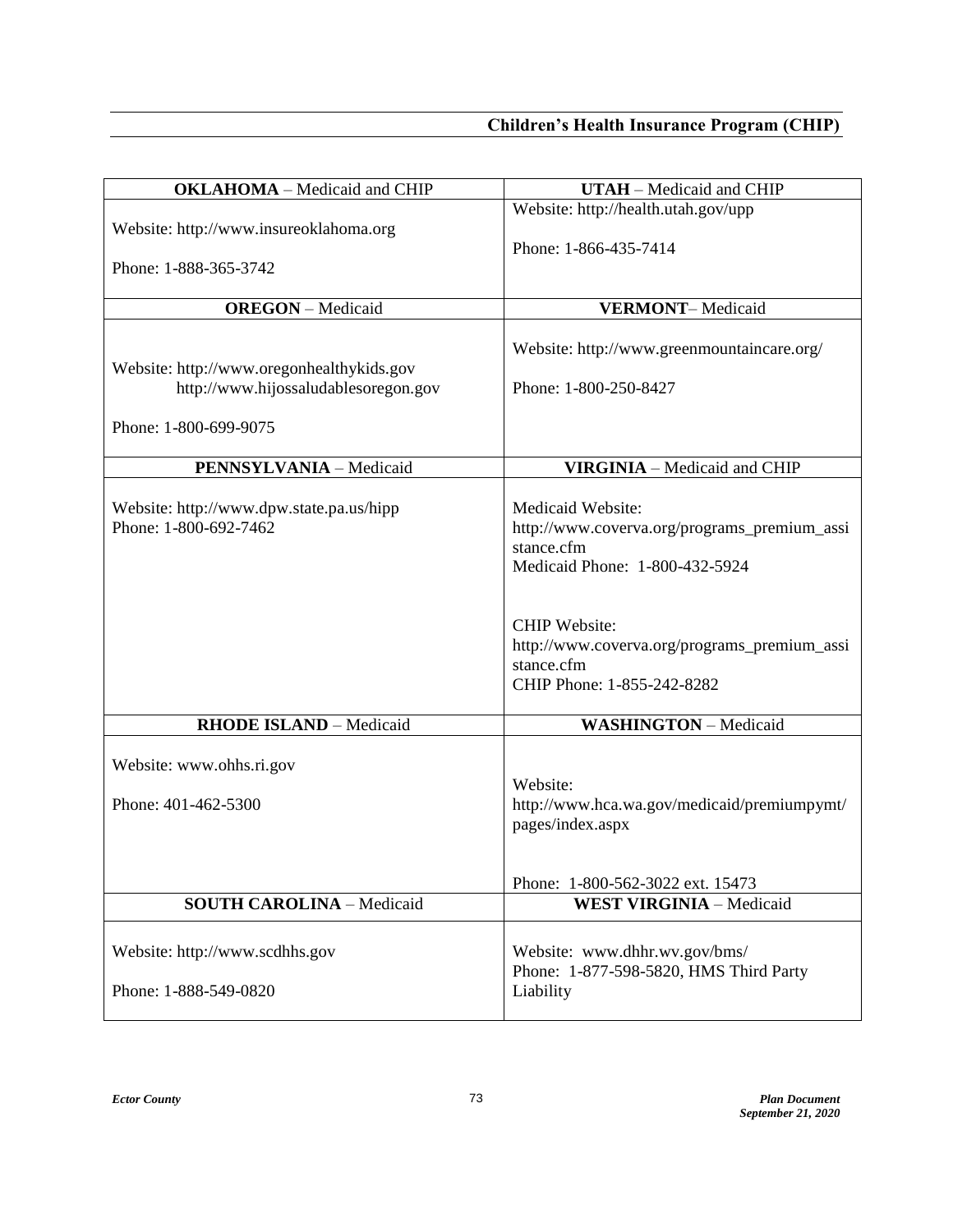| **OKLAHOMA** – Medicaid and CHIP | **UTAH** – Medicaid and CHIP |
|---|---|
| Website: http://www.insureoklahoma.org<br><br>Phone: 1-888-365-3742 | Website: http://health.utah.gov/upp<br><br>Phone: 1-866-435-7414 |
| **OREGON** – Medicaid | **VERMONT**– Medicaid |
| Website: http://www.oregonhealthykids.gov<br>http://www.hijossaludablesoregon.gov<br><br>Phone: 1-800-699-9075 | Website: http://www.greenmountaincare.org/<br><br>Phone: 1-800-250-8427 |
| **PENNSYLVANIA** – Medicaid | **VIRGINIA** – Medicaid and CHIP |
| Website: http://www.dpw.state.pa.us/hipp<br>Phone: 1-800-692-7462 | Medicaid Website:<br>http://www.coverva.org/programs_premium_assistance.cfm<br>Medicaid Phone: 1-800-432-5924<br><br>CHIP Website:<br>http://www.coverva.org/programs_premium_assistance.cfm<br>CHIP Phone: 1-855-242-8282 |
| **RHODE ISLAND** – Medicaid | **WASHINGTON** – Medicaid |
| Website: www.ohhs.ri.gov<br><br>Phone: 401-462-5300 | Website:<br>http://www.hca.wa.gov/medicaid/premiumpymt/pages/index.aspx<br><br>Phone: 1-800-562-3022 ext. 15473 |
| **SOUTH CAROLINA** – Medicaid | **WEST VIRGINIA** – Medicaid |
| Website: http://www.scdhhs.gov<br><br>Phone: 1-888-549-0820 | Website: www.dhhr.wv.gov/bms/<br>Phone: 1-877-598-5820, HMS Third Party Liability |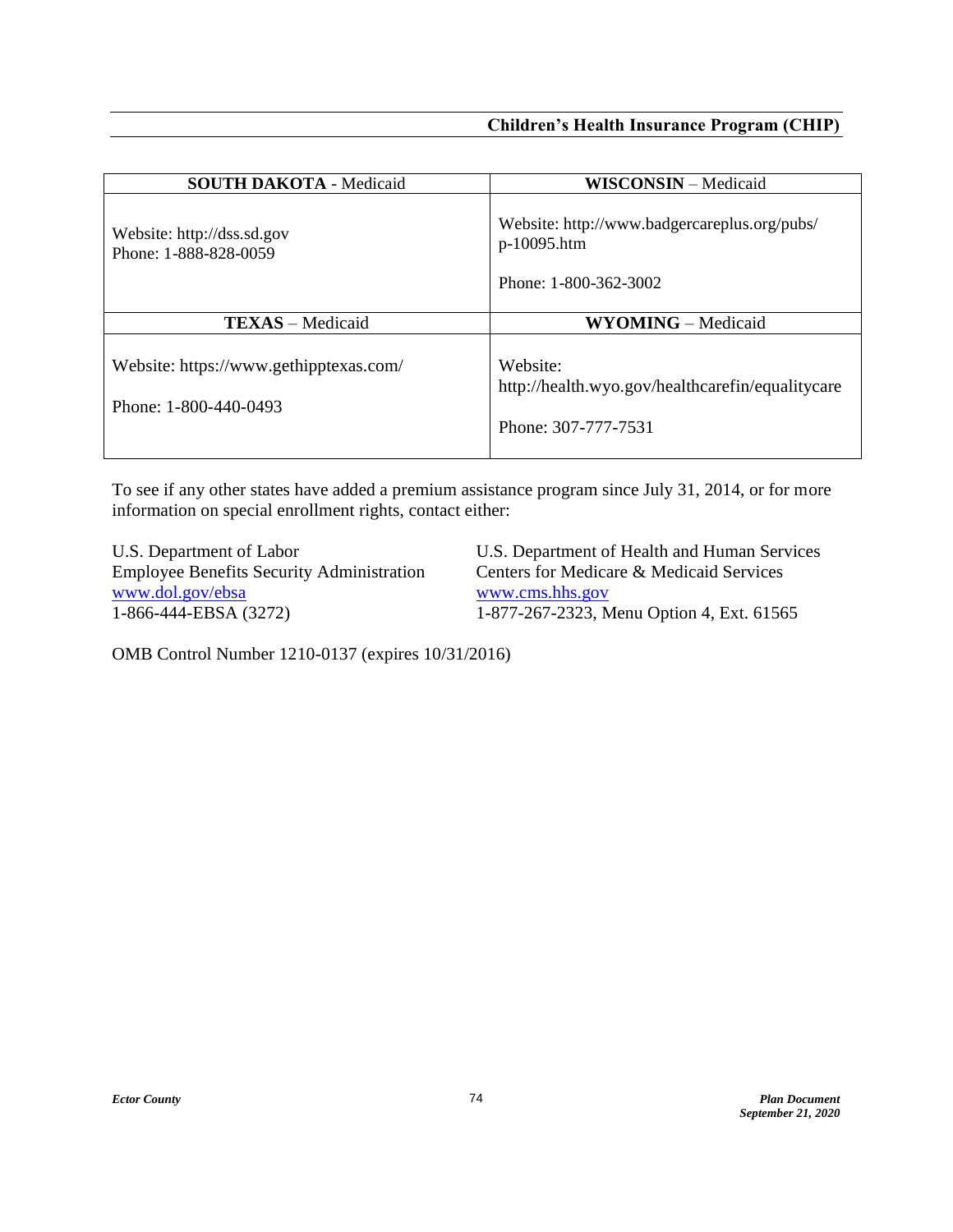| SOUTH DAKOTA - Medicaid | WISCONSIN – Medicaid |
|---|---|
| Website: http://dss.sd.gov<br>Phone: 1-888-828-0059 | Website: http://www.badgercareplus.org/pubs/p-10095.htm<br><br>Phone: 1-800-362-3002 |
| **TEXAS** – Medicaid | **WYOMING** – Medicaid |
| Website: https://www.gethipptexas.com/<br><br>Phone: 1-800-440-0493 | Website: http://health.wyo.gov/healthcarefin/equalitycare<br><br>Phone: 307-777-7531 |

To see if any other states have added a premium assistance program since July 31, 2014, or for more information on special enrollment rights, contact either:

U.S. Department of Labor
Employee Benefits Security Administration
www.dol.gov/ebsa
1-866-444-EBSA (3272)

U.S. Department of Health and Human Services
Centers for Medicare & Medicaid Services
www.cms.hhs.gov
1-877-267-2323, Menu Option 4, Ext. 61565

OMB Control Number 1210-0137 (expires 10/31/2016)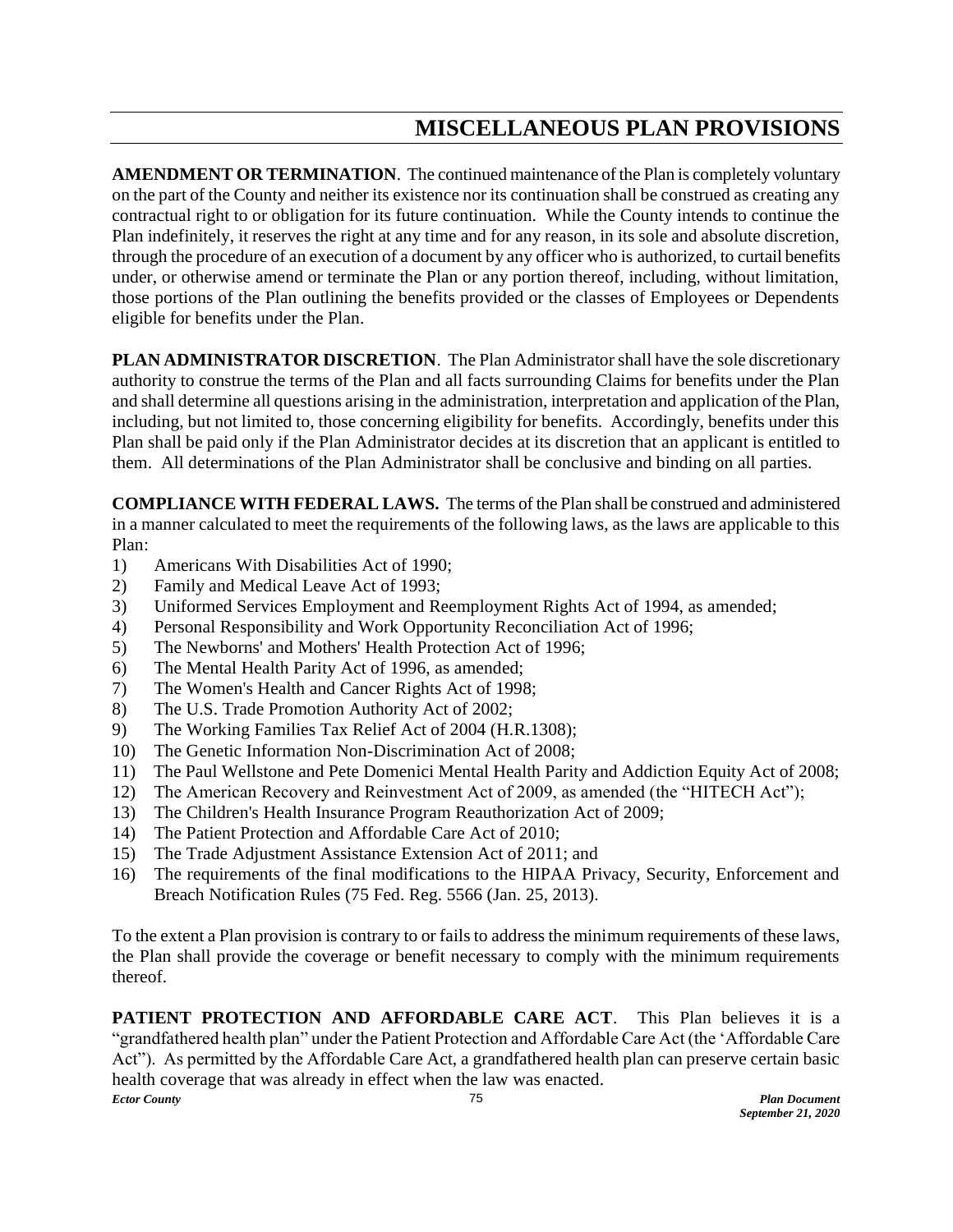# MISCELLANEOUS PLAN PROVISIONS

**AMENDMENT OR TERMINATION**. The continued maintenance of the Plan is completely voluntary on the part of the County and neither its existence nor its continuation shall be construed as creating any contractual right to or obligation for its future continuation. While the County intends to continue the Plan indefinitely, it reserves the right at any time and for any reason, in its sole and absolute discretion, through the procedure of an execution of a document by any officer who is authorized, to curtail benefits under, or otherwise amend or terminate the Plan or any portion thereof, including, without limitation, those portions of the Plan outlining the benefits provided or the classes of Employees or Dependents eligible for benefits under the Plan.

**PLAN ADMINISTRATOR DISCRETION**. The Plan Administrator shall have the sole discretionary authority to construe the terms of the Plan and all facts surrounding Claims for benefits under the Plan and shall determine all questions arising in the administration, interpretation and application of the Plan, including, but not limited to, those concerning eligibility for benefits. Accordingly, benefits under this Plan shall be paid only if the Plan Administrator decides at its discretion that an applicant is entitled to them. All determinations of the Plan Administrator shall be conclusive and binding on all parties.

**COMPLIANCE WITH FEDERAL LAWS.** The terms of the Plan shall be construed and administered in a manner calculated to meet the requirements of the following laws, as the laws are applicable to this Plan:

1) Americans With Disabilities Act of 1990;
2) Family and Medical Leave Act of 1993;
3) Uniformed Services Employment and Reemployment Rights Act of 1994, as amended;
4) Personal Responsibility and Work Opportunity Reconciliation Act of 1996;
5) The Newborns' and Mothers' Health Protection Act of 1996;
6) The Mental Health Parity Act of 1996, as amended;
7) The Women's Health and Cancer Rights Act of 1998;
8) The U.S. Trade Promotion Authority Act of 2002;
9) The Working Families Tax Relief Act of 2004 (H.R.1308);
10) The Genetic Information Non-Discrimination Act of 2008;
11) The Paul Wellstone and Pete Domenici Mental Health Parity and Addiction Equity Act of 2008;
12) The American Recovery and Reinvestment Act of 2009, as amended (the "HITECH Act");
13) The Children's Health Insurance Program Reauthorization Act of 2009;
14) The Patient Protection and Affordable Care Act of 2010;
15) The Trade Adjustment Assistance Extension Act of 2011; and
16) The requirements of the final modifications to the HIPAA Privacy, Security, Enforcement and Breach Notification Rules (75 Fed. Reg. 5566 (Jan. 25, 2013).

To the extent a Plan provision is contrary to or fails to address the minimum requirements of these laws, the Plan shall provide the coverage or benefit necessary to comply with the minimum requirements thereof.

**PATIENT PROTECTION AND AFFORDABLE CARE ACT**. This Plan believes it is a "grandfathered health plan" under the Patient Protection and Affordable Care Act (the 'Affordable Care Act"). As permitted by the Affordable Care Act, a grandfathered health plan can preserve certain basic health coverage that was already in effect when the law was enacted.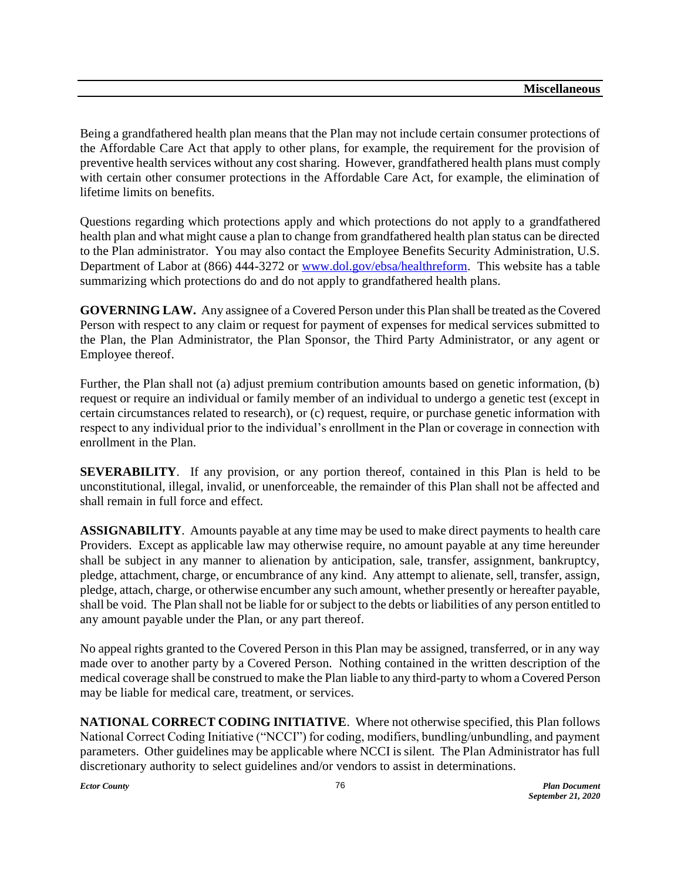Being a grandfathered health plan means that the Plan may not include certain consumer protections of the Affordable Care Act that apply to other plans, for example, the requirement for the provision of preventive health services without any cost sharing. However, grandfathered health plans must comply with certain other consumer protections in the Affordable Care Act, for example, the elimination of lifetime limits on benefits.

Questions regarding which protections apply and which protections do not apply to a grandfathered health plan and what might cause a plan to change from grandfathered health plan status can be directed to the Plan administrator. You may also contact the Employee Benefits Security Administration, U.S. Department of Labor at (866) 444-3272 or [www.dol.gov/ebsa/healthreform](http://www.dol.gov/ebsa/healthreform). This website has a table summarizing which protections do and do not apply to grandfathered health plans.

**GOVERNING LAW.** Any assignee of a Covered Person under this Plan shall be treated as the Covered Person with respect to any claim or request for payment of expenses for medical services submitted to the Plan, the Plan Administrator, the Plan Sponsor, the Third Party Administrator, or any agent or Employee thereof.

Further, the Plan shall not (a) adjust premium contribution amounts based on genetic information, (b) request or require an individual or family member of an individual to undergo a genetic test (except in certain circumstances related to research), or (c) request, require, or purchase genetic information with respect to any individual prior to the individual's enrollment in the Plan or coverage in connection with enrollment in the Plan.

**SEVERABILITY**. If any provision, or any portion thereof, contained in this Plan is held to be unconstitutional, illegal, invalid, or unenforceable, the remainder of this Plan shall not be affected and shall remain in full force and effect.

**ASSIGNABILITY**. Amounts payable at any time may be used to make direct payments to health care Providers. Except as applicable law may otherwise require, no amount payable at any time hereunder shall be subject in any manner to alienation by anticipation, sale, transfer, assignment, bankruptcy, pledge, attachment, charge, or encumbrance of any kind. Any attempt to alienate, sell, transfer, assign, pledge, attach, charge, or otherwise encumber any such amount, whether presently or hereafter payable, shall be void. The Plan shall not be liable for or subject to the debts or liabilities of any person entitled to any amount payable under the Plan, or any part thereof.

No appeal rights granted to the Covered Person in this Plan may be assigned, transferred, or in any way made over to another party by a Covered Person. Nothing contained in the written description of the medical coverage shall be construed to make the Plan liable to any third-party to whom a Covered Person may be liable for medical care, treatment, or services.

**NATIONAL CORRECT CODING INITIATIVE**. Where not otherwise specified, this Plan follows National Correct Coding Initiative ("NCCI") for coding, modifiers, bundling/unbundling, and payment parameters. Other guidelines may be applicable where NCCI is silent. The Plan Administrator has full discretionary authority to select guidelines and/or vendors to assist in determinations.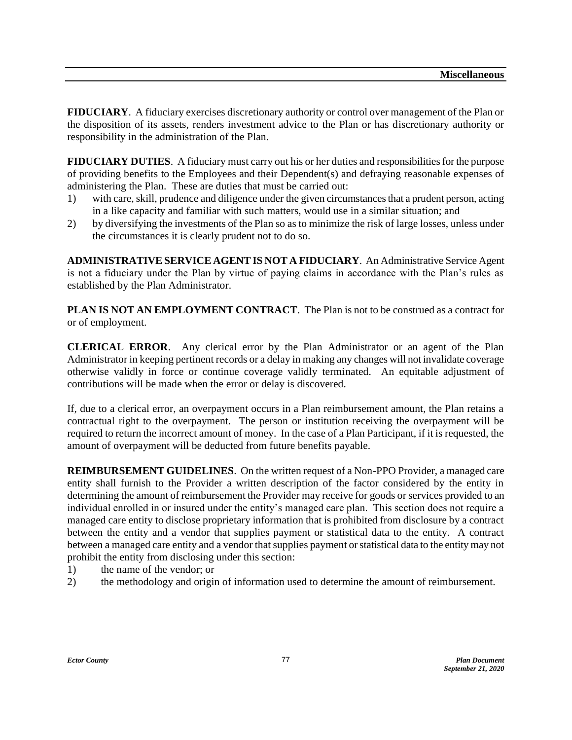**FIDUCIARY**. A fiduciary exercises discretionary authority or control over management of the Plan or the disposition of its assets, renders investment advice to the Plan or has discretionary authority or responsibility in the administration of the Plan.

**FIDUCIARY DUTIES**. A fiduciary must carry out his or her duties and responsibilities for the purpose of providing benefits to the Employees and their Dependent(s) and defraying reasonable expenses of administering the Plan. These are duties that must be carried out:

1) with care, skill, prudence and diligence under the given circumstances that a prudent person, acting in a like capacity and familiar with such matters, would use in a similar situation; and
2) by diversifying the investments of the Plan so as to minimize the risk of large losses, unless under the circumstances it is clearly prudent not to do so.

**ADMINISTRATIVE SERVICE AGENT IS NOT A FIDUCIARY**. An Administrative Service Agent is not a fiduciary under the Plan by virtue of paying claims in accordance with the Plan's rules as established by the Plan Administrator.

**PLAN IS NOT AN EMPLOYMENT CONTRACT**. The Plan is not to be construed as a contract for or of employment.

**CLERICAL ERROR**. Any clerical error by the Plan Administrator or an agent of the Plan Administrator in keeping pertinent records or a delay in making any changes will not invalidate coverage otherwise validly in force or continue coverage validly terminated. An equitable adjustment of contributions will be made when the error or delay is discovered.

If, due to a clerical error, an overpayment occurs in a Plan reimbursement amount, the Plan retains a contractual right to the overpayment. The person or institution receiving the overpayment will be required to return the incorrect amount of money. In the case of a Plan Participant, if it is requested, the amount of overpayment will be deducted from future benefits payable.

**REIMBURSEMENT GUIDELINES**. On the written request of a Non-PPO Provider, a managed care entity shall furnish to the Provider a written description of the factor considered by the entity in determining the amount of reimbursement the Provider may receive for goods or services provided to an individual enrolled in or insured under the entity's managed care plan. This section does not require a managed care entity to disclose proprietary information that is prohibited from disclosure by a contract between the entity and a vendor that supplies payment or statistical data to the entity. A contract between a managed care entity and a vendor that supplies payment or statistical data to the entity may not prohibit the entity from disclosing under this section:

1) the name of the vendor; or
2) the methodology and origin of information used to determine the amount of reimbursement.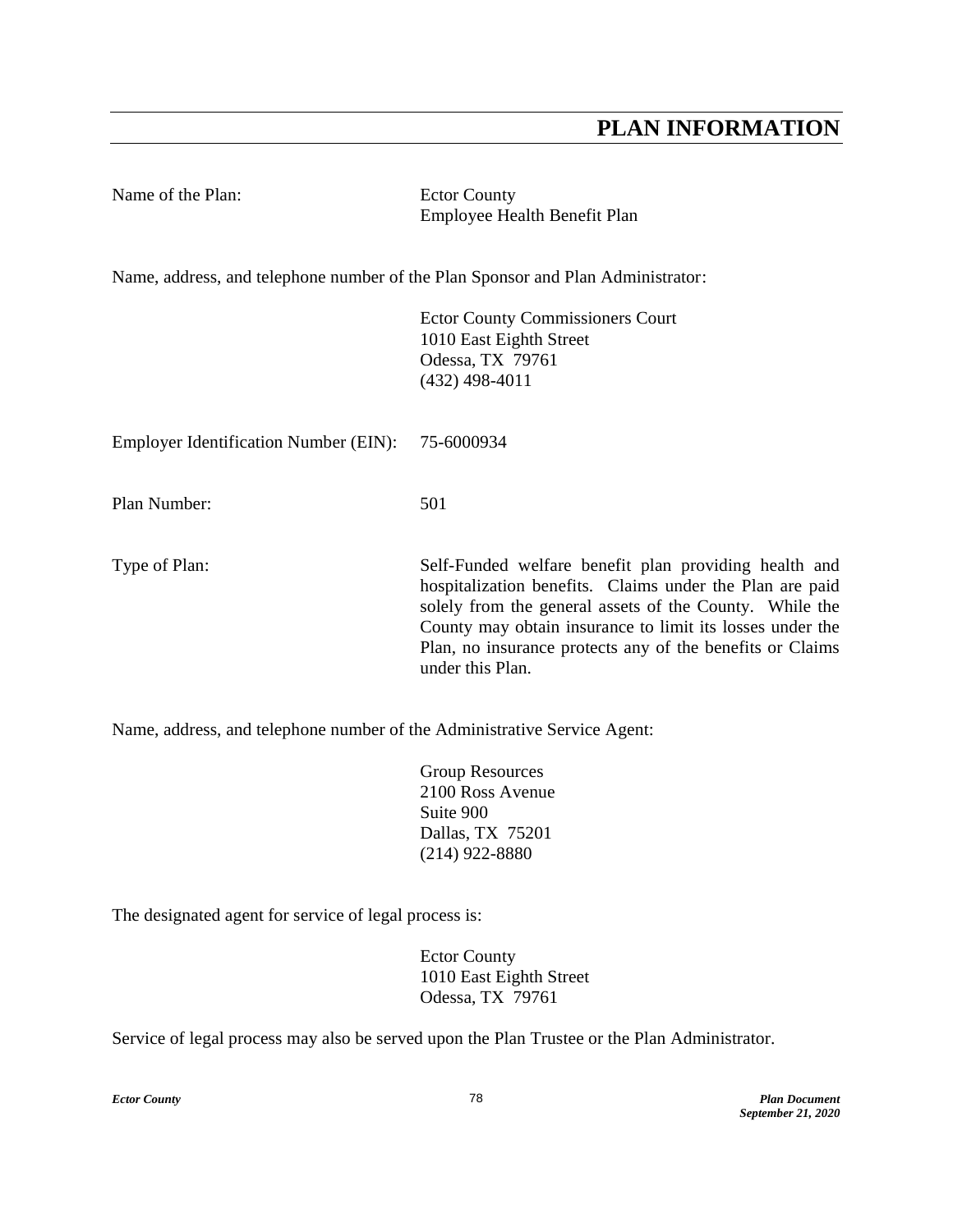# PLAN INFORMATION

Name of the Plan: Ector County Employee Health Benefit Plan

Name, address, and telephone number of the Plan Sponsor and Plan Administrator:

Ector County Commissioners Court
1010 East Eighth Street
Odessa, TX 79761
(432) 498-4011

Employer Identification Number (EIN): 75-6000934

Plan Number: 501

Type of Plan: Self-Funded welfare benefit plan providing health and hospitalization benefits. Claims under the Plan are paid solely from the general assets of the County. While the County may obtain insurance to limit its losses under the Plan, no insurance protects any of the benefits or Claims under this Plan.

Name, address, and telephone number of the Administrative Service Agent:

Group Resources
2100 Ross Avenue
Suite 900
Dallas, TX 75201
(214) 922-8880

The designated agent for service of legal process is:

Ector County
1010 East Eighth Street
Odessa, TX 79761

Service of legal process may also be served upon the Plan Trustee or the Plan Administrator.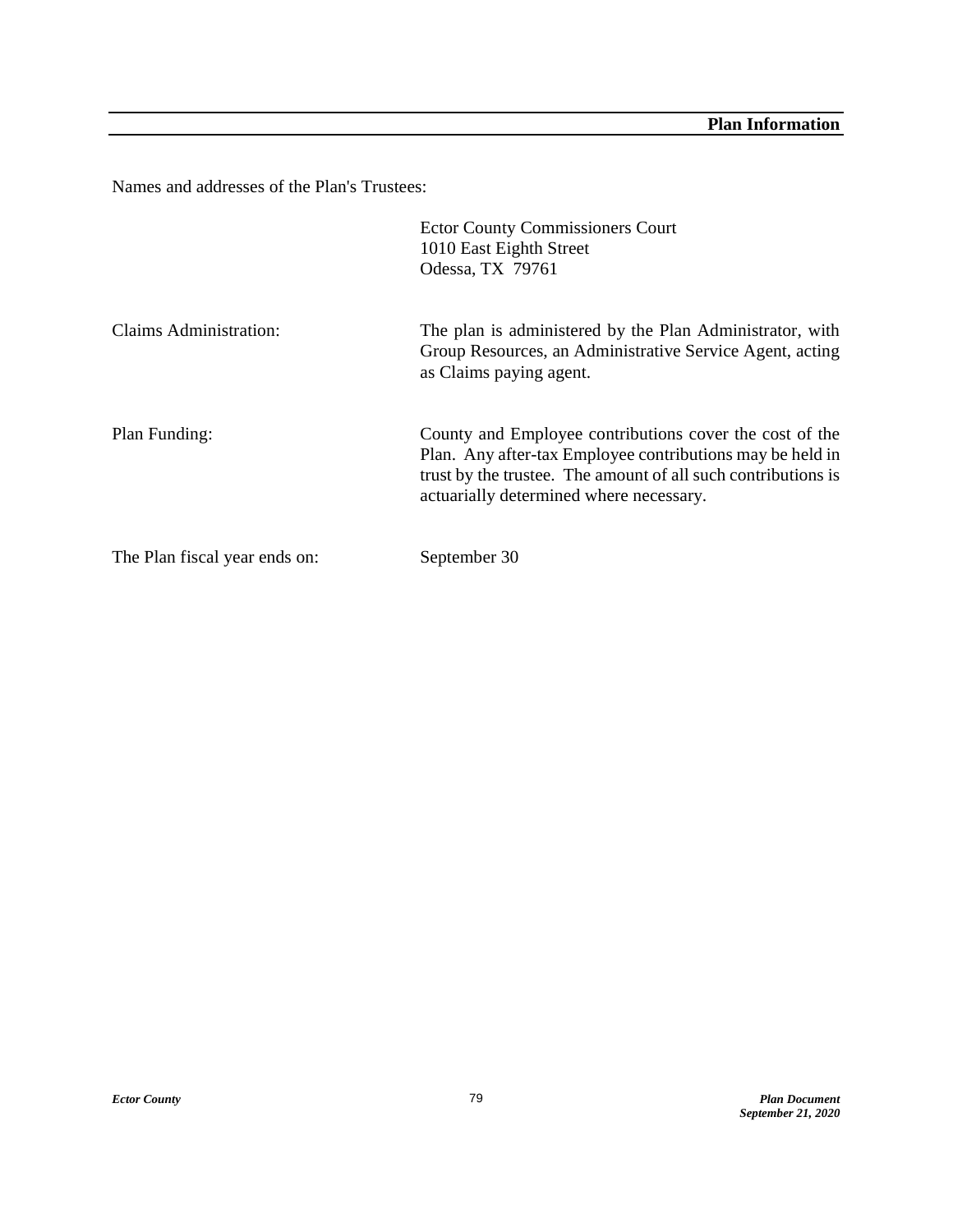Names and addresses of the Plan's Trustees:

| | |
|---|---|
| | Ector County Commissioners Court<br>1010 East Eighth Street<br>Odessa, TX 79761 |
| Claims Administration: | The plan is administered by the Plan Administrator, with Group Resources, an Administrative Service Agent, acting as Claims paying agent. |
| Plan Funding: | County and Employee contributions cover the cost of the Plan. Any after-tax Employee contributions may be held in trust by the trustee. The amount of all such contributions is actuarially determined where necessary. |
| The Plan fiscal year ends on: | September 30 |